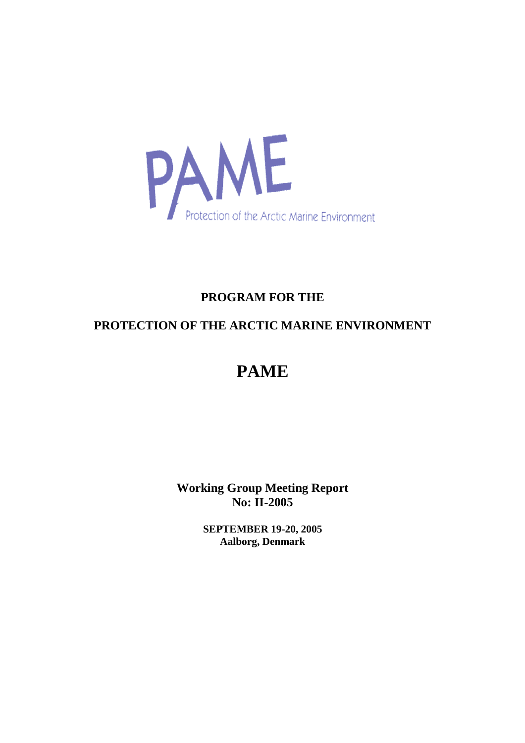PAME

Protection of the Arctic Marine Environment

**PROGRAM FOR THE**

**PROTECTION OF THE ARCTIC MARINE ENVIRONMENT**

# PAME

**Working Group Meeting Report**
**No: II-2005**

**SEPTEMBER 19-20, 2005**
**Aalborg, Denmark**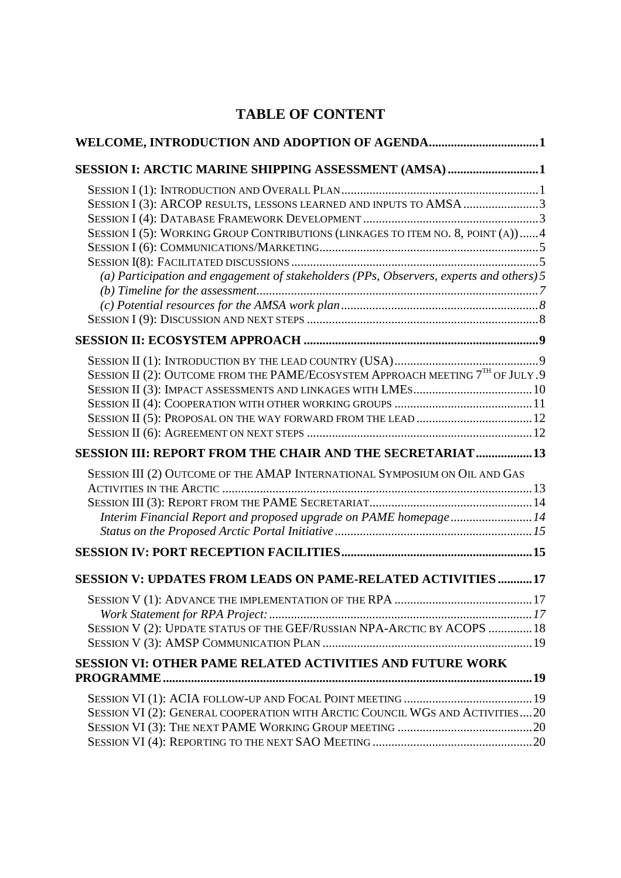# TABLE OF CONTENT

**WELCOME, INTRODUCTION AND ADOPTION OF AGENDA** .......... 1

**SESSION I: ARCTIC MARINE SHIPPING ASSESSMENT (AMSA)** .......... 1

- SESSION I (1): INTRODUCTION AND OVERALL PLAN .......... 1
- SESSION I (3): ARCOP RESULTS, LESSONS LEARNED AND INPUTS TO AMSA .......... 3
- SESSION I (4): DATABASE FRAMEWORK DEVELOPMENT .......... 3
- SESSION I (5): WORKING GROUP CONTRIBUTIONS (LINKAGES TO ITEM NO. 8, POINT (A)) .......... 4
- SESSION I (6): COMMUNICATIONS/MARKETING .......... 5
- SESSION I(8): FACILITATED DISCUSSIONS .......... 5
  - *(a) Participation and engagement of stakeholders (PPs, Observers, experts and others)* 5
  - *(b) Timeline for the assessment* .......... 7
  - *(c) Potential resources for the AMSA work plan* .......... 8
- SESSION I (9): DISCUSSION AND NEXT STEPS .......... 8

**SESSION II: ECOSYSTEM APPROACH** .......... 9

- SESSION II (1): INTRODUCTION BY THE LEAD COUNTRY (USA) .......... 9
- SESSION II (2): OUTCOME FROM THE PAME/ECOSYSTEM APPROACH MEETING 7TH OF JULY . 9
- SESSION II (3): IMPACT ASSESSMENTS AND LINKAGES WITH LMES .......... 10
- SESSION II (4): COOPERATION WITH OTHER WORKING GROUPS .......... 11
- SESSION II (5): PROPOSAL ON THE WAY FORWARD FROM THE LEAD .......... 12
- SESSION II (6): AGREEMENT ON NEXT STEPS .......... 12

**SESSION III: REPORT FROM THE CHAIR AND THE SECRETARIAT** .......... 13

- SESSION III (2) OUTCOME OF THE AMAP INTERNATIONAL SYMPOSIUM ON OIL AND GAS ACTIVITIES IN THE ARCTIC .......... 13
- SESSION III (3): REPORT FROM THE PAME SECRETARIAT .......... 14
  - *Interim Financial Report and proposed upgrade on PAME homepage* .......... 14
  - *Status on the Proposed Arctic Portal Initiative* .......... 15

**SESSION IV: PORT RECEPTION FACILITIES** .......... 15

**SESSION V: UPDATES FROM LEADS ON PAME-RELATED ACTIVITIES** .......... 17

- SESSION V (1): ADVANCE THE IMPLEMENTATION OF THE RPA .......... 17
  - *Work Statement for RPA Project:* .......... 17
- SESSION V (2): UPDATE STATUS OF THE GEF/RUSSIAN NPA-ARCTIC BY ACOPS .......... 18
- SESSION V (3): AMSP COMMUNICATION PLAN .......... 19

**SESSION VI: OTHER PAME RELATED ACTIVITIES AND FUTURE WORK PROGRAMME** .......... 19

- SESSION VI (1): ACIA FOLLOW-UP AND FOCAL POINT MEETING .......... 19
- SESSION VI (2): GENERAL COOPERATION WITH ARCTIC COUNCIL WGS AND ACTIVITIES .......... 20
- SESSION VI (3): THE NEXT PAME WORKING GROUP MEETING .......... 20
- SESSION VI (4): REPORTING TO THE NEXT SAO MEETING .......... 20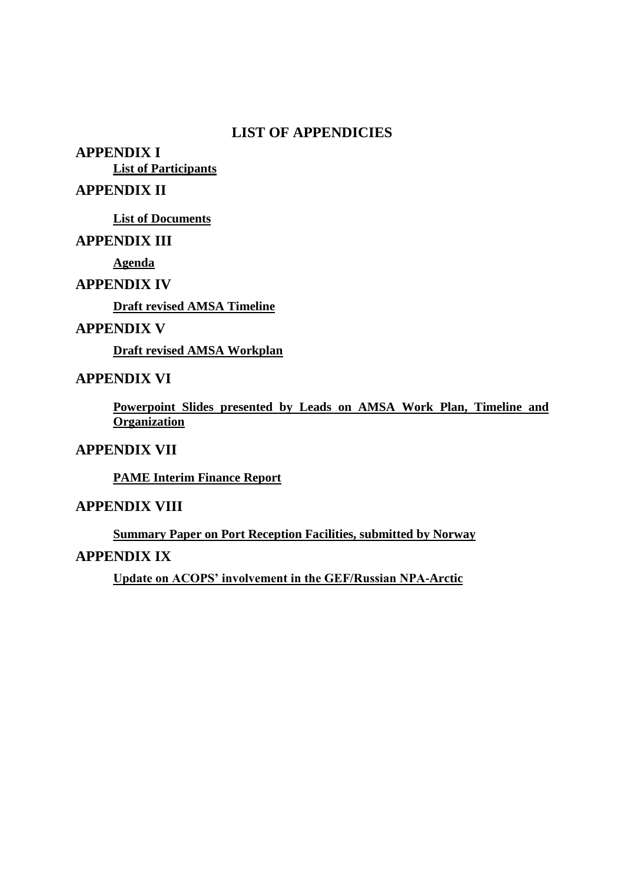# LIST OF APPENDICIES

## APPENDIX I

**List of Participants**

## APPENDIX II

**List of Documents**

## APPENDIX III

**Agenda**

## APPENDIX IV

**Draft revised AMSA Timeline**

## APPENDIX V

**Draft revised AMSA Workplan**

## APPENDIX VI

**Powerpoint Slides presented by Leads on AMSA Work Plan, Timeline and Organization**

## APPENDIX VII

**PAME Interim Finance Report**

## APPENDIX VIII

**Summary Paper on Port Reception Facilities, submitted by Norway**

## APPENDIX IX

**Update on ACOPS' involvement in the GEF/Russian NPA-Arctic**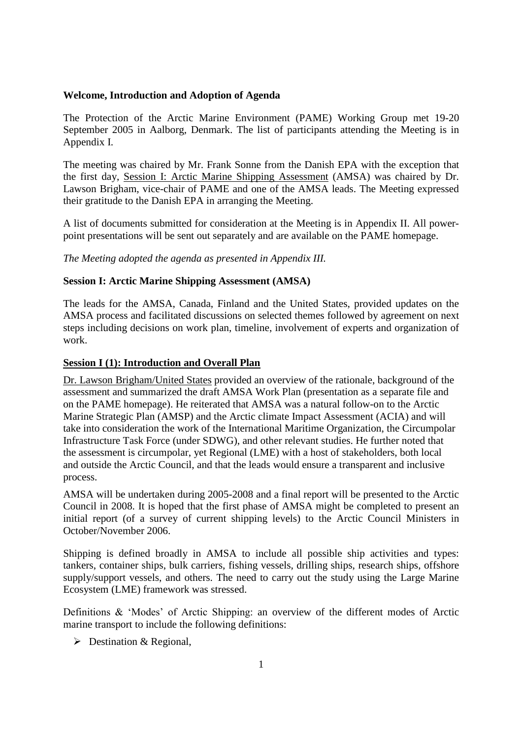**Welcome, Introduction and Adoption of Agenda**

The Protection of the Arctic Marine Environment (PAME) Working Group met 19-20 September 2005 in Aalborg, Denmark. The list of participants attending the Meeting is in Appendix I.

The meeting was chaired by Mr. Frank Sonne from the Danish EPA with the exception that the first day, Session I: Arctic Marine Shipping Assessment (AMSA) was chaired by Dr. Lawson Brigham, vice-chair of PAME and one of the AMSA leads. The Meeting expressed their gratitude to the Danish EPA in arranging the Meeting.

A list of documents submitted for consideration at the Meeting is in Appendix II. All power-point presentations will be sent out separately and are available on the PAME homepage.

*The Meeting adopted the agenda as presented in Appendix III.*

**Session I: Arctic Marine Shipping Assessment (AMSA)**

The leads for the AMSA, Canada, Finland and the United States, provided updates on the AMSA process and facilitated discussions on selected themes followed by agreement on next steps including decisions on work plan, timeline, involvement of experts and organization of work.

**Session I (1): Introduction and Overall Plan**

Dr. Lawson Brigham/United States provided an overview of the rationale, background of the assessment and summarized the draft AMSA Work Plan (presentation as a separate file and on the PAME homepage). He reiterated that AMSA was a natural follow-on to the Arctic Marine Strategic Plan (AMSP) and the Arctic climate Impact Assessment (ACIA) and will take into consideration the work of the International Maritime Organization, the Circumpolar Infrastructure Task Force (under SDWG), and other relevant studies. He further noted that the assessment is circumpolar, yet Regional (LME) with a host of stakeholders, both local and outside the Arctic Council, and that the leads would ensure a transparent and inclusive process.

AMSA will be undertaken during 2005-2008 and a final report will be presented to the Arctic Council in 2008. It is hoped that the first phase of AMSA might be completed to present an initial report (of a survey of current shipping levels) to the Arctic Council Ministers in October/November 2006.

Shipping is defined broadly in AMSA to include all possible ship activities and types: tankers, container ships, bulk carriers, fishing vessels, drilling ships, research ships, offshore supply/support vessels, and others. The need to carry out the study using the Large Marine Ecosystem (LME) framework was stressed.

Definitions & 'Modes' of Arctic Shipping: an overview of the different modes of Arctic marine transport to include the following definitions:

- Destination & Regional,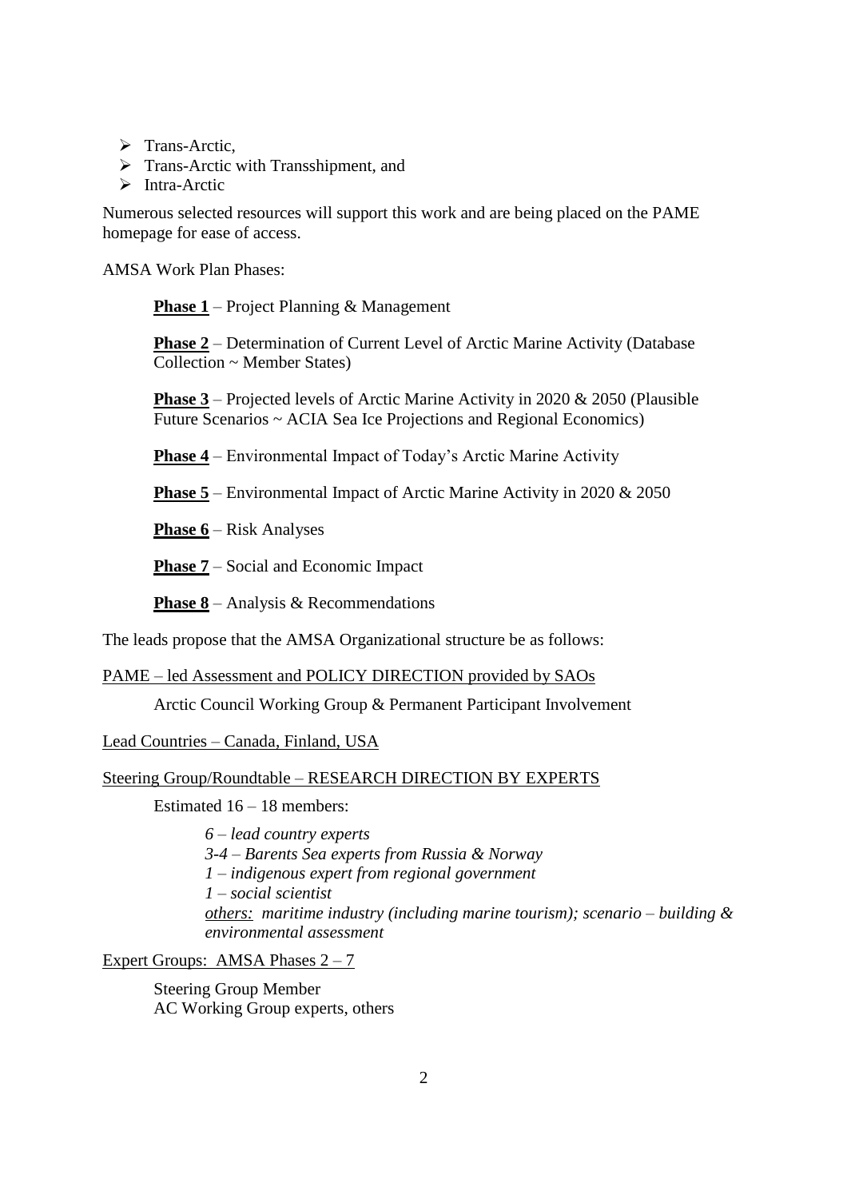- Trans-Arctic,
- Trans-Arctic with Transshipment, and
- Intra-Arctic

Numerous selected resources will support this work and are being placed on the PAME homepage for ease of access.

AMSA Work Plan Phases:

> **<u>Phase 1</u>** – Project Planning & Management
>
> **<u>Phase 2</u>** – Determination of Current Level of Arctic Marine Activity (Database Collection ~ Member States)
>
> **<u>Phase 3</u>** – Projected levels of Arctic Marine Activity in 2020 & 2050 (Plausible Future Scenarios ~ ACIA Sea Ice Projections and Regional Economics)
>
> **<u>Phase 4</u>** – Environmental Impact of Today's Arctic Marine Activity
>
> **<u>Phase 5</u>** – Environmental Impact of Arctic Marine Activity in 2020 & 2050
>
> **<u>Phase 6</u>** – Risk Analyses
>
> **<u>Phase 7</u>** – Social and Economic Impact
>
> **<u>Phase 8</u>** – Analysis & Recommendations

The leads propose that the AMSA Organizational structure be as follows:

<u>PAME – led Assessment and POLICY DIRECTION provided by SAOs</u>

> Arctic Council Working Group & Permanent Participant Involvement

<u>Lead Countries – Canada, Finland, USA</u>

<u>Steering Group/Roundtable – RESEARCH DIRECTION BY EXPERTS</u>

> Estimated 16 – 18 members:
>
> > *6 – lead country experts*
> > *3-4 – Barents Sea experts from Russia & Norway*
> > *1 – indigenous expert from regional government*
> > *1 – social scientist*
> > *<u>others:</u> maritime industry (including marine tourism); scenario – building & environmental assessment*

<u>Expert Groups: AMSA Phases 2 – 7</u>

> Steering Group Member
> AC Working Group experts, others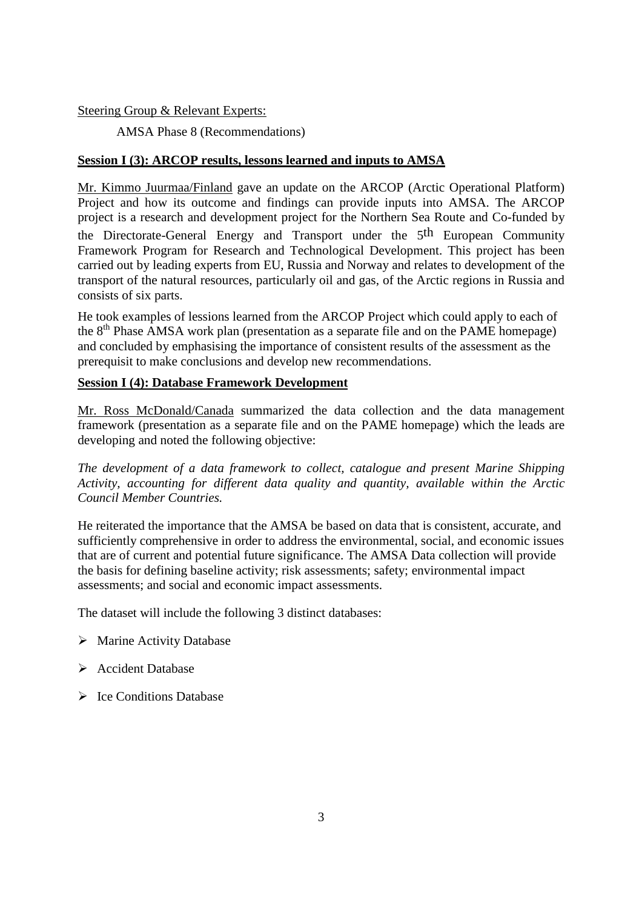Steering Group & Relevant Experts:

AMSA Phase 8 (Recommendations)

**Session I (3): ARCOP results, lessons learned and inputs to AMSA**

Mr. Kimmo Juurmaa/Finland gave an update on the ARCOP (Arctic Operational Platform) Project and how its outcome and findings can provide inputs into AMSA. The ARCOP project is a research and development project for the Northern Sea Route and Co-funded by the Directorate-General Energy and Transport under the 5th European Community Framework Program for Research and Technological Development. This project has been carried out by leading experts from EU, Russia and Norway and relates to development of the transport of the natural resources, particularly oil and gas, of the Arctic regions in Russia and consists of six parts.

He took examples of lessions learned from the ARCOP Project which could apply to each of the 8th Phase AMSA work plan (presentation as a separate file and on the PAME homepage) and concluded by emphasising the importance of consistent results of the assessment as the prerequisit to make conclusions and develop new recommendations.

**Session I (4): Database Framework Development**

Mr. Ross McDonald/Canada summarized the data collection and the data management framework (presentation as a separate file and on the PAME homepage) which the leads are developing and noted the following objective:

*The development of a data framework to collect, catalogue and present Marine Shipping Activity, accounting for different data quality and quantity, available within the Arctic Council Member Countries.*

He reiterated the importance that the AMSA be based on data that is consistent, accurate, and sufficiently comprehensive in order to address the environmental, social, and economic issues that are of current and potential future significance. The AMSA Data collection will provide the basis for defining baseline activity; risk assessments; safety; environmental impact assessments; and social and economic impact assessments.

The dataset will include the following 3 distinct databases:

- Marine Activity Database
- Accident Database
- Ice Conditions Database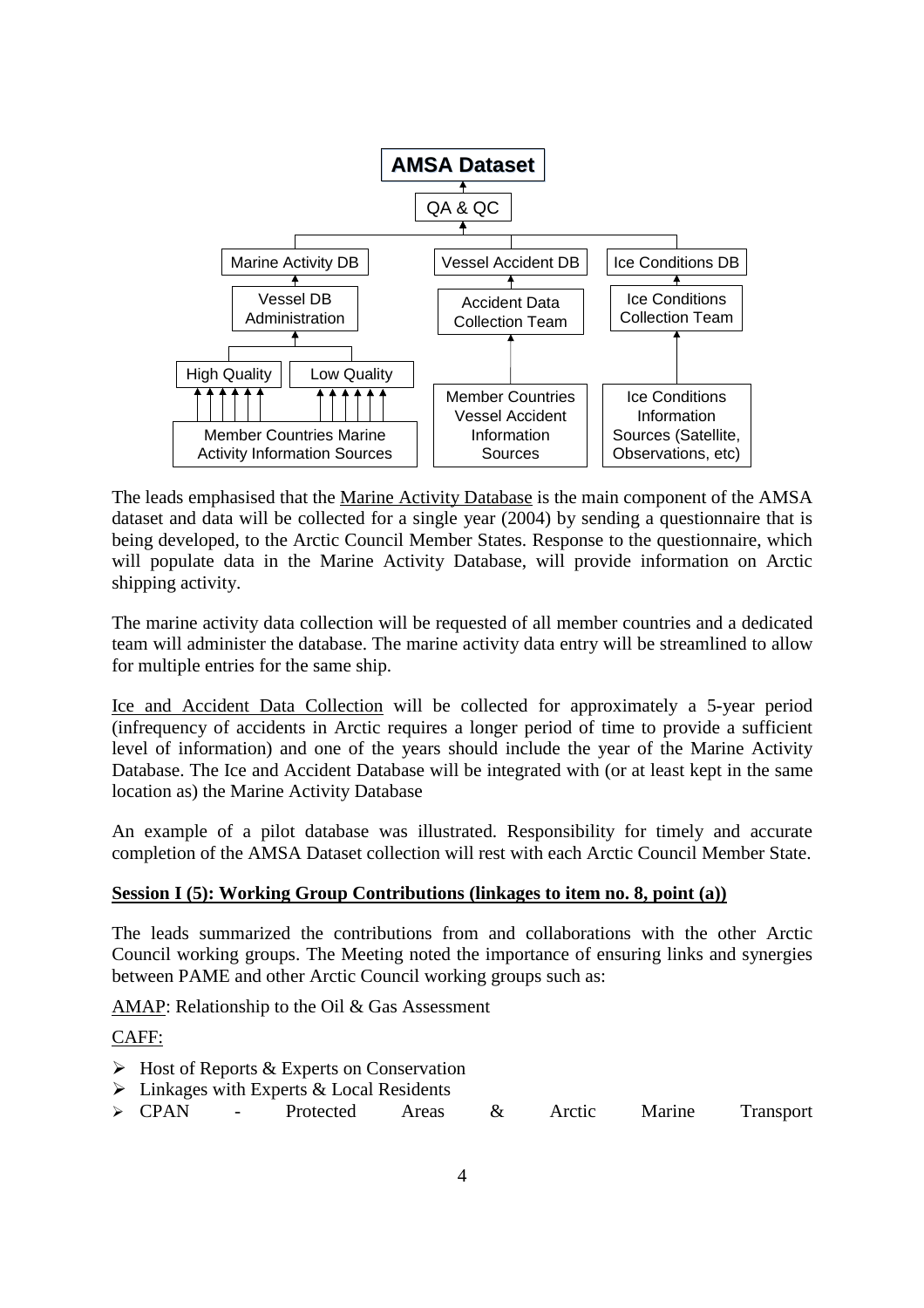AMSA Dataset

QA & QC

Marine Activity DB | Vessel Accident DB | Ice Conditions DB

Vessel DB Administration | Accident Data Collection Team | Ice Conditions Collection Team

High Quality | Low Quality

Member Countries Marine Activity Information Sources | Member Countries Vessel Accident Information Sources | Ice Conditions Information Sources (Satellite, Observations, etc)

The leads emphasised that the Marine Activity Database is the main component of the AMSA dataset and data will be collected for a single year (2004) by sending a questionnaire that is being developed, to the Arctic Council Member States. Response to the questionnaire, which will populate data in the Marine Activity Database, will provide information on Arctic shipping activity.

The marine activity data collection will be requested of all member countries and a dedicated team will administer the database. The marine activity data entry will be streamlined to allow for multiple entries for the same ship.

Ice and Accident Data Collection will be collected for approximately a 5-year period (infrequency of accidents in Arctic requires a longer period of time to provide a sufficient level of information) and one of the years should include the year of the Marine Activity Database. The Ice and Accident Database will be integrated with (or at least kept in the same location as) the Marine Activity Database

An example of a pilot database was illustrated. Responsibility for timely and accurate completion of the AMSA Dataset collection will rest with each Arctic Council Member State.

**Session I (5): Working Group Contributions (linkages to item no. 8, point (a))**

The leads summarized the contributions from and collaborations with the other Arctic Council working groups. The Meeting noted the importance of ensuring links and synergies between PAME and other Arctic Council working groups such as:

AMAP: Relationship to the Oil & Gas Assessment

CAFF:

- Host of Reports & Experts on Conservation
- Linkages with Experts & Local Residents
- CPAN - Protected Areas & Arctic Marine Transport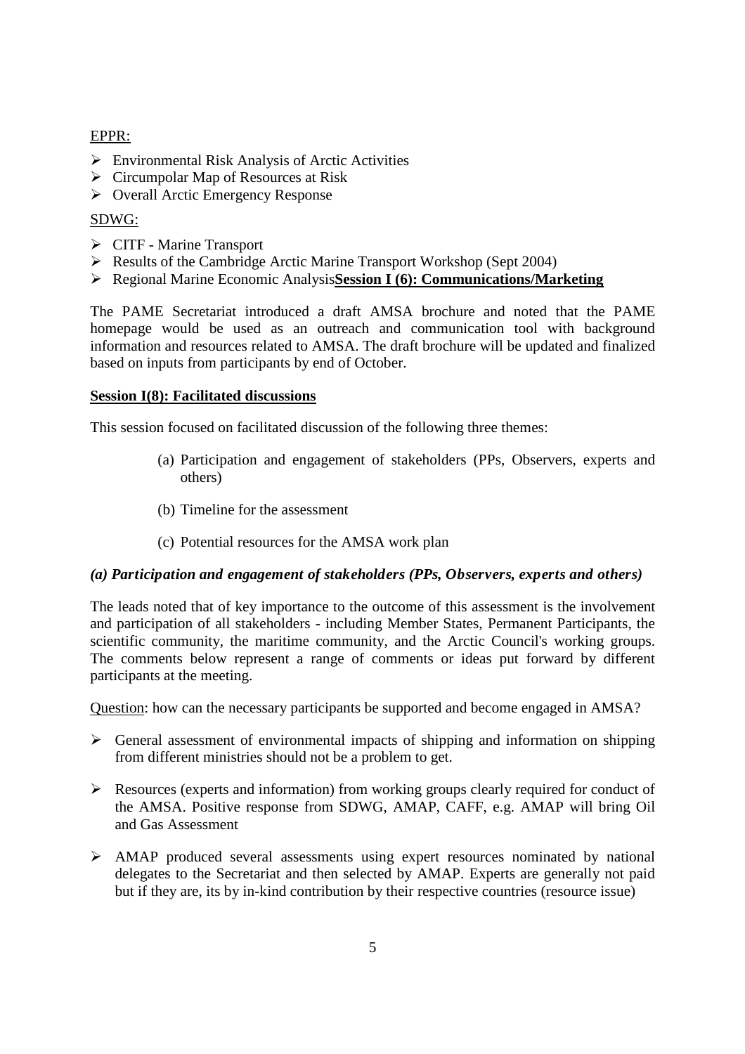EPPR:

- Environmental Risk Analysis of Arctic Activities
- Circumpolar Map of Resources at Risk
- Overall Arctic Emergency Response

SDWG:

- CITF - Marine Transport
- Results of the Cambridge Arctic Marine Transport Workshop (Sept 2004)
- Regional Marine Economic Analysis**Session I (6): Communications/Marketing**

The PAME Secretariat introduced a draft AMSA brochure and noted that the PAME homepage would be used as an outreach and communication tool with background information and resources related to AMSA. The draft brochure will be updated and finalized based on inputs from participants by end of October.

**Session I(8): Facilitated discussions**

This session focused on facilitated discussion of the following three themes:

(a) Participation and engagement of stakeholders (PPs, Observers, experts and others)

(b) Timeline for the assessment

(c) Potential resources for the AMSA work plan

***(a) Participation and engagement of stakeholders (PPs, Observers, experts and others)***

The leads noted that of key importance to the outcome of this assessment is the involvement and participation of all stakeholders - including Member States, Permanent Participants, the scientific community, the maritime community, and the Arctic Council's working groups. The comments below represent a range of comments or ideas put forward by different participants at the meeting.

Question: how can the necessary participants be supported and become engaged in AMSA?

- General assessment of environmental impacts of shipping and information on shipping from different ministries should not be a problem to get.
- Resources (experts and information) from working groups clearly required for conduct of the AMSA. Positive response from SDWG, AMAP, CAFF, e.g. AMAP will bring Oil and Gas Assessment
- AMAP produced several assessments using expert resources nominated by national delegates to the Secretariat and then selected by AMAP. Experts are generally not paid but if they are, its by in-kind contribution by their respective countries (resource issue)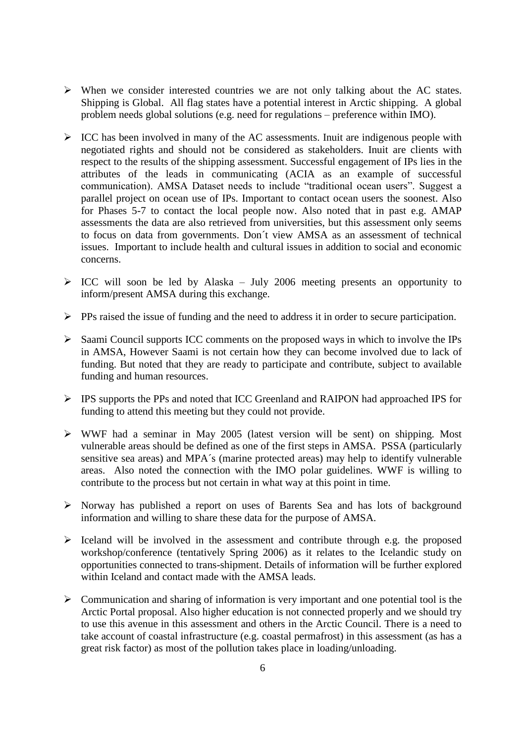- When we consider interested countries we are not only talking about the AC states. Shipping is Global. All flag states have a potential interest in Arctic shipping. A global problem needs global solutions (e.g. need for regulations – preference within IMO).

- ICC has been involved in many of the AC assessments. Inuit are indigenous people with negotiated rights and should not be considered as stakeholders. Inuit are clients with respect to the results of the shipping assessment. Successful engagement of IPs lies in the attributes of the leads in communicating (ACIA as an example of successful communication). AMSA Dataset needs to include "traditional ocean users". Suggest a parallel project on ocean use of IPs. Important to contact ocean users the soonest. Also for Phases 5-7 to contact the local people now. Also noted that in past e.g. AMAP assessments the data are also retrieved from universities, but this assessment only seems to focus on data from governments. Don´t view AMSA as an assessment of technical issues. Important to include health and cultural issues in addition to social and economic concerns.

- ICC will soon be led by Alaska – July 2006 meeting presents an opportunity to inform/present AMSA during this exchange.

- PPs raised the issue of funding and the need to address it in order to secure participation.

- Saami Council supports ICC comments on the proposed ways in which to involve the IPs in AMSA, However Saami is not certain how they can become involved due to lack of funding. But noted that they are ready to participate and contribute, subject to available funding and human resources.

- IPS supports the PPs and noted that ICC Greenland and RAIPON had approached IPS for funding to attend this meeting but they could not provide.

- WWF had a seminar in May 2005 (latest version will be sent) on shipping. Most vulnerable areas should be defined as one of the first steps in AMSA. PSSA (particularly sensitive sea areas) and MPA´s (marine protected areas) may help to identify vulnerable areas. Also noted the connection with the IMO polar guidelines. WWF is willing to contribute to the process but not certain in what way at this point in time.

- Norway has published a report on uses of Barents Sea and has lots of background information and willing to share these data for the purpose of AMSA.

- Iceland will be involved in the assessment and contribute through e.g. the proposed workshop/conference (tentatively Spring 2006) as it relates to the Icelandic study on opportunities connected to trans-shipment. Details of information will be further explored within Iceland and contact made with the AMSA leads.

- Communication and sharing of information is very important and one potential tool is the Arctic Portal proposal. Also higher education is not connected properly and we should try to use this avenue in this assessment and others in the Arctic Council. There is a need to take account of coastal infrastructure (e.g. coastal permafrost) in this assessment (as has a great risk factor) as most of the pollution takes place in loading/unloading.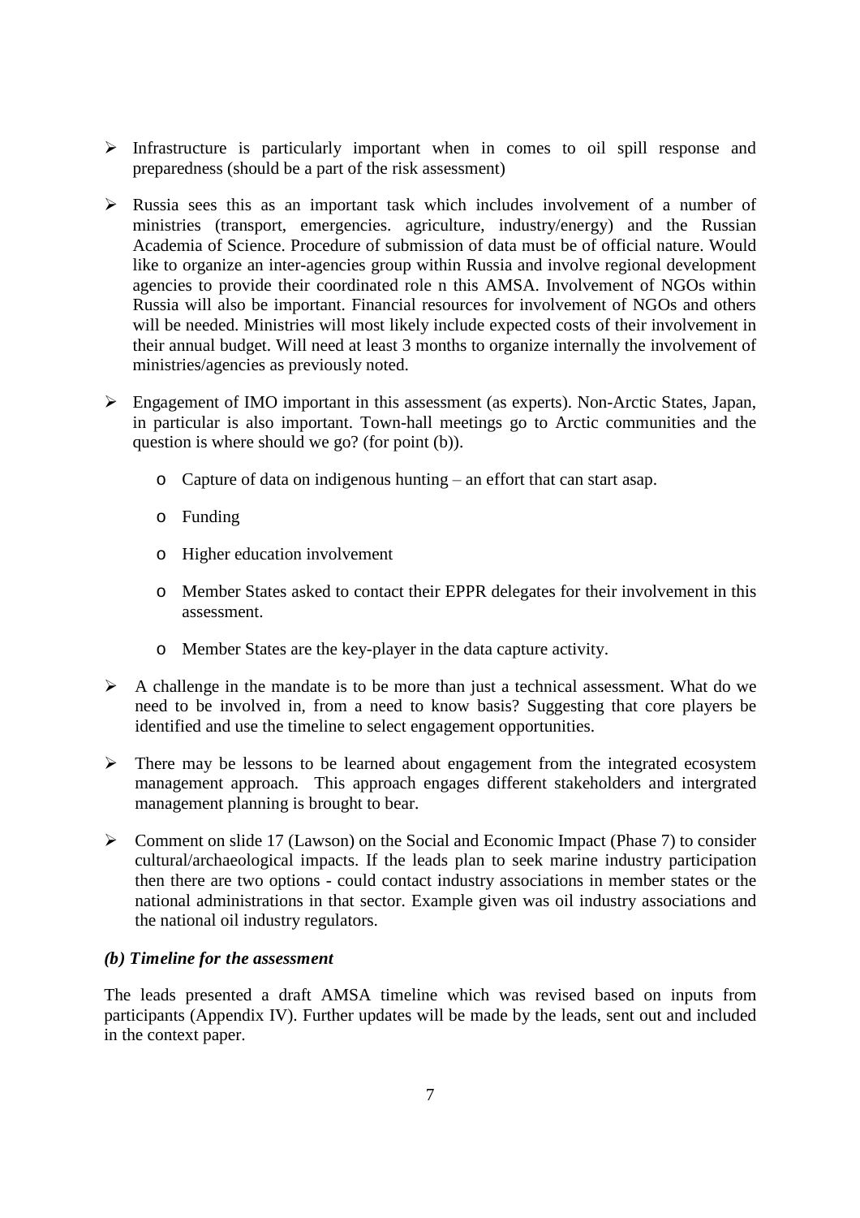- Infrastructure is particularly important when in comes to oil spill response and preparedness (should be a part of the risk assessment)

- Russia sees this as an important task which includes involvement of a number of ministries (transport, emergencies. agriculture, industry/energy) and the Russian Academia of Science. Procedure of submission of data must be of official nature. Would like to organize an inter-agencies group within Russia and involve regional development agencies to provide their coordinated role n this AMSA. Involvement of NGOs within Russia will also be important. Financial resources for involvement of NGOs and others will be needed. Ministries will most likely include expected costs of their involvement in their annual budget. Will need at least 3 months to organize internally the involvement of ministries/agencies as previously noted.

- Engagement of IMO important in this assessment (as experts). Non-Arctic States, Japan, in particular is also important. Town-hall meetings go to Arctic communities and the question is where should we go? (for point (b)).
  - Capture of data on indigenous hunting – an effort that can start asap.
  - Funding
  - Higher education involvement
  - Member States asked to contact their EPPR delegates for their involvement in this assessment.
  - Member States are the key-player in the data capture activity.

- A challenge in the mandate is to be more than just a technical assessment. What do we need to be involved in, from a need to know basis? Suggesting that core players be identified and use the timeline to select engagement opportunities.

- There may be lessons to be learned about engagement from the integrated ecosystem management approach. This approach engages different stakeholders and intergrated management planning is brought to bear.

- Comment on slide 17 (Lawson) on the Social and Economic Impact (Phase 7) to consider cultural/archaeological impacts. If the leads plan to seek marine industry participation then there are two options - could contact industry associations in member states or the national administrations in that sector. Example given was oil industry associations and the national oil industry regulators.

***(b) Timeline for the assessment***

The leads presented a draft AMSA timeline which was revised based on inputs from participants (Appendix IV). Further updates will be made by the leads, sent out and included in the context paper.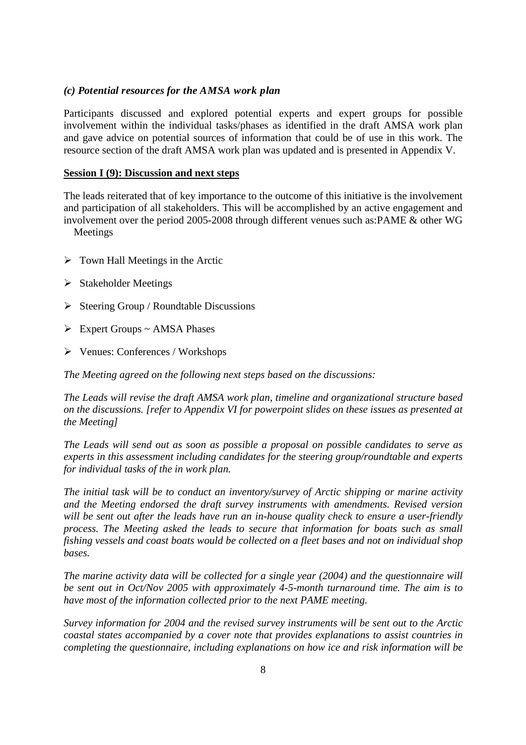### *(c) Potential resources for the AMSA work plan*

Participants discussed and explored potential experts and expert groups for possible involvement within the individual tasks/phases as identified in the draft AMSA work plan and gave advice on potential sources of information that could be of use in this work. The resource section of the draft AMSA work plan was updated and is presented in Appendix V.

**Session I (9): Discussion and next steps**

The leads reiterated that of key importance to the outcome of this initiative is the involvement and participation of all stakeholders. This will be accomplished by an active engagement and involvement over the period 2005-2008 through different venues such as:PAME & other WG Meetings

- Town Hall Meetings in the Arctic
- Stakeholder Meetings
- Steering Group / Roundtable Discussions
- Expert Groups ~ AMSA Phases
- Venues: Conferences / Workshops

*The Meeting agreed on the following next steps based on the discussions:*

*The Leads will revise the draft AMSA work plan, timeline and organizational structure based on the discussions. [refer to Appendix VI for powerpoint slides on these issues as presented at the Meeting]*

*The Leads will send out as soon as possible a proposal on possible candidates to serve as experts in this assessment including candidates for the steering group/roundtable and experts for individual tasks of the in work plan.*

*The initial task will be to conduct an inventory/survey of Arctic shipping or marine activity and the Meeting endorsed the draft survey instruments with amendments. Revised version will be sent out after the leads have run an in-house quality check to ensure a user-friendly process. The Meeting asked the leads to secure that information for boats such as small fishing vessels and coast boats would be collected on a fleet bases and not on individual shop bases.*

*The marine activity data will be collected for a single year (2004) and the questionnaire will be sent out in Oct/Nov 2005 with approximately 4-5-month turnaround time. The aim is to have most of the information collected prior to the next PAME meeting.*

*Survey information for 2004 and the revised survey instruments will be sent out to the Arctic coastal states accompanied by a cover note that provides explanations to assist countries in completing the questionnaire, including explanations on how ice and risk information will be*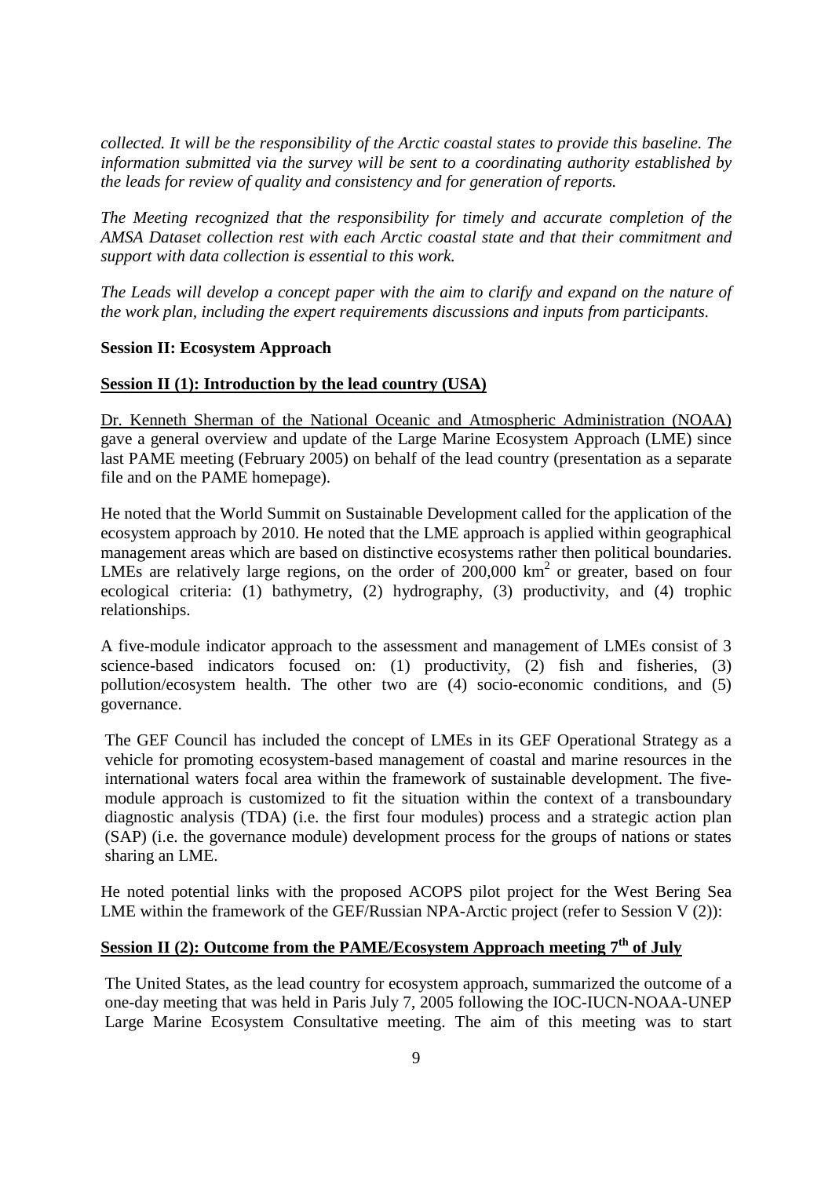*collected. It will be the responsibility of the Arctic coastal states to provide this baseline. The information submitted via the survey will be sent to a coordinating authority established by the leads for review of quality and consistency and for generation of reports.*

*The Meeting recognized that the responsibility for timely and accurate completion of the AMSA Dataset collection rest with each Arctic coastal state and that their commitment and support with data collection is essential to this work.*

*The Leads will develop a concept paper with the aim to clarify and expand on the nature of the work plan, including the expert requirements discussions and inputs from participants.*

**Session II: Ecosystem Approach**

**Session II (1): Introduction by the lead country (USA)**

Dr. Kenneth Sherman of the National Oceanic and Atmospheric Administration (NOAA) gave a general overview and update of the Large Marine Ecosystem Approach (LME) since last PAME meeting (February 2005) on behalf of the lead country (presentation as a separate file and on the PAME homepage).

He noted that the World Summit on Sustainable Development called for the application of the ecosystem approach by 2010. He noted that the LME approach is applied within geographical management areas which are based on distinctive ecosystems rather then political boundaries. LMEs are relatively large regions, on the order of 200,000 $km^2$ or greater, based on four ecological criteria: (1) bathymetry, (2) hydrography, (3) productivity, and (4) trophic relationships.

A five-module indicator approach to the assessment and management of LMEs consist of 3 science-based indicators focused on: (1) productivity, (2) fish and fisheries, (3) pollution/ecosystem health. The other two are (4) socio-economic conditions, and (5) governance.

The GEF Council has included the concept of LMEs in its GEF Operational Strategy as a vehicle for promoting ecosystem-based management of coastal and marine resources in the international waters focal area within the framework of sustainable development. The five-module approach is customized to fit the situation within the context of a transboundary diagnostic analysis (TDA) (i.e. the first four modules) process and a strategic action plan (SAP) (i.e. the governance module) development process for the groups of nations or states sharing an LME.

He noted potential links with the proposed ACOPS pilot project for the West Bering Sea LME within the framework of the GEF/Russian NPA-Arctic project (refer to Session V (2)):

**Session II (2): Outcome from the PAME/Ecosystem Approach meeting 7th of July**

The United States, as the lead country for ecosystem approach, summarized the outcome of a one-day meeting that was held in Paris July 7, 2005 following the IOC-IUCN-NOAA-UNEP Large Marine Ecosystem Consultative meeting. The aim of this meeting was to start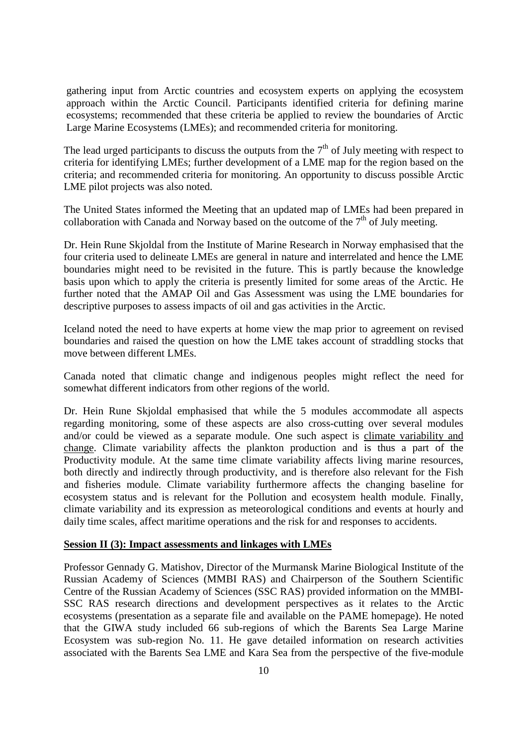gathering input from Arctic countries and ecosystem experts on applying the ecosystem approach within the Arctic Council. Participants identified criteria for defining marine ecosystems; recommended that these criteria be applied to review the boundaries of Arctic Large Marine Ecosystems (LMEs); and recommended criteria for monitoring.

The lead urged participants to discuss the outputs from the 7th of July meeting with respect to criteria for identifying LMEs; further development of a LME map for the region based on the criteria; and recommended criteria for monitoring. An opportunity to discuss possible Arctic LME pilot projects was also noted.

The United States informed the Meeting that an updated map of LMEs had been prepared in collaboration with Canada and Norway based on the outcome of the 7th of July meeting.

Dr. Hein Rune Skjoldal from the Institute of Marine Research in Norway emphasised that the four criteria used to delineate LMEs are general in nature and interrelated and hence the LME boundaries might need to be revisited in the future. This is partly because the knowledge basis upon which to apply the criteria is presently limited for some areas of the Arctic. He further noted that the AMAP Oil and Gas Assessment was using the LME boundaries for descriptive purposes to assess impacts of oil and gas activities in the Arctic.

Iceland noted the need to have experts at home view the map prior to agreement on revised boundaries and raised the question on how the LME takes account of straddling stocks that move between different LMEs.

Canada noted that climatic change and indigenous peoples might reflect the need for somewhat different indicators from other regions of the world.

Dr. Hein Rune Skjoldal emphasised that while the 5 modules accommodate all aspects regarding monitoring, some of these aspects are also cross-cutting over several modules and/or could be viewed as a separate module. One such aspect is climate variability and change. Climate variability affects the plankton production and is thus a part of the Productivity module. At the same time climate variability affects living marine resources, both directly and indirectly through productivity, and is therefore also relevant for the Fish and fisheries module. Climate variability furthermore affects the changing baseline for ecosystem status and is relevant for the Pollution and ecosystem health module. Finally, climate variability and its expression as meteorological conditions and events at hourly and daily time scales, affect maritime operations and the risk for and responses to accidents.

**Session II (3): Impact assessments and linkages with LMEs**

Professor Gennady G. Matishov, Director of the Murmansk Marine Biological Institute of the Russian Academy of Sciences (MMBI RAS) and Chairperson of the Southern Scientific Centre of the Russian Academy of Sciences (SSC RAS) provided information on the MMBI-SSC RAS research directions and development perspectives as it relates to the Arctic ecosystems (presentation as a separate file and available on the PAME homepage). He noted that the GIWA study included 66 sub-regions of which the Barents Sea Large Marine Ecosystem was sub-region No. 11. He gave detailed information on research activities associated with the Barents Sea LME and Kara Sea from the perspective of the five-module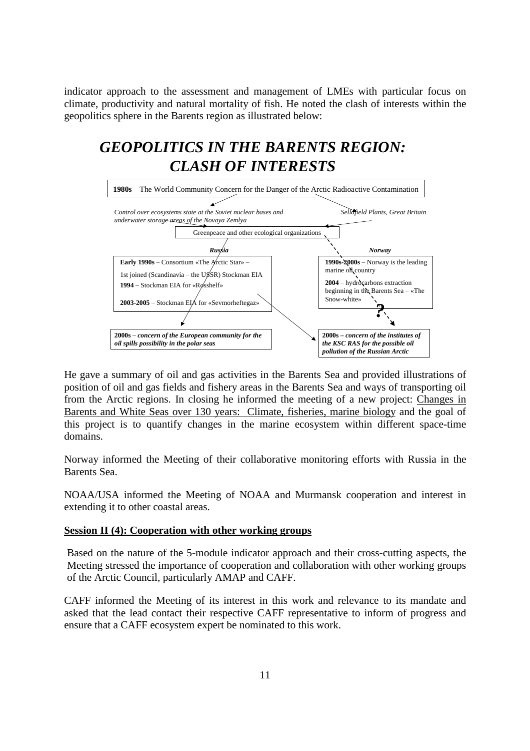indicator approach to the assessment and management of LMEs with particular focus on climate, productivity and natural mortality of fish. He noted the clash of interests within the geopolitics sphere in the Barents region as illustrated below:

## *GEOPOLITICS IN THE BARENTS REGION: CLASH OF INTERESTS*

**1980s** – The World Community Concern for the Danger of the Arctic Radioactive Contamination

*Control over ecosystems state at the Soviet nuclear bases and underwater storage areas of the Novaya Zemlya*

*Sellafield Plants, Great Britain*

Greenpeace and other ecological organizations

*Russia*

**Early 1990s** – Consortium «The Arctic Star» – 1st joined (Scandinavia – the USSR) Stockman EIA

**1994** – Stockman EIA for «Rosshelf»

**2003-2005** – Stockman EIA for «Sevmorheftegaz»

*Norway*

**1990s-2000s** – Norway is the leading marine oil country

**2004** – hydrocarbons extraction beginning in the Barents Sea – «The Snow-white»

?

***2000s** – concern of the European community for the oil spills possibility in the polar seas*

***2000s** – concern of the institutes of the KSC RAS for the possible oil pollution of the Russian Arctic*

He gave a summary of oil and gas activities in the Barents Sea and provided illustrations of position of oil and gas fields and fishery areas in the Barents Sea and ways of transporting oil from the Arctic regions. In closing he informed the meeting of a new project: Changes in Barents and White Seas over 130 years: Climate, fisheries, marine biology and the goal of this project is to quantify changes in the marine ecosystem within different space-time domains.

Norway informed the Meeting of their collaborative monitoring efforts with Russia in the Barents Sea.

NOAA/USA informed the Meeting of NOAA and Murmansk cooperation and interest in extending it to other coastal areas.

**Session II (4): Cooperation with other working groups**

Based on the nature of the 5-module indicator approach and their cross-cutting aspects, the Meeting stressed the importance of cooperation and collaboration with other working groups of the Arctic Council, particularly AMAP and CAFF.

CAFF informed the Meeting of its interest in this work and relevance to its mandate and asked that the lead contact their respective CAFF representative to inform of progress and ensure that a CAFF ecosystem expert be nominated to this work.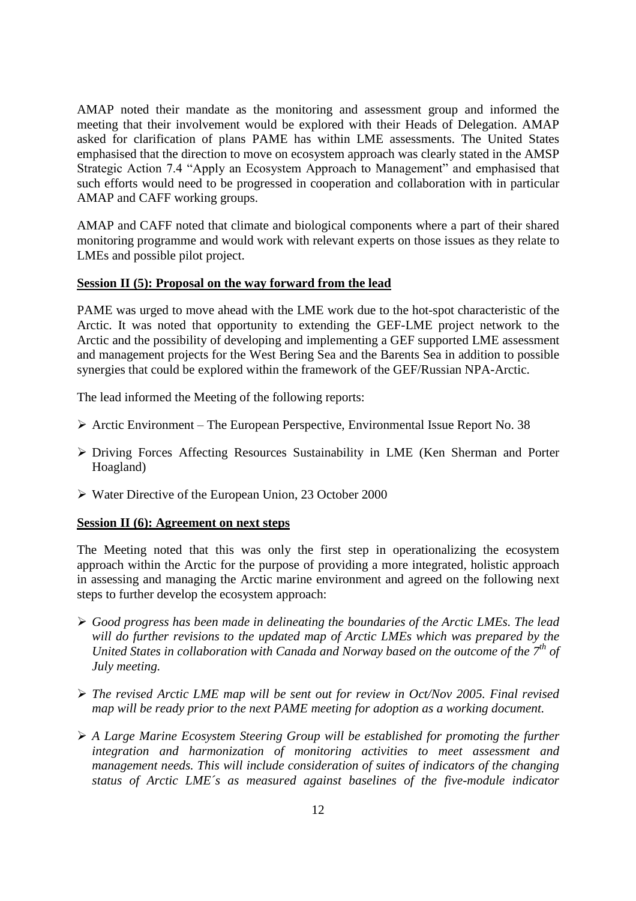AMAP noted their mandate as the monitoring and assessment group and informed the meeting that their involvement would be explored with their Heads of Delegation. AMAP asked for clarification of plans PAME has within LME assessments. The United States emphasised that the direction to move on ecosystem approach was clearly stated in the AMSP Strategic Action 7.4 "Apply an Ecosystem Approach to Management" and emphasised that such efforts would need to be progressed in cooperation and collaboration with in particular AMAP and CAFF working groups.

AMAP and CAFF noted that climate and biological components where a part of their shared monitoring programme and would work with relevant experts on those issues as they relate to LMEs and possible pilot project.

**Session II (5): Proposal on the way forward from the lead**

PAME was urged to move ahead with the LME work due to the hot-spot characteristic of the Arctic. It was noted that opportunity to extending the GEF-LME project network to the Arctic and the possibility of developing and implementing a GEF supported LME assessment and management projects for the West Bering Sea and the Barents Sea in addition to possible synergies that could be explored within the framework of the GEF/Russian NPA-Arctic.

The lead informed the Meeting of the following reports:

- Arctic Environment – The European Perspective, Environmental Issue Report No. 38
- Driving Forces Affecting Resources Sustainability in LME (Ken Sherman and Porter Hoagland)
- Water Directive of the European Union, 23 October 2000

**Session II (6): Agreement on next steps**

The Meeting noted that this was only the first step in operationalizing the ecosystem approach within the Arctic for the purpose of providing a more integrated, holistic approach in assessing and managing the Arctic marine environment and agreed on the following next steps to further develop the ecosystem approach:

- *Good progress has been made in delineating the boundaries of the Arctic LMEs. The lead will do further revisions to the updated map of Arctic LMEs which was prepared by the United States in collaboration with Canada and Norway based on the outcome of the 7th of July meeting.*
- *The revised Arctic LME map will be sent out for review in Oct/Nov 2005. Final revised map will be ready prior to the next PAME meeting for adoption as a working document.*
- *A Large Marine Ecosystem Steering Group will be established for promoting the further integration and harmonization of monitoring activities to meet assessment and management needs. This will include consideration of suites of indicators of the changing status of Arctic LME´s as measured against baselines of the five-module indicator*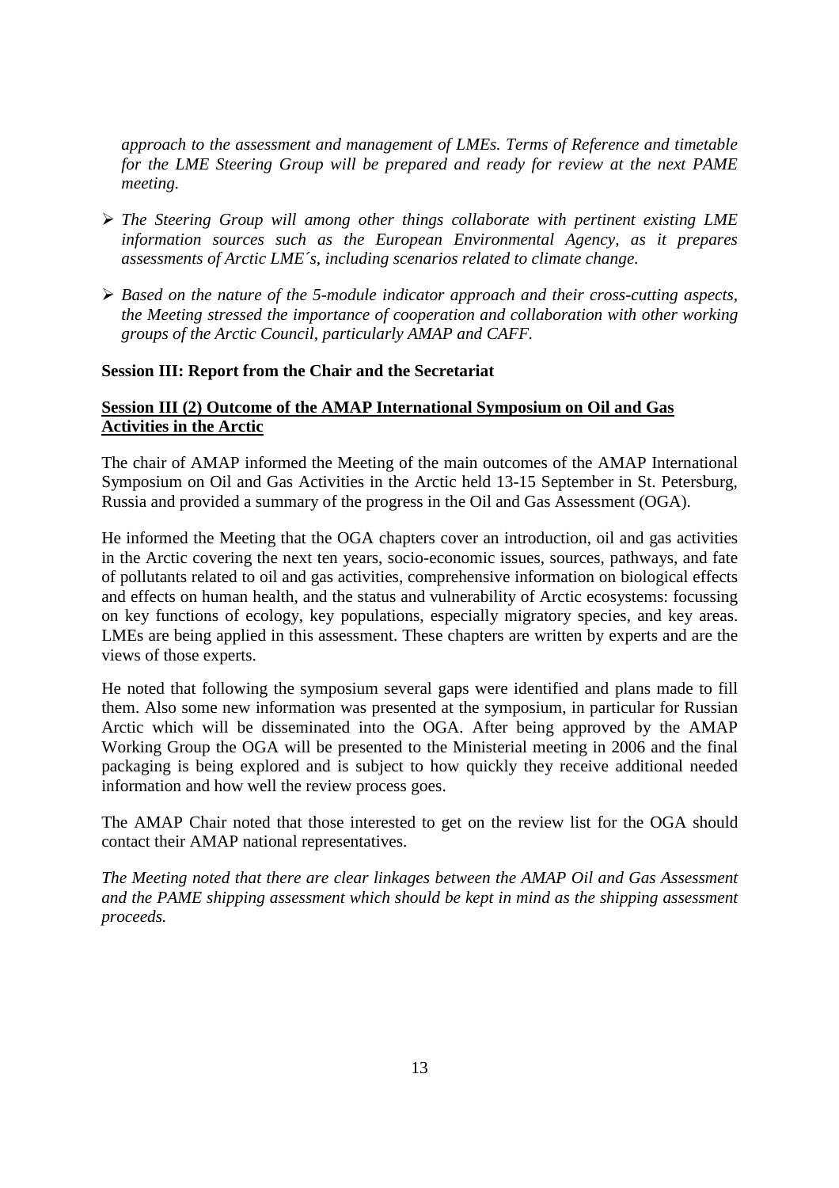*approach to the assessment and management of LMEs. Terms of Reference and timetable for the LME Steering Group will be prepared and ready for review at the next PAME meeting.*

- *The Steering Group will among other things collaborate with pertinent existing LME information sources such as the European Environmental Agency, as it prepares assessments of Arctic LME´s, including scenarios related to climate change.*
- *Based on the nature of the 5-module indicator approach and their cross-cutting aspects, the Meeting stressed the importance of cooperation and collaboration with other working groups of the Arctic Council, particularly AMAP and CAFF.*

**Session III: Report from the Chair and the Secretariat**

**Session III (2) Outcome of the AMAP International Symposium on Oil and Gas Activities in the Arctic**

The chair of AMAP informed the Meeting of the main outcomes of the AMAP International Symposium on Oil and Gas Activities in the Arctic held 13-15 September in St. Petersburg, Russia and provided a summary of the progress in the Oil and Gas Assessment (OGA).

He informed the Meeting that the OGA chapters cover an introduction, oil and gas activities in the Arctic covering the next ten years, socio-economic issues, sources, pathways, and fate of pollutants related to oil and gas activities, comprehensive information on biological effects and effects on human health, and the status and vulnerability of Arctic ecosystems: focussing on key functions of ecology, key populations, especially migratory species, and key areas. LMEs are being applied in this assessment. These chapters are written by experts and are the views of those experts.

He noted that following the symposium several gaps were identified and plans made to fill them. Also some new information was presented at the symposium, in particular for Russian Arctic which will be disseminated into the OGA. After being approved by the AMAP Working Group the OGA will be presented to the Ministerial meeting in 2006 and the final packaging is being explored and is subject to how quickly they receive additional needed information and how well the review process goes.

The AMAP Chair noted that those interested to get on the review list for the OGA should contact their AMAP national representatives.

*The Meeting noted that there are clear linkages between the AMAP Oil and Gas Assessment and the PAME shipping assessment which should be kept in mind as the shipping assessment proceeds.*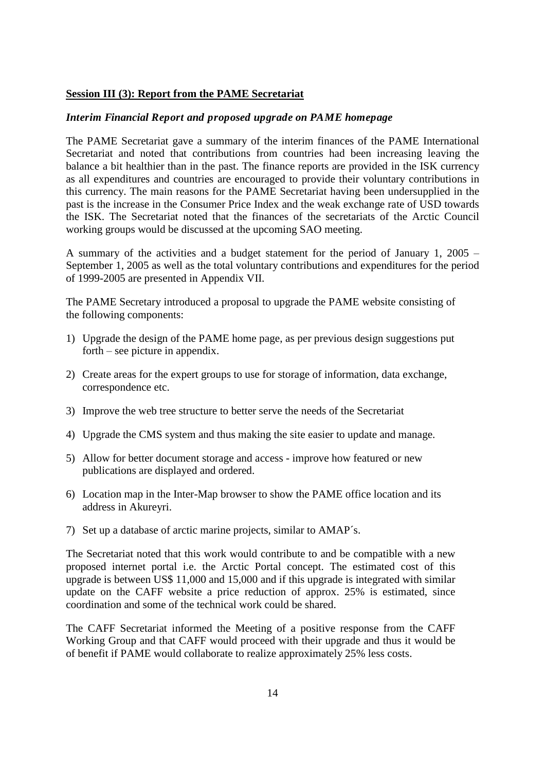**Session III (3): Report from the PAME Secretariat**

***Interim Financial Report and proposed upgrade on PAME homepage***

The PAME Secretariat gave a summary of the interim finances of the PAME International Secretariat and noted that contributions from countries had been increasing leaving the balance a bit healthier than in the past. The finance reports are provided in the ISK currency as all expenditures and countries are encouraged to provide their voluntary contributions in this currency. The main reasons for the PAME Secretariat having been undersupplied in the past is the increase in the Consumer Price Index and the weak exchange rate of USD towards the ISK. The Secretariat noted that the finances of the secretariats of the Arctic Council working groups would be discussed at the upcoming SAO meeting.

A summary of the activities and a budget statement for the period of January 1, 2005 – September 1, 2005 as well as the total voluntary contributions and expenditures for the period of 1999-2005 are presented in Appendix VII.

The PAME Secretary introduced a proposal to upgrade the PAME website consisting of the following components:

1) Upgrade the design of the PAME home page, as per previous design suggestions put forth – see picture in appendix.
2) Create areas for the expert groups to use for storage of information, data exchange, correspondence etc.
3) Improve the web tree structure to better serve the needs of the Secretariat
4) Upgrade the CMS system and thus making the site easier to update and manage.
5) Allow for better document storage and access - improve how featured or new publications are displayed and ordered.
6) Location map in the Inter-Map browser to show the PAME office location and its address in Akureyri.
7) Set up a database of arctic marine projects, similar to AMAP´s.

The Secretariat noted that this work would contribute to and be compatible with a new proposed internet portal i.e. the Arctic Portal concept. The estimated cost of this upgrade is between US$ 11,000 and 15,000 and if this upgrade is integrated with similar update on the CAFF website a price reduction of approx. 25% is estimated, since coordination and some of the technical work could be shared.

The CAFF Secretariat informed the Meeting of a positive response from the CAFF Working Group and that CAFF would proceed with their upgrade and thus it would be of benefit if PAME would collaborate to realize approximately 25% less costs.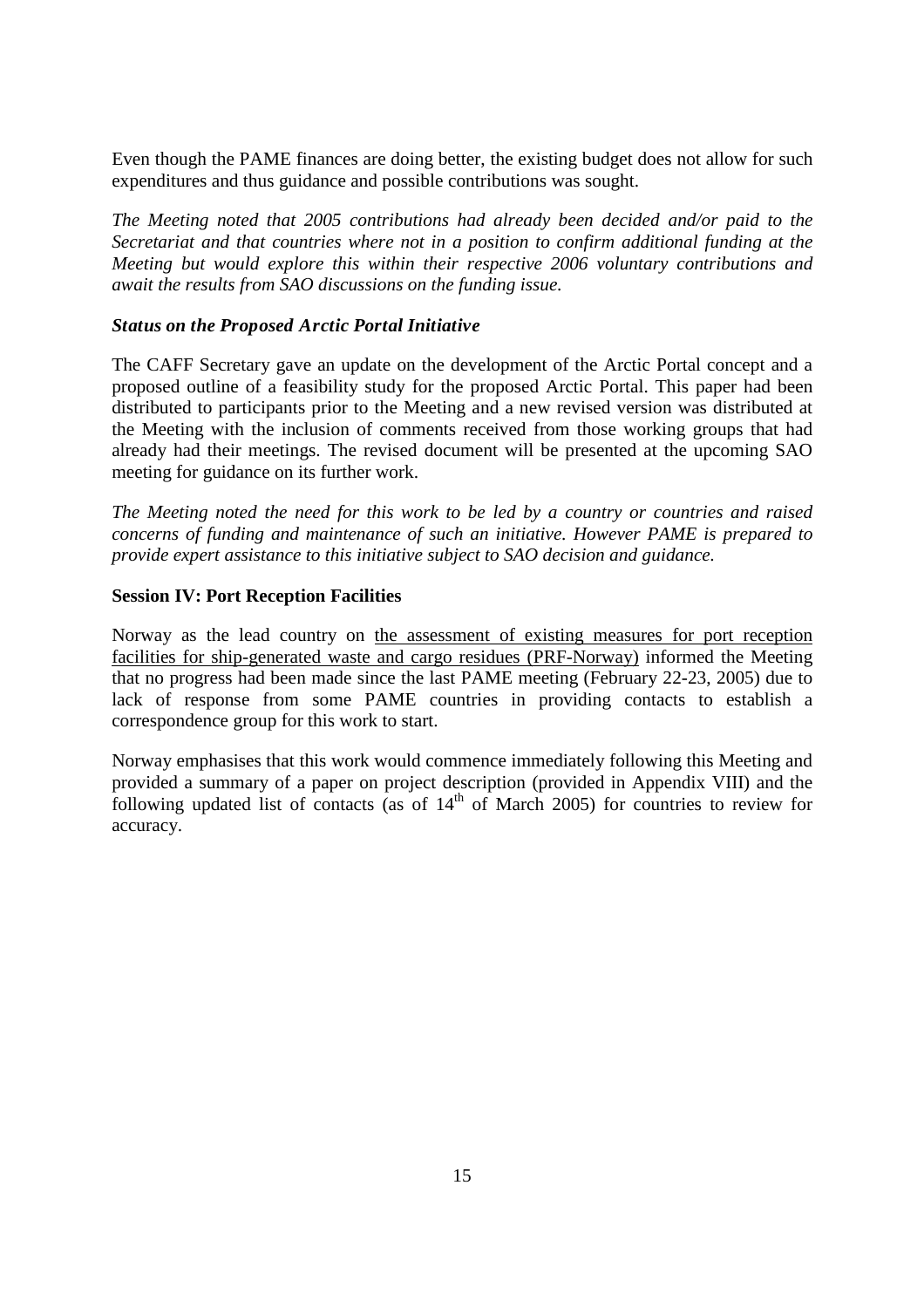Even though the PAME finances are doing better, the existing budget does not allow for such expenditures and thus guidance and possible contributions was sought.

*The Meeting noted that 2005 contributions had already been decided and/or paid to the Secretariat and that countries where not in a position to confirm additional funding at the Meeting but would explore this within their respective 2006 voluntary contributions and await the results from SAO discussions on the funding issue.*

***Status on the Proposed Arctic Portal Initiative***

The CAFF Secretary gave an update on the development of the Arctic Portal concept and a proposed outline of a feasibility study for the proposed Arctic Portal. This paper had been distributed to participants prior to the Meeting and a new revised version was distributed at the Meeting with the inclusion of comments received from those working groups that had already had their meetings. The revised document will be presented at the upcoming SAO meeting for guidance on its further work.

*The Meeting noted the need for this work to be led by a country or countries and raised concerns of funding and maintenance of such an initiative. However PAME is prepared to provide expert assistance to this initiative subject to SAO decision and guidance.*

**Session IV: Port Reception Facilities**

Norway as the lead country on the assessment of existing measures for port reception facilities for ship-generated waste and cargo residues (PRF-Norway) informed the Meeting that no progress had been made since the last PAME meeting (February 22-23, 2005) due to lack of response from some PAME countries in providing contacts to establish a correspondence group for this work to start.

Norway emphasises that this work would commence immediately following this Meeting and provided a summary of a paper on project description (provided in Appendix VIII) and the following updated list of contacts (as of 14th of March 2005) for countries to review for accuracy.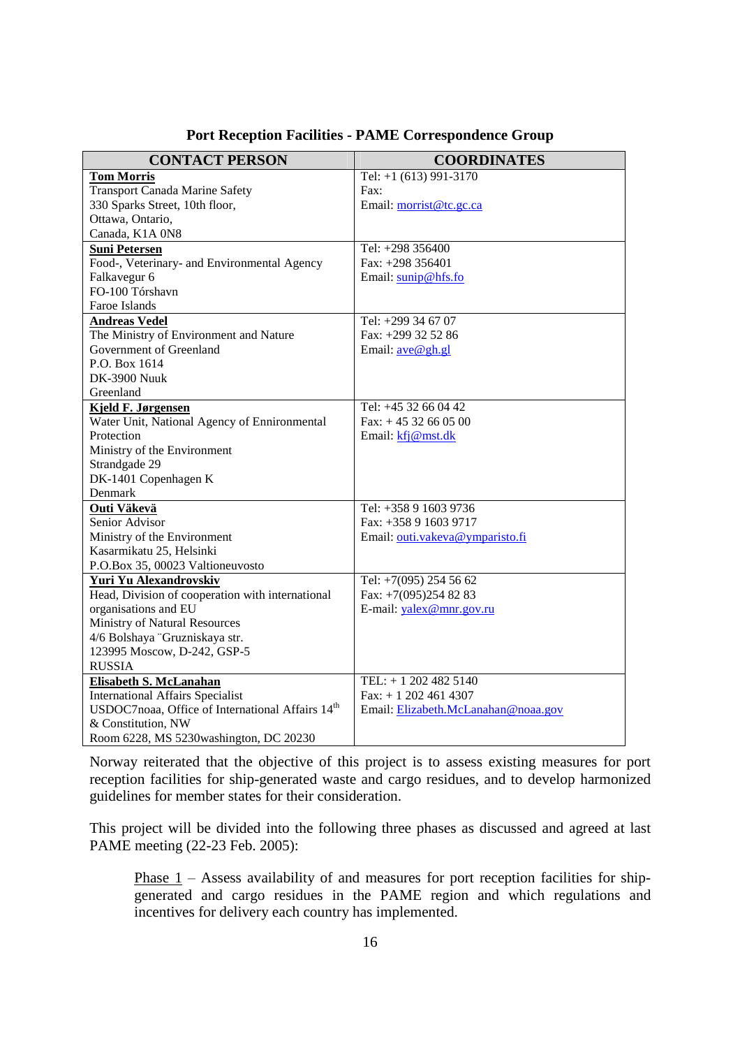**Port Reception Facilities - PAME Correspondence Group**

| CONTACT PERSON | COORDINATES |
|---|---|
| **Tom Morris**<br>Transport Canada Marine Safety<br>330 Sparks Street, 10th floor,<br>Ottawa, Ontario,<br>Canada, K1A 0N8 | Tel: +1 (613) 991-3170<br>Fax:<br>Email: morrist@tc.gc.ca |
| **Suni Petersen**<br>Food-, Veterinary- and Environmental Agency<br>Falkavegur 6<br>FO-100 Tórshavn<br>Faroe Islands | Tel: +298 356400<br>Fax: +298 356401<br>Email: sunip@hfs.fo |
| **Andreas Vedel**<br>The Ministry of Environment and Nature<br>Government of Greenland<br>P.O. Box 1614<br>DK-3900 Nuuk<br>Greenland | Tel: +299 34 67 07<br>Fax: +299 32 52 86<br>Email: ave@gh.gl |
| **Kjeld F. Jørgensen**<br>Water Unit, National Agency of Ennironmental Protection<br>Ministry of the Environment<br>Strandgade 29<br>DK-1401 Copenhagen K<br>Denmark | Tel: +45 32 66 04 42<br>Fax: + 45 32 66 05 00<br>Email: kfj@mst.dk |
| **Outi Väkevä**<br>Senior Advisor<br>Ministry of the Environment<br>Kasarmikatu 25, Helsinki<br>P.O.Box 35, 00023 Valtioneuvosto | Tel: +358 9 1603 9736<br>Fax: +358 9 1603 9717<br>Email: outi.vakeva@ymparisto.fi |
| **Yuri Yu Alexandrovskiv**<br>Head, Division of cooperation with international organisations and EU<br>Ministry of Natural Resources<br>4/6 Bolshaya ¨Gruzniskaya str.<br>123995 Moscow, D-242, GSP-5<br>RUSSIA | Tel: +7(095) 254 56 62<br>Fax: +7(095)254 82 83<br>E-mail: yalex@mnr.gov.ru |
| **Elisabeth S. McLanahan**<br>International Affairs Specialist<br>USDOC7noaa, Office of International Affairs 14th & Constitution, NW<br>Room 6228, MS 5230washington, DC 20230 | TEL: + 1 202 482 5140<br>Fax: + 1 202 461 4307<br>Email: Elizabeth.McLanahan@noaa.gov |

Norway reiterated that the objective of this project is to assess existing measures for port reception facilities for ship-generated waste and cargo residues, and to develop harmonized guidelines for member states for their consideration.

This project will be divided into the following three phases as discussed and agreed at last PAME meeting (22-23 Feb. 2005):

> Phase 1 – Assess availability of and measures for port reception facilities for ship-generated and cargo residues in the PAME region and which regulations and incentives for delivery each country has implemented.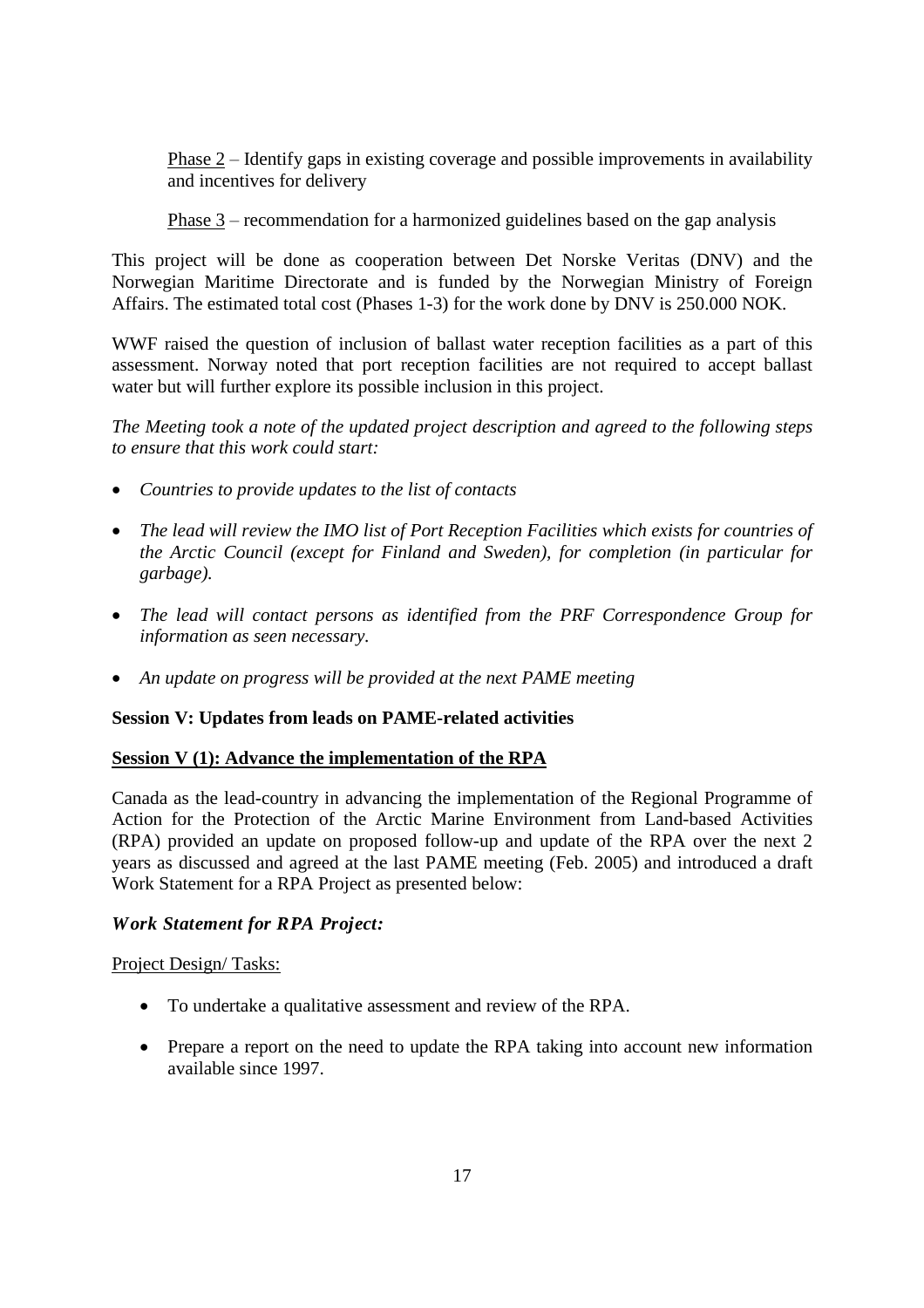Phase 2 – Identify gaps in existing coverage and possible improvements in availability and incentives for delivery

Phase 3 – recommendation for a harmonized guidelines based on the gap analysis

This project will be done as cooperation between Det Norske Veritas (DNV) and the Norwegian Maritime Directorate and is funded by the Norwegian Ministry of Foreign Affairs. The estimated total cost (Phases 1-3) for the work done by DNV is 250.000 NOK.

WWF raised the question of inclusion of ballast water reception facilities as a part of this assessment. Norway noted that port reception facilities are not required to accept ballast water but will further explore its possible inclusion in this project.

*The Meeting took a note of the updated project description and agreed to the following steps to ensure that this work could start:*

- *Countries to provide updates to the list of contacts*
- *The lead will review the IMO list of Port Reception Facilities which exists for countries of the Arctic Council (except for Finland and Sweden), for completion (in particular for garbage).*
- *The lead will contact persons as identified from the PRF Correspondence Group for information as seen necessary.*
- *An update on progress will be provided at the next PAME meeting*

**Session V: Updates from leads on PAME-related activities**

**Session V (1): Advance the implementation of the RPA**

Canada as the lead-country in advancing the implementation of the Regional Programme of Action for the Protection of the Arctic Marine Environment from Land-based Activities (RPA) provided an update on proposed follow-up and update of the RPA over the next 2 years as discussed and agreed at the last PAME meeting (Feb. 2005) and introduced a draft Work Statement for a RPA Project as presented below:

***Work Statement for RPA Project:***

Project Design/ Tasks:

- To undertake a qualitative assessment and review of the RPA.
- Prepare a report on the need to update the RPA taking into account new information available since 1997.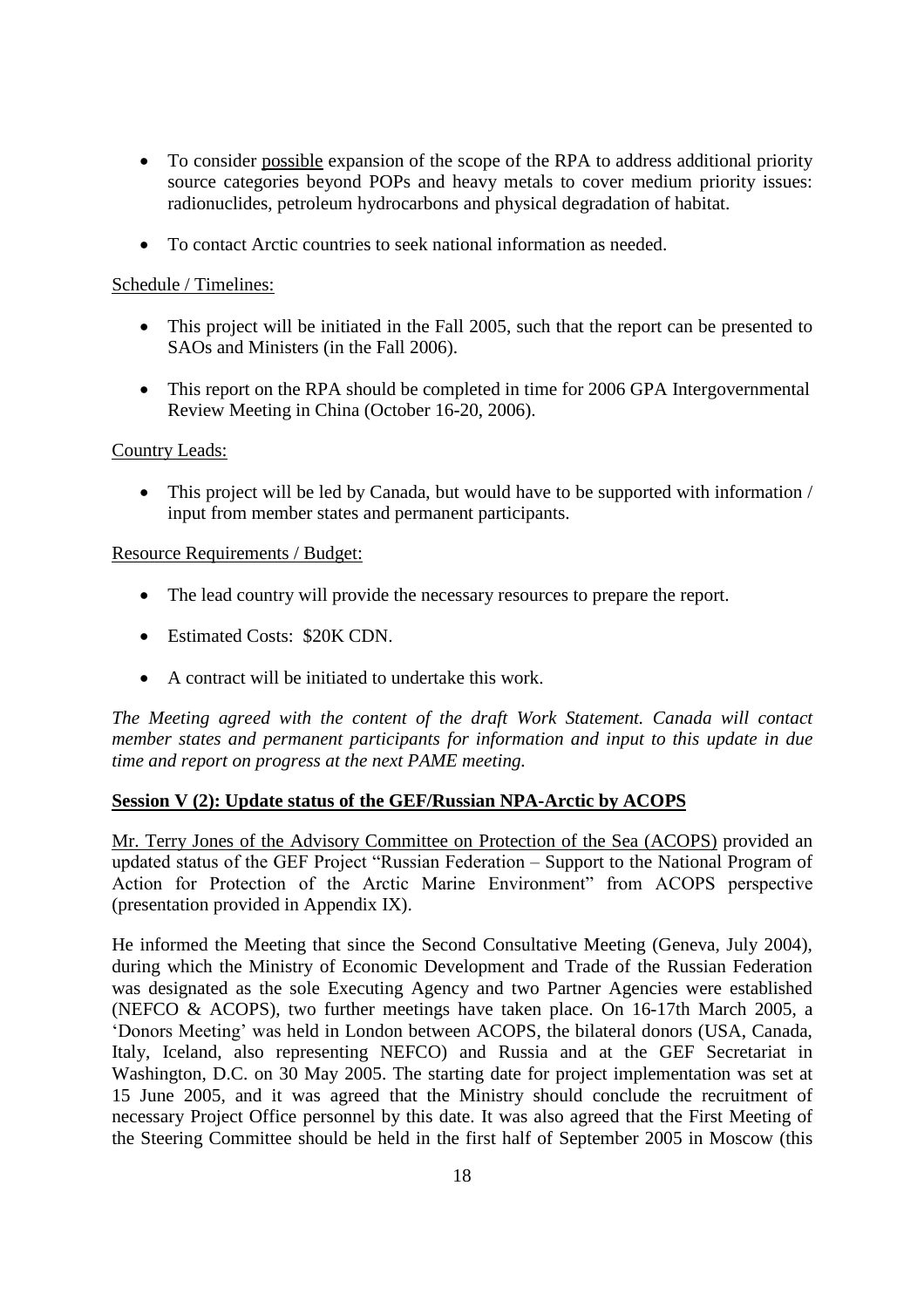- To consider possible expansion of the scope of the RPA to address additional priority source categories beyond POPs and heavy metals to cover medium priority issues: radionuclides, petroleum hydrocarbons and physical degradation of habitat.

- To contact Arctic countries to seek national information as needed.

Schedule / Timelines:

- This project will be initiated in the Fall 2005, such that the report can be presented to SAOs and Ministers (in the Fall 2006).

- This report on the RPA should be completed in time for 2006 GPA Intergovernmental Review Meeting in China (October 16-20, 2006).

Country Leads:

- This project will be led by Canada, but would have to be supported with information / input from member states and permanent participants.

Resource Requirements / Budget:

- The lead country will provide the necessary resources to prepare the report.

- Estimated Costs: $20K CDN.

- A contract will be initiated to undertake this work.

*The Meeting agreed with the content of the draft Work Statement. Canada will contact member states and permanent participants for information and input to this update in due time and report on progress at the next PAME meeting.*

**Session V (2): Update status of the GEF/Russian NPA-Arctic by ACOPS**

Mr. Terry Jones of the Advisory Committee on Protection of the Sea (ACOPS) provided an updated status of the GEF Project "Russian Federation – Support to the National Program of Action for Protection of the Arctic Marine Environment" from ACOPS perspective (presentation provided in Appendix IX).

He informed the Meeting that since the Second Consultative Meeting (Geneva, July 2004), during which the Ministry of Economic Development and Trade of the Russian Federation was designated as the sole Executing Agency and two Partner Agencies were established (NEFCO & ACOPS), two further meetings have taken place. On 16-17th March 2005, a 'Donors Meeting' was held in London between ACOPS, the bilateral donors (USA, Canada, Italy, Iceland, also representing NEFCO) and Russia and at the GEF Secretariat in Washington, D.C. on 30 May 2005. The starting date for project implementation was set at 15 June 2005, and it was agreed that the Ministry should conclude the recruitment of necessary Project Office personnel by this date. It was also agreed that the First Meeting of the Steering Committee should be held in the first half of September 2005 in Moscow (this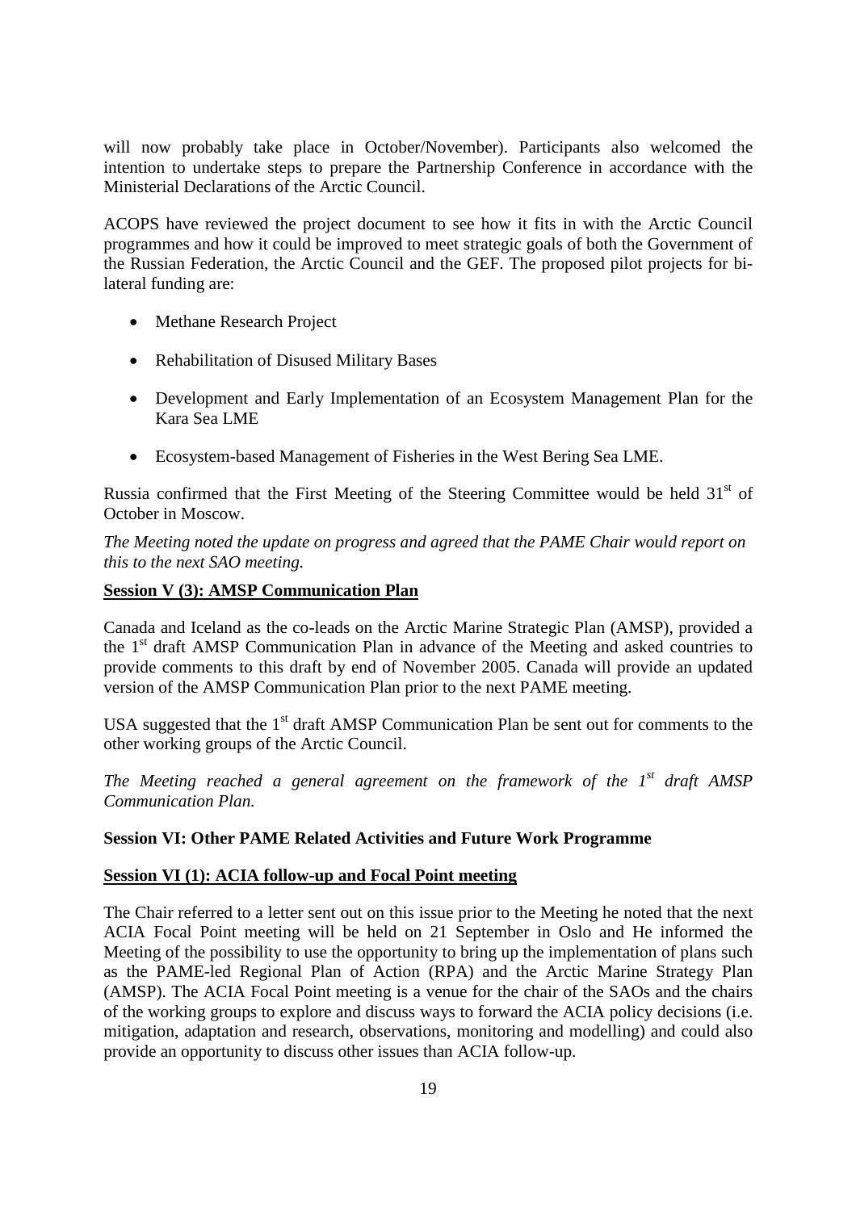will now probably take place in October/November). Participants also welcomed the intention to undertake steps to prepare the Partnership Conference in accordance with the Ministerial Declarations of the Arctic Council.

ACOPS have reviewed the project document to see how it fits in with the Arctic Council programmes and how it could be improved to meet strategic goals of both the Government of the Russian Federation, the Arctic Council and the GEF. The proposed pilot projects for bi-lateral funding are:

- Methane Research Project
- Rehabilitation of Disused Military Bases
- Development and Early Implementation of an Ecosystem Management Plan for the Kara Sea LME
- Ecosystem-based Management of Fisheries in the West Bering Sea LME.

Russia confirmed that the First Meeting of the Steering Committee would be held 31st of October in Moscow.

*The Meeting noted the update on progress and agreed that the PAME Chair would report on this to the next SAO meeting.*

**Session V (3): AMSP Communication Plan**

Canada and Iceland as the co-leads on the Arctic Marine Strategic Plan (AMSP), provided a the 1st draft AMSP Communication Plan in advance of the Meeting and asked countries to provide comments to this draft by end of November 2005. Canada will provide an updated version of the AMSP Communication Plan prior to the next PAME meeting.

USA suggested that the 1st draft AMSP Communication Plan be sent out for comments to the other working groups of the Arctic Council.

*The Meeting reached a general agreement on the framework of the 1st draft AMSP Communication Plan.*

**Session VI: Other PAME Related Activities and Future Work Programme**

**Session VI (1): ACIA follow-up and Focal Point meeting**

The Chair referred to a letter sent out on this issue prior to the Meeting he noted that the next ACIA Focal Point meeting will be held on 21 September in Oslo and He informed the Meeting of the possibility to use the opportunity to bring up the implementation of plans such as the PAME-led Regional Plan of Action (RPA) and the Arctic Marine Strategy Plan (AMSP). The ACIA Focal Point meeting is a venue for the chair of the SAOs and the chairs of the working groups to explore and discuss ways to forward the ACIA policy decisions (i.e. mitigation, adaptation and research, observations, monitoring and modelling) and could also provide an opportunity to discuss other issues than ACIA follow-up.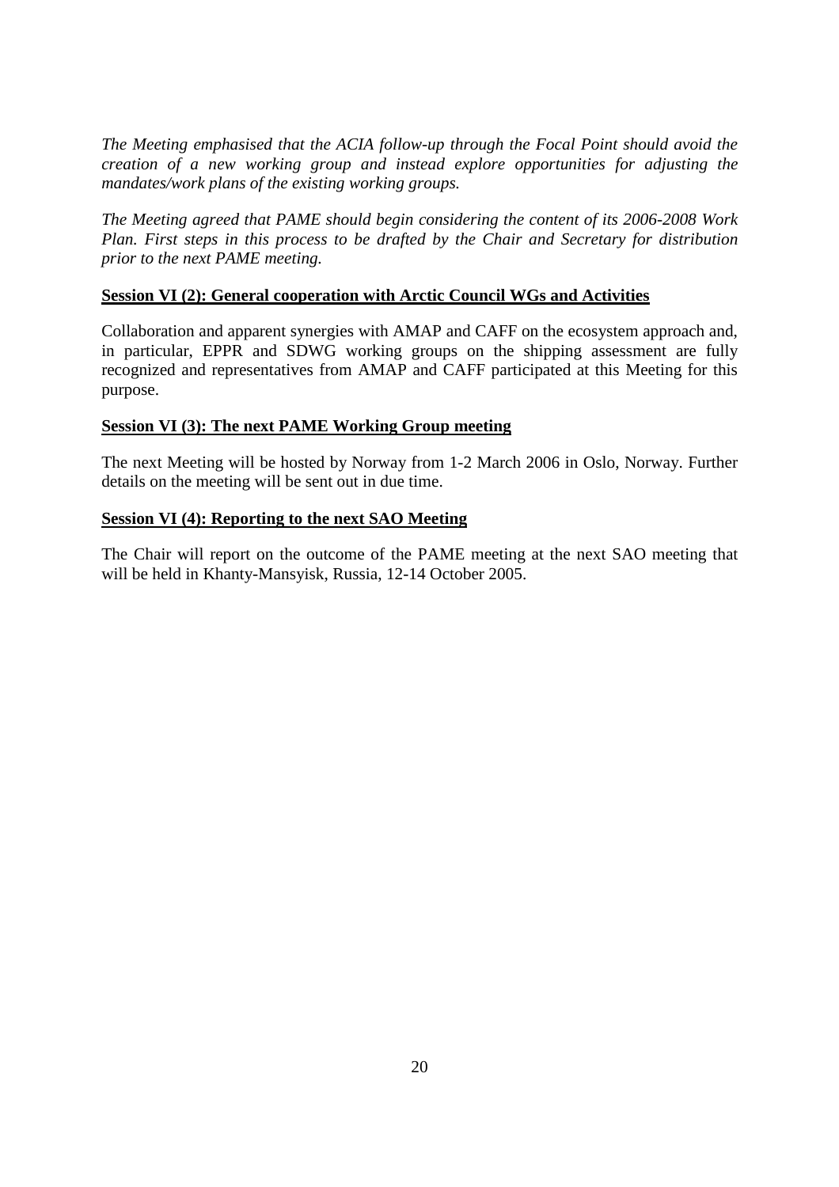*The Meeting emphasised that the ACIA follow-up through the Focal Point should avoid the creation of a new working group and instead explore opportunities for adjusting the mandates/work plans of the existing working groups.*

*The Meeting agreed that PAME should begin considering the content of its 2006-2008 Work Plan. First steps in this process to be drafted by the Chair and Secretary for distribution prior to the next PAME meeting.*

**Session VI (2): General cooperation with Arctic Council WGs and Activities**

Collaboration and apparent synergies with AMAP and CAFF on the ecosystem approach and, in particular, EPPR and SDWG working groups on the shipping assessment are fully recognized and representatives from AMAP and CAFF participated at this Meeting for this purpose.

**Session VI (3): The next PAME Working Group meeting**

The next Meeting will be hosted by Norway from 1-2 March 2006 in Oslo, Norway. Further details on the meeting will be sent out in due time.

**Session VI (4): Reporting to the next SAO Meeting**

The Chair will report on the outcome of the PAME meeting at the next SAO meeting that will be held in Khanty-Mansyisk, Russia, 12-14 October 2005.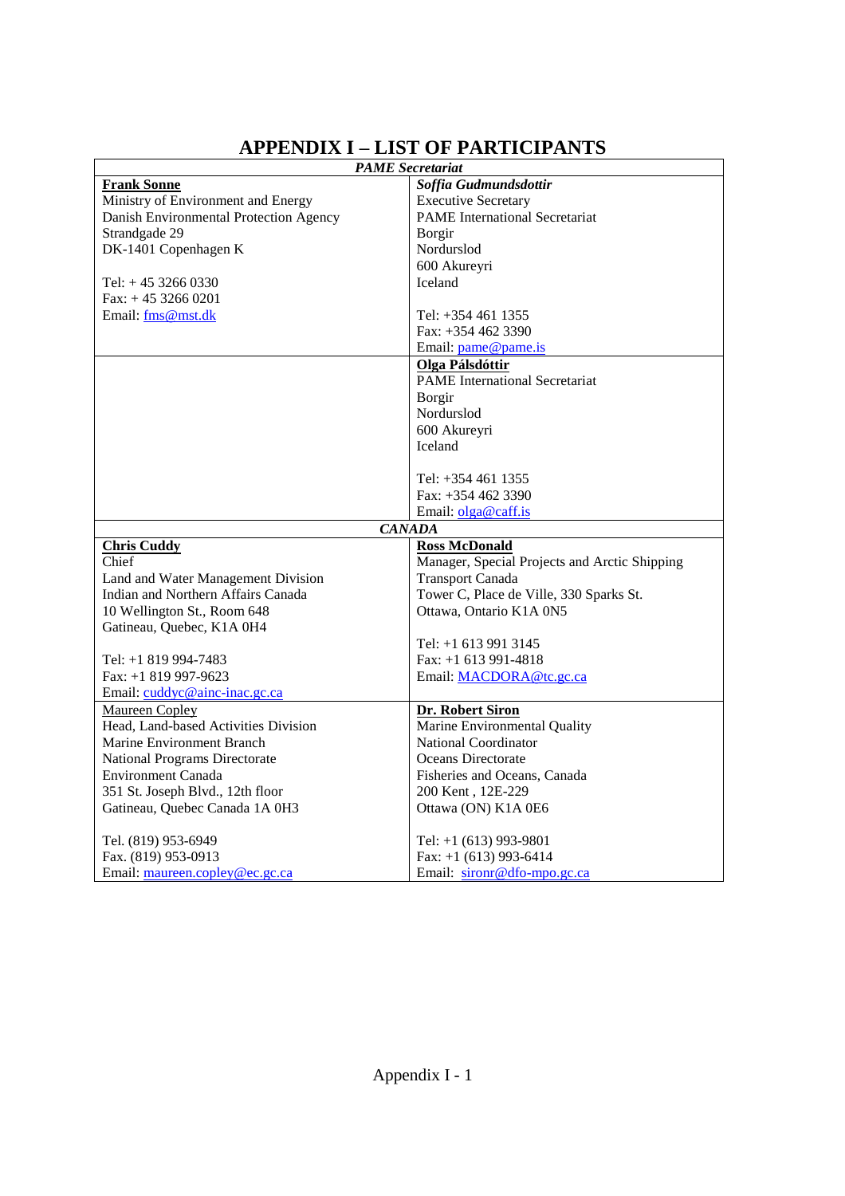# APPENDIX I – LIST OF PARTICIPANTS

| *PAME Secretariat* | |
|---|---|
| **Frank Sonne**<br>Ministry of Environment and Energy<br>Danish Environmental Protection Agency<br>Strandgade 29<br>DK-1401 Copenhagen K<br><br>Tel: + 45 3266 0330<br>Fax: + 45 3266 0201<br>Email: fms@mst.dk | ***Soffia Gudmundsdottir***<br>Executive Secretary<br>PAME International Secretariat<br>Borgir<br>Nordurslod<br>600 Akureyri<br>Iceland<br><br>Tel: +354 461 1355<br>Fax: +354 462 3390<br>Email: pame@pame.is |
| | **Olga Pálsdóttir**<br>PAME International Secretariat<br>Borgir<br>Nordurslod<br>600 Akureyri<br>Iceland<br><br>Tel: +354 461 1355<br>Fax: +354 462 3390<br>Email: olga@caff.is |
| ***CANADA*** | |
| **Chris Cuddy**<br>Chief<br>Land and Water Management Division<br>Indian and Northern Affairs Canada<br>10 Wellington St., Room 648<br>Gatineau, Quebec, K1A 0H4<br><br>Tel: +1 819 994-7483<br>Fax: +1 819 997-9623<br>Email: cuddyc@ainc-inac.gc.ca | **Ross McDonald**<br>Manager, Special Projects and Arctic Shipping<br>Transport Canada<br>Tower C, Place de Ville, 330 Sparks St.<br>Ottawa, Ontario K1A 0N5<br><br>Tel: +1 613 991 3145<br>Fax: +1 613 991-4818<br>Email: MACDORA@tc.gc.ca |
| Maureen Copley<br>Head, Land-based Activities Division<br>Marine Environment Branch<br>National Programs Directorate<br>Environment Canada<br>351 St. Joseph Blvd., 12th floor<br>Gatineau, Quebec Canada 1A 0H3<br><br>Tel. (819) 953-6949<br>Fax. (819) 953-0913<br>Email: maureen.copley@ec.gc.ca | **Dr. Robert Siron**<br>Marine Environmental Quality<br>National Coordinator<br>Oceans Directorate<br>Fisheries and Oceans, Canada<br>200 Kent , 12E-229<br>Ottawa (ON) K1A 0E6<br><br>Tel: +1 (613) 993-9801<br>Fax: +1 (613) 993-6414<br>Email: sironr@dfo-mpo.gc.ca |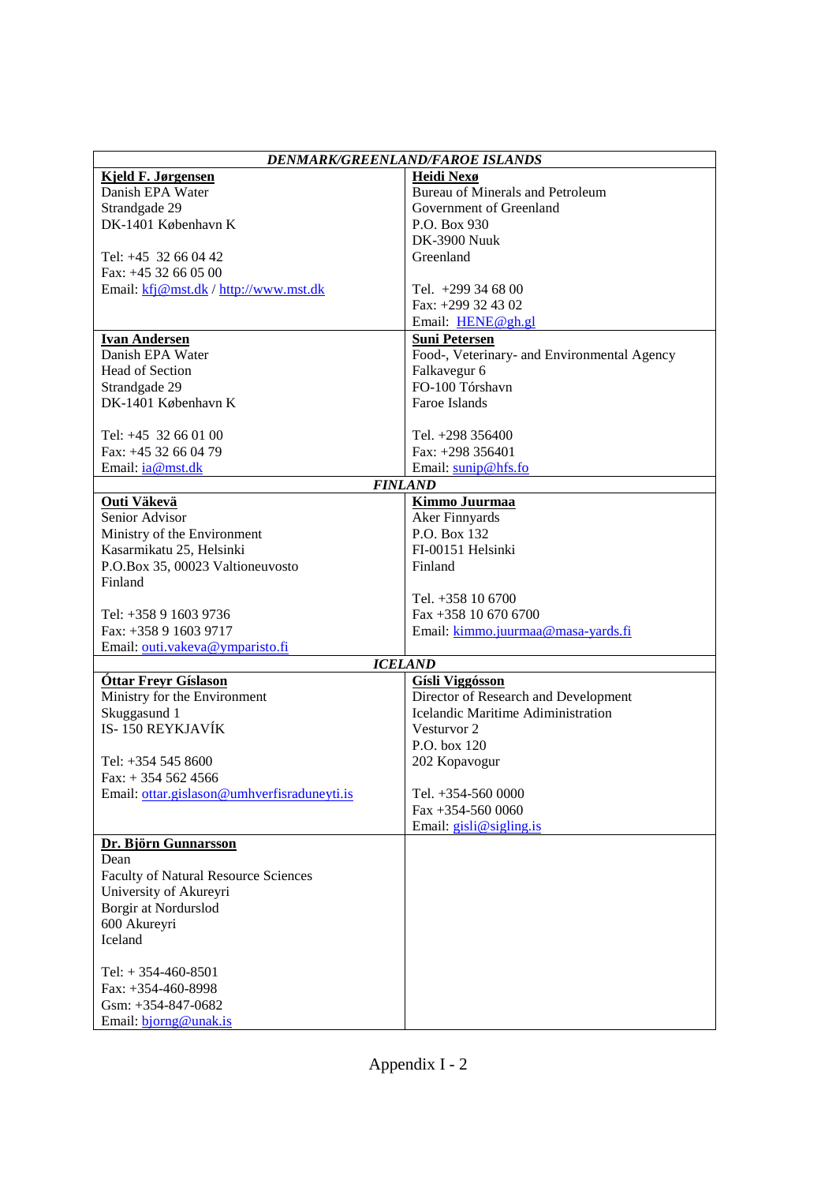| *DENMARK/GREENLAND/FAROE ISLANDS* | |
|---|---|
| **Kjeld F. Jørgensen**<br>Danish EPA Water<br>Strandgade 29<br>DK-1401 København K<br><br>Tel: +45 32 66 04 42<br>Fax: +45 32 66 05 00<br>Email: kfj@mst.dk / http://www.mst.dk | **Heidi Nexø**<br>Bureau of Minerals and Petroleum<br>Government of Greenland<br>P.O. Box 930<br>DK-3900 Nuuk<br>Greenland<br><br>Tel. +299 34 68 00<br>Fax: +299 32 43 02<br>Email: HENE@gh.gl |
| **Ivan Andersen**<br>Danish EPA Water<br>Head of Section<br>Strandgade 29<br>DK-1401 København K<br><br>Tel: +45 32 66 01 00<br>Fax: +45 32 66 04 79<br>Email: ia@mst.dk | **Suni Petersen**<br>Food-, Veterinary- and Environmental Agency<br>Falkavegur 6<br>FO-100 Tórshavn<br>Faroe Islands<br><br>Tel. +298 356400<br>Fax: +298 356401<br>Email: sunip@hfs.fo |
| ***FINLAND*** | |
| **Outi Väkevä**<br>Senior Advisor<br>Ministry of the Environment<br>Kasarmikatu 25, Helsinki<br>P.O.Box 35, 00023 Valtioneuvosto<br>Finland<br><br>Tel: +358 9 1603 9736<br>Fax: +358 9 1603 9717<br>Email: outi.vakeva@ymparisto.fi | **Kimmo Juurmaa**<br>Aker Finnyards<br>P.O. Box 132<br>FI-00151 Helsinki<br>Finland<br><br>Tel. +358 10 6700<br>Fax +358 10 670 6700<br>Email: kimmo.juurmaa@masa-yards.fi |
| ***ICELAND*** | |
| **Óttar Freyr Gíslason**<br>Ministry for the Environment<br>Skuggasund 1<br>IS- 150 REYKJAVÍK<br><br>Tel: +354 545 8600<br>Fax: + 354 562 4566<br>Email: ottar.gislason@umhverfisraduneyti.is | **Gísli Viggósson**<br>Director of Research and Development<br>Icelandic Maritime Adiministration<br>Vesturvor 2<br>P.O. box 120<br>202 Kopavogur<br><br>Tel. +354-560 0000<br>Fax +354-560 0060<br>Email: gisli@sigling.is |
| **Dr. Björn Gunnarsson**<br>Dean<br>Faculty of Natural Resource Sciences<br>University of Akureyri<br>Borgir at Nordurslod<br>600 Akureyri<br>Iceland<br><br>Tel: + 354-460-8501<br>Fax: +354-460-8998<br>Gsm: +354-847-0682<br>Email: bjorng@unak.is | |

Appendix I - 2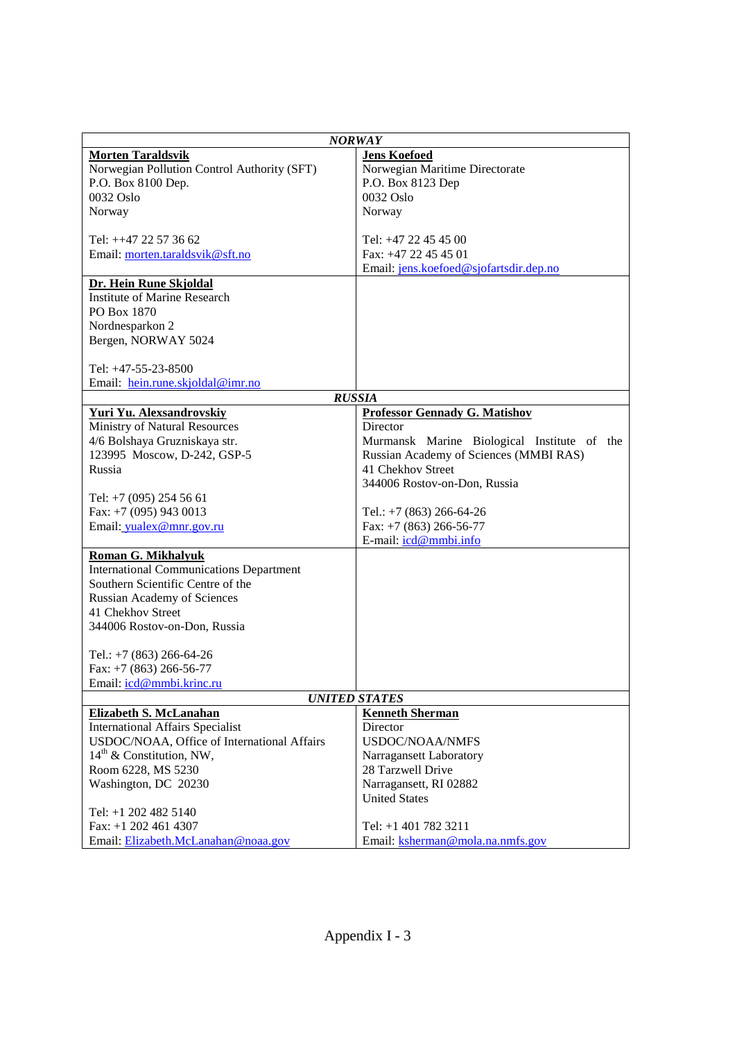| *NORWAY* | |
|---|---|
| **Morten Taraldsvik**<br>Norwegian Pollution Control Authority (SFT)<br>P.O. Box 8100 Dep.<br>0032 Oslo<br>Norway<br><br>Tel: ++47 22 57 36 62<br>Email: morten.taraldsvik@sft.no | **Jens Koefoed**<br>Norwegian Maritime Directorate<br>P.O. Box 8123 Dep<br>0032 Oslo<br>Norway<br><br>Tel: +47 22 45 45 00<br>Fax: +47 22 45 45 01<br>Email: jens.koefoed@sjofartsdir.dep.no |
| **Dr. Hein Rune Skjoldal**<br>Institute of Marine Research<br>PO Box 1870<br>Nordnesparkon 2<br>Bergen, NORWAY 5024<br><br>Tel: +47-55-23-8500<br>Email: hein.rune.skjoldal@imr.no | |
| *RUSSIA* | |
| **Yuri Yu. Alexsandrovskiy**<br>Ministry of Natural Resources<br>4/6 Bolshaya Gruzniskaya str.<br>123995 Moscow, D-242, GSP-5<br>Russia<br><br>Tel: +7 (095) 254 56 61<br>Fax: +7 (095) 943 0013<br>Email: yualex@mnr.gov.ru | **Professor Gennady G. Matishov**<br>Director<br>Murmansk Marine Biological Institute of the Russian Academy of Sciences (MMBI RAS)<br>41 Chekhov Street<br>344006 Rostov-on-Don, Russia<br><br>Tel.: +7 (863) 266-64-26<br>Fax: +7 (863) 266-56-77<br>E-mail: icd@mmbi.info |
| **Roman G. Mikhalyuk**<br>International Communications Department<br>Southern Scientific Centre of the Russian Academy of Sciences<br>41 Chekhov Street<br>344006 Rostov-on-Don, Russia<br><br>Tel.: +7 (863) 266-64-26<br>Fax: +7 (863) 266-56-77<br>Email: icd@mmbi.krinc.ru | |
| *UNITED STATES* | |
| **Elizabeth S. McLanahan**<br>International Affairs Specialist<br>USDOC/NOAA, Office of International Affairs<br>14th & Constitution, NW,<br>Room 6228, MS 5230<br>Washington, DC 20230<br><br>Tel: +1 202 482 5140<br>Fax: +1 202 461 4307<br>Email: Elizabeth.McLanahan@noaa.gov | **Kenneth Sherman**<br>Director<br>USDOC/NOAA/NMFS<br>Narragansett Laboratory<br>28 Tarzwell Drive<br>Narragansett, RI 02882<br>United States<br><br>Tel: +1 401 782 3211<br>Email: ksherman@mola.na.nmfs.gov |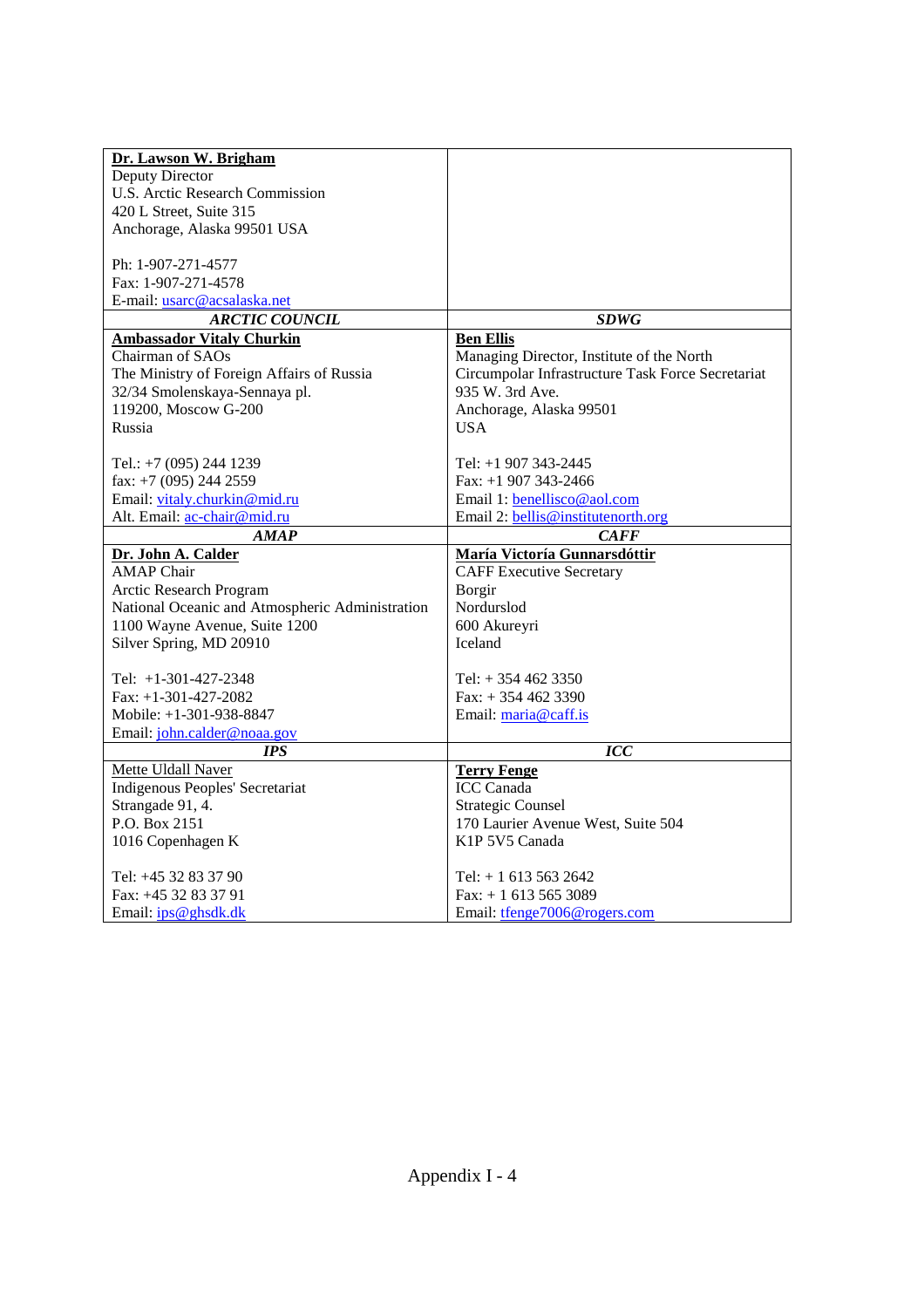| | |
|---|---|
| **Dr. Lawson W. Brigham**<br>Deputy Director<br>U.S. Arctic Research Commission<br>420 L Street, Suite 315<br>Anchorage, Alaska 99501 USA<br><br>Ph: 1-907-271-4577<br>Fax: 1-907-271-4578<br>E-mail: usarc@acsalaska.net | |
| ***ARCTIC COUNCIL*** | ***SDWG*** |
| **Ambassador Vitaly Churkin**<br>Chairman of SAOs<br>The Ministry of Foreign Affairs of Russia<br>32/34 Smolenskaya-Sennaya pl.<br>119200, Moscow G-200<br>Russia<br><br>Tel.: +7 (095) 244 1239<br>fax: +7 (095) 244 2559<br>Email: vitaly.churkin@mid.ru<br>Alt. Email: ac-chair@mid.ru | **Ben Ellis**<br>Managing Director, Institute of the North<br>Circumpolar Infrastructure Task Force Secretariat<br>935 W. 3rd Ave.<br>Anchorage, Alaska 99501<br>USA<br><br>Tel: +1 907 343-2445<br>Fax: +1 907 343-2466<br>Email 1: benellisco@aol.com<br>Email 2: bellis@institutenorth.org |
| ***AMAP*** | ***CAFF*** |
| **Dr. John A. Calder**<br>AMAP Chair<br>Arctic Research Program<br>National Oceanic and Atmospheric Administration<br>1100 Wayne Avenue, Suite 1200<br>Silver Spring, MD 20910<br><br>Tel: +1-301-427-2348<br>Fax: +1-301-427-2082<br>Mobile: +1-301-938-8847<br>Email: john.calder@noaa.gov | **María Victoría Gunnarsdóttir**<br>CAFF Executive Secretary<br>Borgir<br>Nordurslod<br>600 Akureyri<br>Iceland<br><br>Tel: + 354 462 3350<br>Fax: + 354 462 3390<br>Email: maria@caff.is |
| ***IPS*** | ***ICC*** |
| Mette Uldall Naver<br>Indigenous Peoples' Secretariat<br>Strangade 91, 4.<br>P.O. Box 2151<br>1016 Copenhagen K<br><br>Tel: +45 32 83 37 90<br>Fax: +45 32 83 37 91<br>Email: ips@ghsdk.dk | **Terry Fenge**<br>ICC Canada<br>Strategic Counsel<br>170 Laurier Avenue West, Suite 504<br>K1P 5V5 Canada<br><br>Tel: + 1 613 563 2642<br>Fax: + 1 613 565 3089<br>Email: tfenge7006@rogers.com |

Appendix I - 4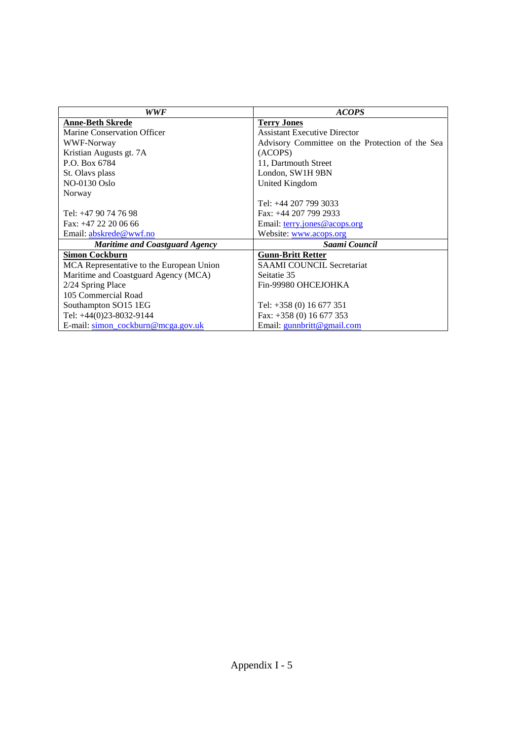| ***WWF*** | ***ACOPS*** |
|---|---|
| **Anne-Beth Skrede**<br>Marine Conservation Officer<br>WWF-Norway<br>Kristian Augusts gt. 7A<br>P.O. Box 6784<br>St. Olavs plass<br>NO-0130 Oslo<br>Norway<br><br>Tel: +47 90 74 76 98<br>Fax: +47 22 20 06 66<br>Email: abskrede@wwf.no | **Terry Jones**<br>Assistant Executive Director<br>Advisory Committee on the Protection of the Sea (ACOPS)<br>11, Dartmouth Street<br>London, SW1H 9BN<br>United Kingdom<br><br>Tel: +44 207 799 3033<br>Fax: +44 207 799 2933<br>Email: terry.jones@acops.org<br>Website: www.acops.org |
| ***Maritime and Coastguard Agency*** | ***Saami Council*** |
| **Simon Cockburn**<br>MCA Representative to the European Union<br>Maritime and Coastguard Agency (MCA)<br>2/24 Spring Place<br>105 Commercial Road<br>Southampton SO15 1EG<br>Tel: +44(0)23-8032-9144<br>E-mail: simon_cockburn@mcga.gov.uk | **Gunn-Britt Retter**<br>SAAMI COUNCIL Secretariat<br>Seitatie 35<br>Fin-99980 OHCEJOHKA<br><br>Tel: +358 (0) 16 677 351<br>Fax: +358 (0) 16 677 353<br>Email: gunnbritt@gmail.com |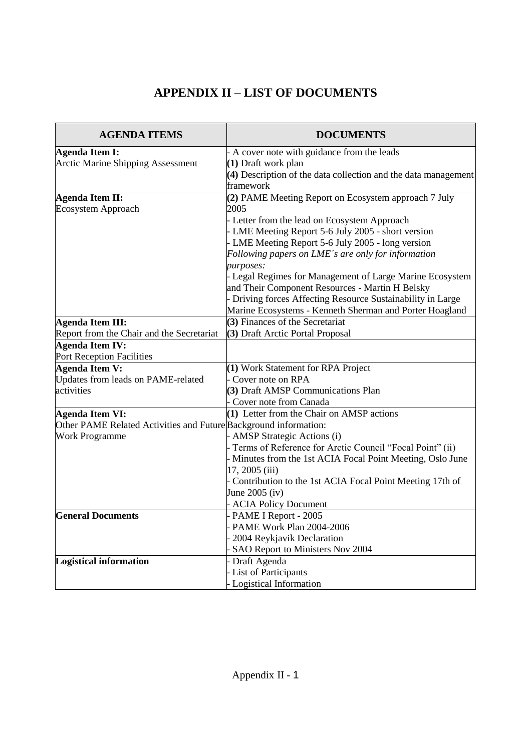# APPENDIX II – LIST OF DOCUMENTS

| AGENDA ITEMS | DOCUMENTS |
|---|---|
| **Agenda Item I:**<br>Arctic Marine Shipping Assessment | - A cover note with guidance from the leads<br>**(1)** Draft work plan<br>**(4)** Description of the data collection and the data management framework |
| **Agenda Item II:**<br>Ecosystem Approach | **(2)** PAME Meeting Report on Ecosystem approach 7 July 2005<br>- Letter from the lead on Ecosystem Approach<br>- LME Meeting Report 5-6 July 2005 - short version<br>- LME Meeting Report 5-6 July 2005 - long version<br>*Following papers on LME´s are only for information purposes:*<br>- Legal Regimes for Management of Large Marine Ecosystem and Their Component Resources - Martin H Belsky<br>- Driving forces Affecting Resource Sustainability in Large Marine Ecosystems - Kenneth Sherman and Porter Hoagland |
| **Agenda Item III:**<br>Report from the Chair and the Secretariat | **(3)** Finances of the Secretariat<br>**(3)** Draft Arctic Portal Proposal |
| **Agenda Item IV:**<br>Port Reception Facilities | |
| **Agenda Item V:**<br>Updates from leads on PAME-related activities | **(1)** Work Statement for RPA Project<br>- Cover note on RPA<br>**(3)** Draft AMSP Communications Plan<br>- Cover note from Canada |
| **Agenda Item VI:**<br>Other PAME Related Activities and Future Work Programme | **(1)** Letter from the Chair on AMSP actions<br>Background information:<br>- AMSP Strategic Actions (i)<br>- Terms of Reference for Arctic Council "Focal Point" (ii)<br>- Minutes from the 1st ACIA Focal Point Meeting, Oslo June 17, 2005 (iii)<br>- Contribution to the 1st ACIA Focal Point Meeting 17th of June 2005 (iv)<br>- ACIA Policy Document |
| **General Documents** | - PAME I Report - 2005<br>- PAME Work Plan 2004-2006<br>- 2004 Reykjavik Declaration<br>- SAO Report to Ministers Nov 2004 |
| **Logistical information** | - Draft Agenda<br>- List of Participants<br>- Logistical Information |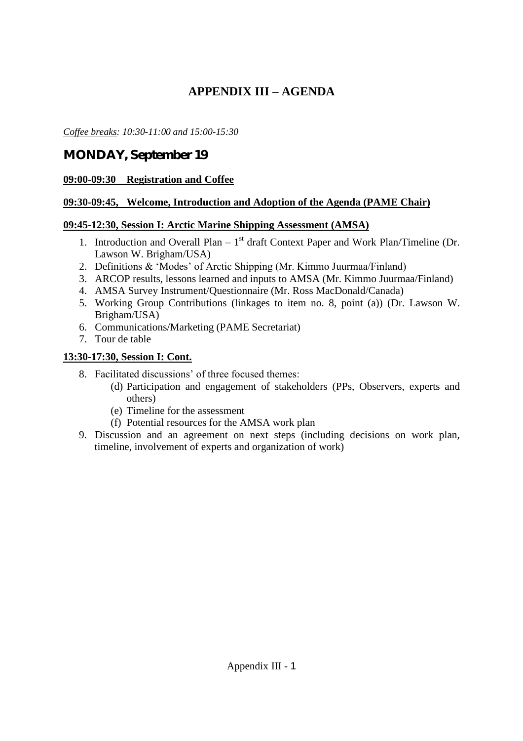# APPENDIX III – AGENDA

*<u>Coffee breaks</u>: 10:30-11:00 and 15:00-15:30*

## MONDAY, September 19

**<u>09:00-09:30 Registration and Coffee</u>**

**<u>09:30-09:45, Welcome, Introduction and Adoption of the Agenda (PAME Chair)</u>**

**<u>09:45-12:30, Session I: Arctic Marine Shipping Assessment (AMSA)</u>**

1. Introduction and Overall Plan – 1st draft Context Paper and Work Plan/Timeline (Dr. Lawson W. Brigham/USA)
2. Definitions & 'Modes' of Arctic Shipping (Mr. Kimmo Juurmaa/Finland)
3. ARCOP results, lessons learned and inputs to AMSA (Mr. Kimmo Juurmaa/Finland)
4. AMSA Survey Instrument/Questionnaire (Mr. Ross MacDonald/Canada)
5. Working Group Contributions (linkages to item no. 8, point (a)) (Dr. Lawson W. Brigham/USA)
6. Communications/Marketing (PAME Secretariat)
7. Tour de table

**<u>13:30-17:30, Session I: Cont.</u>**

8. Facilitated discussions' of three focused themes:
   (d) Participation and engagement of stakeholders (PPs, Observers, experts and others)
   (e) Timeline for the assessment
   (f) Potential resources for the AMSA work plan
9. Discussion and an agreement on next steps (including decisions on work plan, timeline, involvement of experts and organization of work)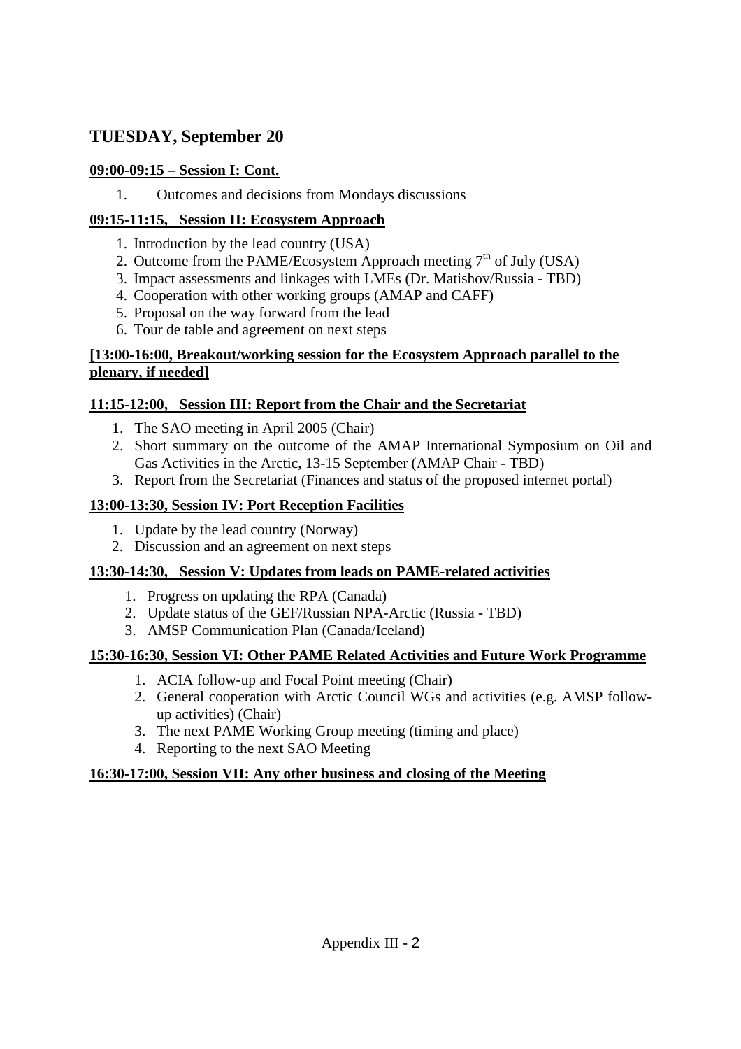## TUESDAY, September 20

**09:00-09:15 – Session I: Cont.**

1. Outcomes and decisions from Mondays discussions

**09:15-11:15, Session II: Ecosystem Approach**

1. Introduction by the lead country (USA)
2. Outcome from the PAME/Ecosystem Approach meeting 7th of July (USA)
3. Impact assessments and linkages with LMEs (Dr. Matishov/Russia - TBD)
4. Cooperation with other working groups (AMAP and CAFF)
5. Proposal on the way forward from the lead
6. Tour de table and agreement on next steps

**[13:00-16:00, Breakout/working session for the Ecosystem Approach parallel to the plenary, if needed]**

**11:15-12:00, Session III: Report from the Chair and the Secretariat**

1. The SAO meeting in April 2005 (Chair)
2. Short summary on the outcome of the AMAP International Symposium on Oil and Gas Activities in the Arctic, 13-15 September (AMAP Chair - TBD)
3. Report from the Secretariat (Finances and status of the proposed internet portal)

**13:00-13:30, Session IV: Port Reception Facilities**

1. Update by the lead country (Norway)
2. Discussion and an agreement on next steps

**13:30-14:30, Session V: Updates from leads on PAME-related activities**

1. Progress on updating the RPA (Canada)
2. Update status of the GEF/Russian NPA-Arctic (Russia - TBD)
3. AMSP Communication Plan (Canada/Iceland)

**15:30-16:30, Session VI: Other PAME Related Activities and Future Work Programme**

1. ACIA follow-up and Focal Point meeting (Chair)
2. General cooperation with Arctic Council WGs and activities (e.g. AMSP follow-up activities) (Chair)
3. The next PAME Working Group meeting (timing and place)
4. Reporting to the next SAO Meeting

**16:30-17:00, Session VII: Any other business and closing of the Meeting**

Appendix III - 2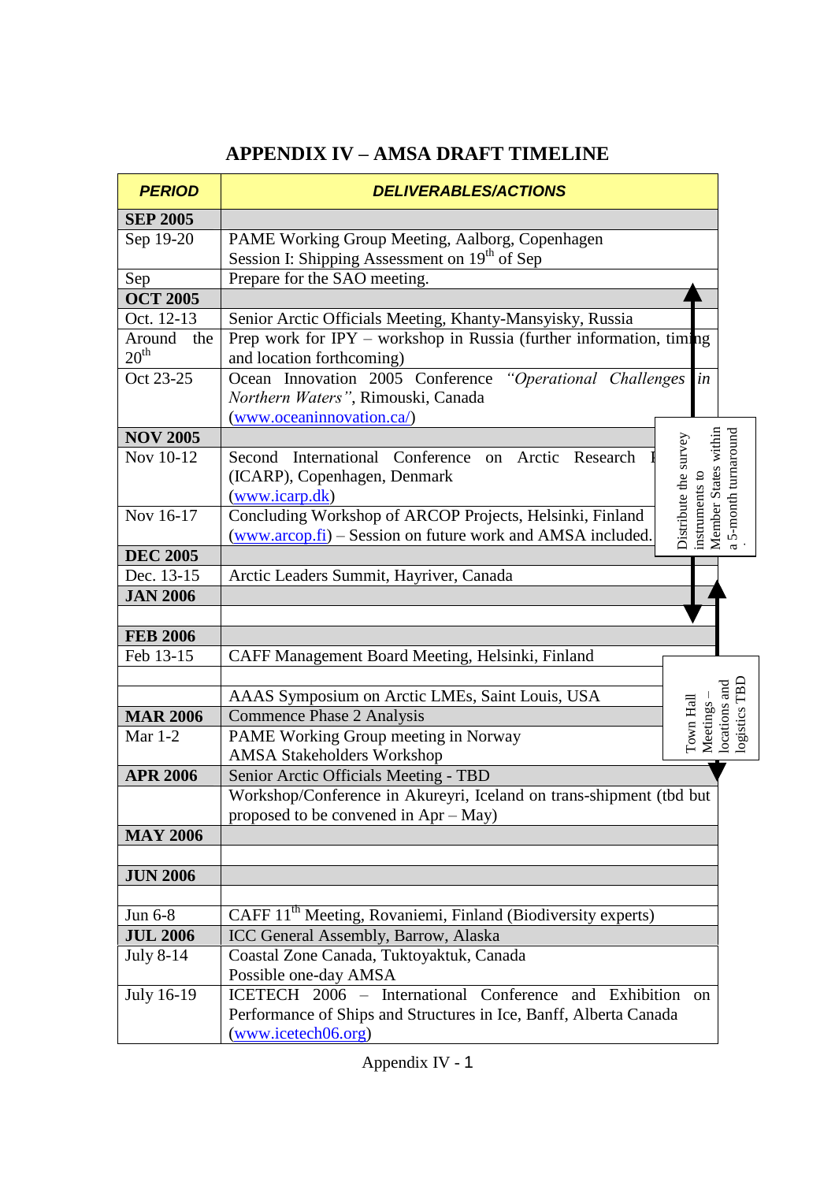# APPENDIX IV – AMSA DRAFT TIMELINE

| *PERIOD* | *DELIVERABLES/ACTIONS* |
|---|---|
| **SEP 2005** | |
| Sep 19-20 | PAME Working Group Meeting, Aalborg, Copenhagen<br>Session I: Shipping Assessment on 19th of Sep |
| Sep | Prepare for the SAO meeting. |
| **OCT 2005** | |
| Oct. 12-13 | Senior Arctic Officials Meeting, Khanty-Mansyisky, Russia |
| Around the 20th | Prep work for IPY – workshop in Russia (further information, timing and location forthcoming) |
| Oct 23-25 | Ocean Innovation 2005 Conference *"Operational Challenges in Northern Waters"*, Rimouski, Canada (www.oceaninnovation.ca/) |
| **NOV 2005** | |
| Nov 10-12 | Second International Conference on Arctic Research I (ICARP), Copenhagen, Denmark (www.icarp.dk) |
| Nov 16-17 | Concluding Workshop of ARCOP Projects, Helsinki, Finland (www.arcop.fi) – Session on future work and AMSA included. |
| **DEC 2005** | |
| Dec. 13-15 | Arctic Leaders Summit, Hayriver, Canada |
| **JAN 2006** | |
| | |
| **FEB 2006** | |
| Feb 13-15 | CAFF Management Board Meeting, Helsinki, Finland |
| | |
| | AAAS Symposium on Arctic LMEs, Saint Louis, USA |
| **MAR 2006** | Commence Phase 2 Analysis |
| Mar 1-2 | PAME Working Group meeting in Norway<br>AMSA Stakeholders Workshop |
| **APR 2006** | Senior Arctic Officials Meeting - TBD |
| | Workshop/Conference in Akureyri, Iceland on trans-shipment (tbd but proposed to be convened in Apr – May) |
| **MAY 2006** | |
| | |
| **JUN 2006** | |
| | |
| Jun 6-8 | CAFF 11th Meeting, Rovaniemi, Finland (Biodiversity experts) |
| **JUL 2006** | ICC General Assembly, Barrow, Alaska |
| July 8-14 | Coastal Zone Canada, Tuktoyaktuk, Canada<br>Possible one-day AMSA |
| July 16-19 | ICETECH 2006 – International Conference and Exhibition on Performance of Ships and Structures in Ice, Banff, Alberta Canada (www.icetech06.org) |

Distribute the survey instruments to Member States within a 5-month turnaround.

Town Hall Meetings – locations and logistics TBD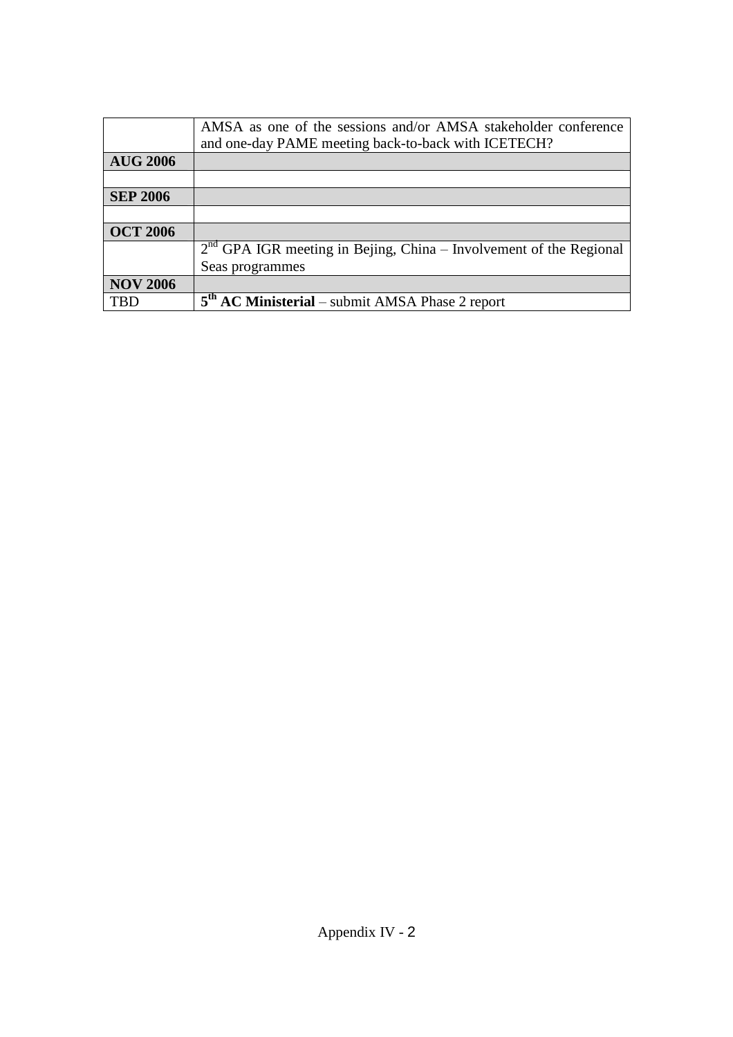| | |
|---|---|
| | AMSA as one of the sessions and/or AMSA stakeholder conference and one-day PAME meeting back-to-back with ICETECH? |
| **AUG 2006** | |
| | |
| **SEP 2006** | |
| | |
| **OCT 2006** | |
| | 2[nd] GPA IGR meeting in Bejing, China – Involvement of the Regional Seas programmes |
| **NOV 2006** | |
| TBD | **5[th] AC Ministerial** – submit AMSA Phase 2 report |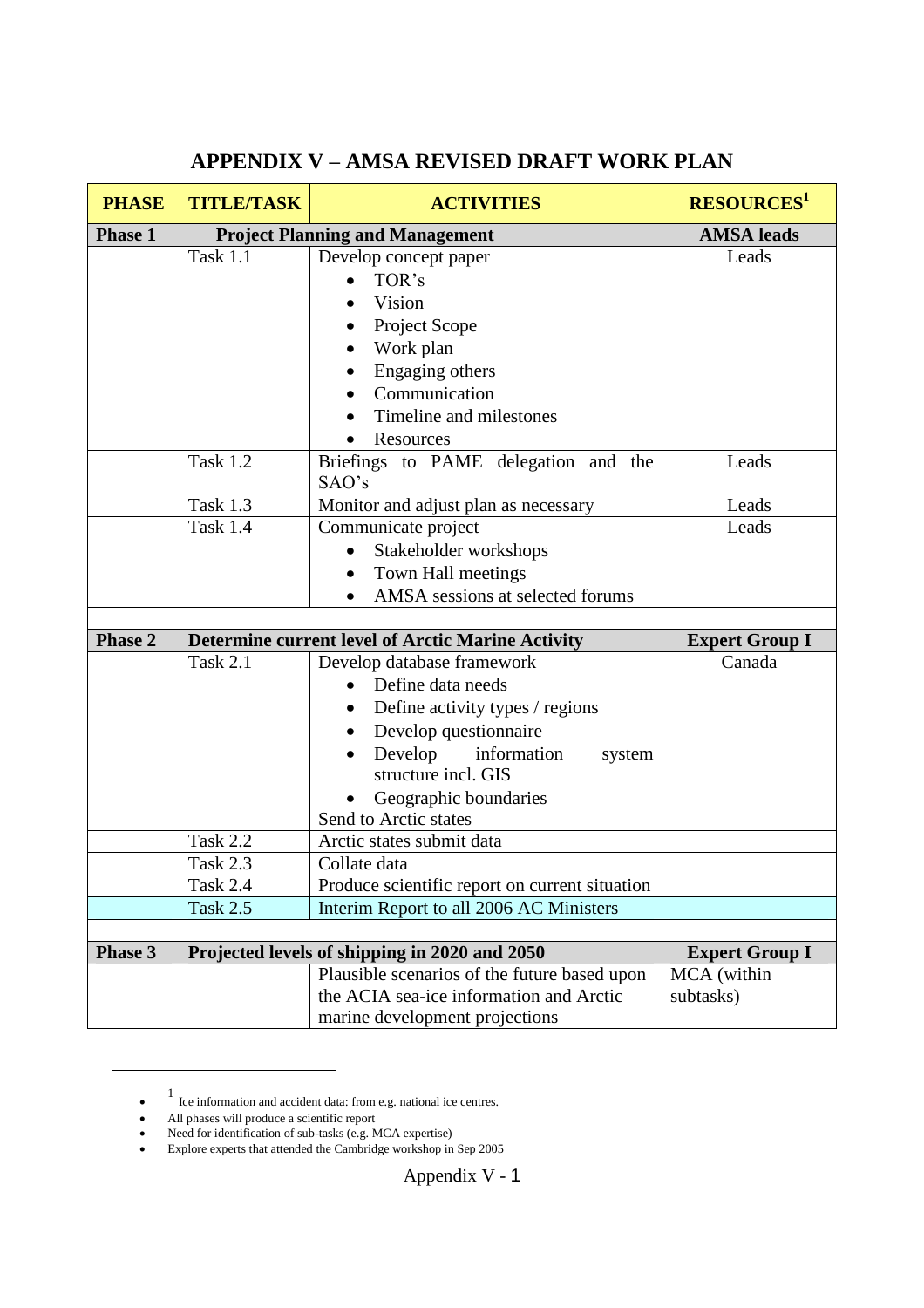# APPENDIX V – AMSA REVISED DRAFT WORK PLAN

| PHASE | TITLE/TASK | ACTIVITIES | RESOURCES[1] |
|---|---|---|---|
| **Phase 1** | **Project Planning and Management** | | **AMSA leads** |
| | Task 1.1 | Develop concept paper<br>• TOR's<br>• Vision<br>• Project Scope<br>• Work plan<br>• Engaging others<br>• Communication<br>• Timeline and milestones<br>• Resources | Leads |
| | Task 1.2 | Briefings to PAME delegation and the SAO's | Leads |
| | Task 1.3 | Monitor and adjust plan as necessary | Leads |
| | Task 1.4 | Communicate project<br>• Stakeholder workshops<br>• Town Hall meetings<br>• AMSA sessions at selected forums | Leads |
| | | | |
| **Phase 2** | **Determine current level of Arctic Marine Activity** | | **Expert Group I** |
| | Task 2.1 | Develop database framework<br>• Define data needs<br>• Define activity types / regions<br>• Develop questionnaire<br>• Develop information system structure incl. GIS<br>• Geographic boundaries<br>Send to Arctic states | Canada |
| | Task 2.2 | Arctic states submit data | |
| | Task 2.3 | Collate data | |
| | Task 2.4 | Produce scientific report on current situation | |
| | Task 2.5 | Interim Report to all 2006 AC Ministers | |
| | | | |
| **Phase 3** | **Projected levels of shipping in 2020 and 2050** | | **Expert Group I** |
| | | Plausible scenarios of the future based upon the ACIA sea-ice information and Arctic marine development projections | MCA (within subtasks) |

- [1] Ice information and accident data: from e.g. national ice centres.
- All phases will produce a scientific report
- Need for identification of sub-tasks (e.g. MCA expertise)
- Explore experts that attended the Cambridge workshop in Sep 2005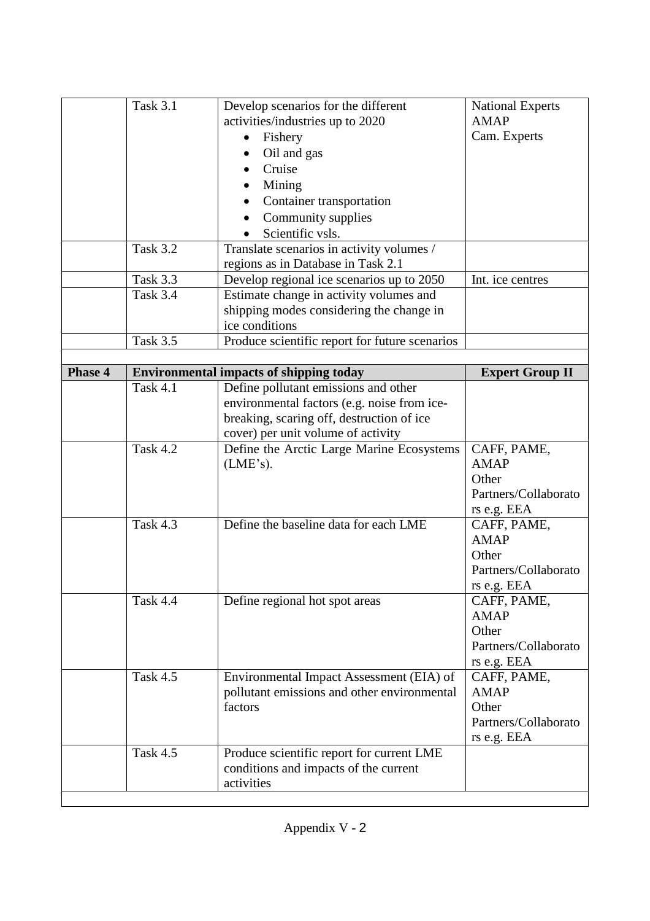| | | | |
|---|---|---|---|
| | Task 3.1 | Develop scenarios for the different activities/industries up to 2020<br>• Fishery<br>• Oil and gas<br>• Cruise<br>• Mining<br>• Container transportation<br>• Community supplies<br>• Scientific vsls. | National Experts<br>AMAP<br>Cam. Experts |
| | Task 3.2 | Translate scenarios in activity volumes / regions as in Database in Task 2.1 | |
| | Task 3.3 | Develop regional ice scenarios up to 2050 | Int. ice centres |
| | Task 3.4 | Estimate change in activity volumes and shipping modes considering the change in ice conditions | |
| | Task 3.5 | Produce scientific report for future scenarios | |
| | | | |
| **Phase 4** | **Environmental impacts of shipping today** | | **Expert Group II** |
| | Task 4.1 | Define pollutant emissions and other environmental factors (e.g. noise from ice-breaking, scaring off, destruction of ice cover) per unit volume of activity | |
| | Task 4.2 | Define the Arctic Large Marine Ecosystems (LME's). | CAFF, PAME, AMAP<br>Other Partners/Collaborators e.g. EEA |
| | Task 4.3 | Define the baseline data for each LME | CAFF, PAME, AMAP<br>Other Partners/Collaborators e.g. EEA |
| | Task 4.4 | Define regional hot spot areas | CAFF, PAME, AMAP<br>Other Partners/Collaborators e.g. EEA |
| | Task 4.5 | Environmental Impact Assessment (EIA) of pollutant emissions and other environmental factors | CAFF, PAME, AMAP<br>Other Partners/Collaborators e.g. EEA |
| | Task 4.5 | Produce scientific report for current LME conditions and impacts of the current activities | |
| | | | |

Appendix V - 2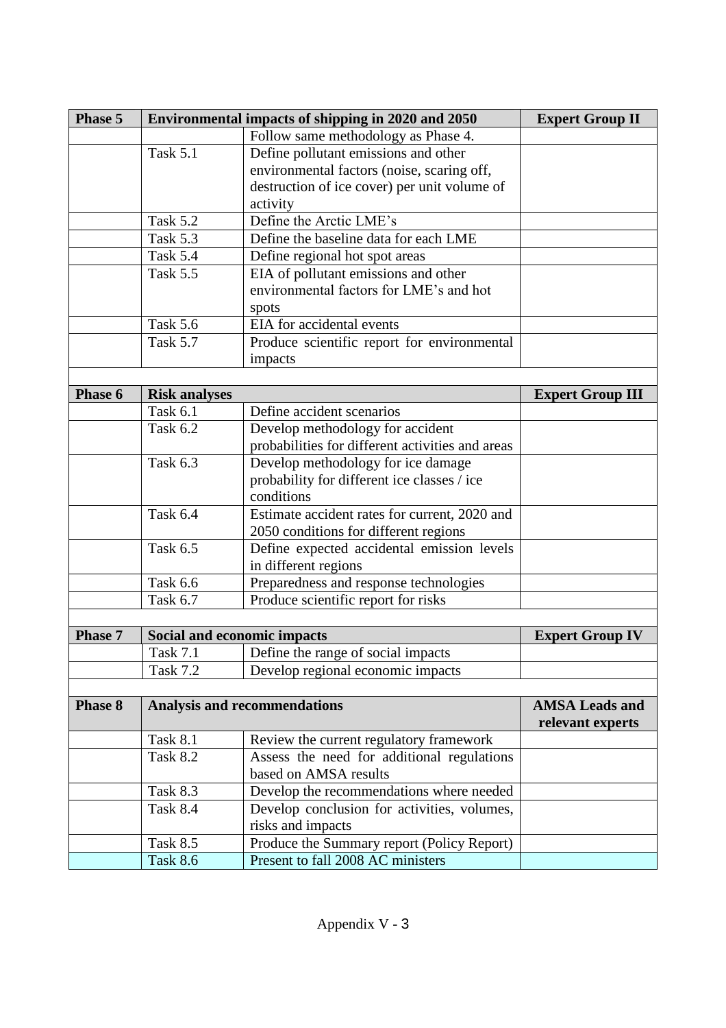| Phase 5 | Environmental impacts of shipping in 2020 and 2050 | | Expert Group II |
|---|---|---|---|
| | | Follow same methodology as Phase 4. | |
| | Task 5.1 | Define pollutant emissions and other environmental factors (noise, scaring off, destruction of ice cover) per unit volume of activity | |
| | Task 5.2 | Define the Arctic LME's | |
| | Task 5.3 | Define the baseline data for each LME | |
| | Task 5.4 | Define regional hot spot areas | |
| | Task 5.5 | EIA of pollutant emissions and other environmental factors for LME's and hot spots | |
| | Task 5.6 | EIA for accidental events | |
| | Task 5.7 | Produce scientific report for environmental impacts | |
| | | | |
| **Phase 6** | **Risk analyses** | | **Expert Group III** |
| | Task 6.1 | Define accident scenarios | |
| | Task 6.2 | Develop methodology for accident probabilities for different activities and areas | |
| | Task 6.3 | Develop methodology for ice damage probability for different ice classes / ice conditions | |
| | Task 6.4 | Estimate accident rates for current, 2020 and 2050 conditions for different regions | |
| | Task 6.5 | Define expected accidental emission levels in different regions | |
| | Task 6.6 | Preparedness and response technologies | |
| | Task 6.7 | Produce scientific report for risks | |
| | | | |
| **Phase 7** | **Social and economic impacts** | | **Expert Group IV** |
| | Task 7.1 | Define the range of social impacts | |
| | Task 7.2 | Develop regional economic impacts | |
| | | | |
| **Phase 8** | **Analysis and recommendations** | | **AMSA Leads and relevant experts** |
| | Task 8.1 | Review the current regulatory framework | |
| | Task 8.2 | Assess the need for additional regulations based on AMSA results | |
| | Task 8.3 | Develop the recommendations where needed | |
| | Task 8.4 | Develop conclusion for activities, volumes, risks and impacts | |
| | Task 8.5 | Produce the Summary report (Policy Report) | |
| | Task 8.6 | Present to fall 2008 AC ministers | |

Appendix V - 3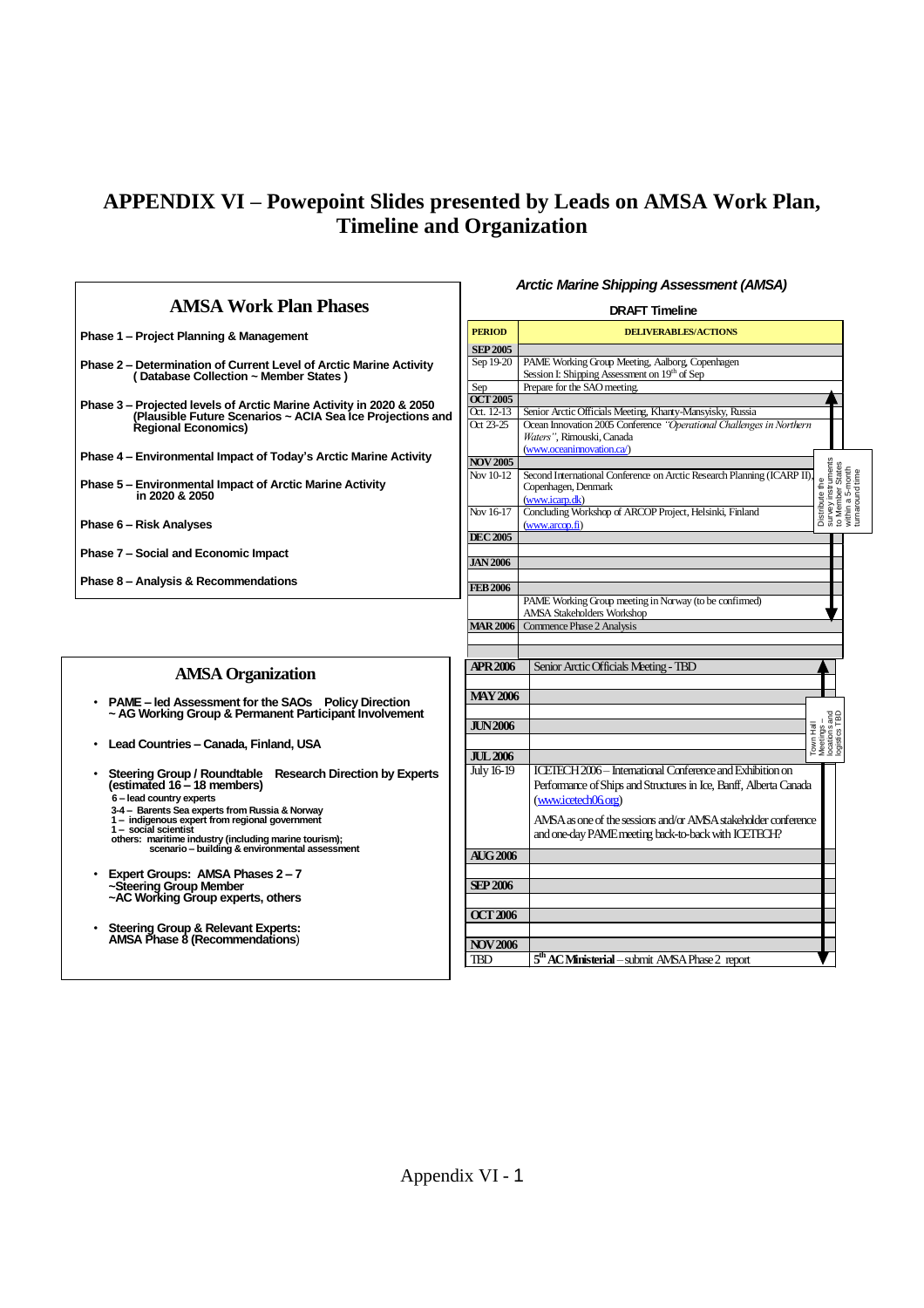# APPENDIX VI – Powepoint Slides presented by Leads on AMSA Work Plan, Timeline and Organization

## AMSA Work Plan Phases

**Phase 1 – Project Planning & Management**

**Phase 2 – Determination of Current Level of Arctic Marine Activity ( Database Collection ~ Member States )**

**Phase 3 – Projected levels of Arctic Marine Activity in 2020 & 2050 (Plausible Future Scenarios ~ ACIA Sea Ice Projections and Regional Economics)**

**Phase 4 – Environmental Impact of Today's Arctic Marine Activity**

**Phase 5 – Environmental Impact of Arctic Marine Activity in 2020 & 2050**

**Phase 6 – Risk Analyses**

**Phase 7 – Social and Economic Impact**

**Phase 8 – Analysis & Recommendations**

## AMSA Organization

- **PAME – led Assessment for the SAOs Policy Direction ~ AG Working Group & Permanent Participant Involvement**
- **Lead Countries – Canada, Finland, USA**
- **Steering Group / Roundtable Research Direction by Experts (estimated 16 – 18 members)**
  - 6 – lead country experts
  - 3-4 – Barents Sea experts from Russia & Norway
  - 1 – indigenous expert from regional government
  - 1 – social scientist
  - others: maritime industry (including marine tourism); scenario – building & environmental assessment
- **Expert Groups: AMSA Phases 2 – 7 ~Steering Group Member ~AC Working Group experts, others**
- **Steering Group & Relevant Experts: AMSA Phase 8 (Recommendations)**

## *Arctic Marine Shipping Assessment (AMSA)*

**DRAFT Timeline**

| PERIOD | DELIVERABLES/ACTIONS |
|---|---|
| **SEP 2005** | |
| Sep 19-20 | PAME Working Group Meeting, Aalborg, Copenhagen<br>Session I: Shipping Assessment on 19th of Sep |
| Sep | Prepare for the SAO meeting. |
| **OCT 2005** | |
| Oct. 12-13 | Senior Arctic Officials Meeting, Khanty-Mansiysky, Russia |
| Oct 23-25 | Ocean Innovation 2005 Conference *"Operational Challenges in Northern Waters"*, Rimouski, Canada (www.oceaninnovation.ca/) |
| **NOV 2005** | |
| Nov 10-12 | Second International Conference on Arctic Research Planning (ICARP II), Copenhagen, Denmark (www.icarp.dk) |
| Nov 16-17 | Concluding Workshop of ARCOP Project, Helsinki, Finland (www.arcop.fi) |
| **DEC 2005** | |
| **JAN 2006** | |
| **FEB 2006** | |
| | PAME Working Group meeting in Norway (to be confirmed)<br>AMSA Stakeholders Workshop |
| **MAR 2006** | Commence Phase 2 Analysis |
| **APR 2006** | Senior Arctic Officials Meeting - TBD |
| **MAY 2006** | |
| **JUN 2006** | |
| **JUL 2006** | |
| July 16-19 | ICETECH 2006 – International Conference and Exhibition on Performance of Ships and Structures in Ice, Banff, Alberta Canada (www.icetech06.org)<br>AMSA as one of the sessions and/or AMSA stakeholder conference and one-day PAME meeting back-to-back with ICETECH? |
| **AUG 2006** | |
| **SEP 2006** | |
| **OCT 2006** | |
| **NOV 2006** | |
| TBD | **5th AC Ministerial** – submit AMSA Phase 2 report |

Distribute the survey instruments to Member States within a 5-month turnaround time (Oct 2005 – Feb 2006)

Town Hall Meetings – locations and logistics TBD (Apr 2006 – Nov 2006)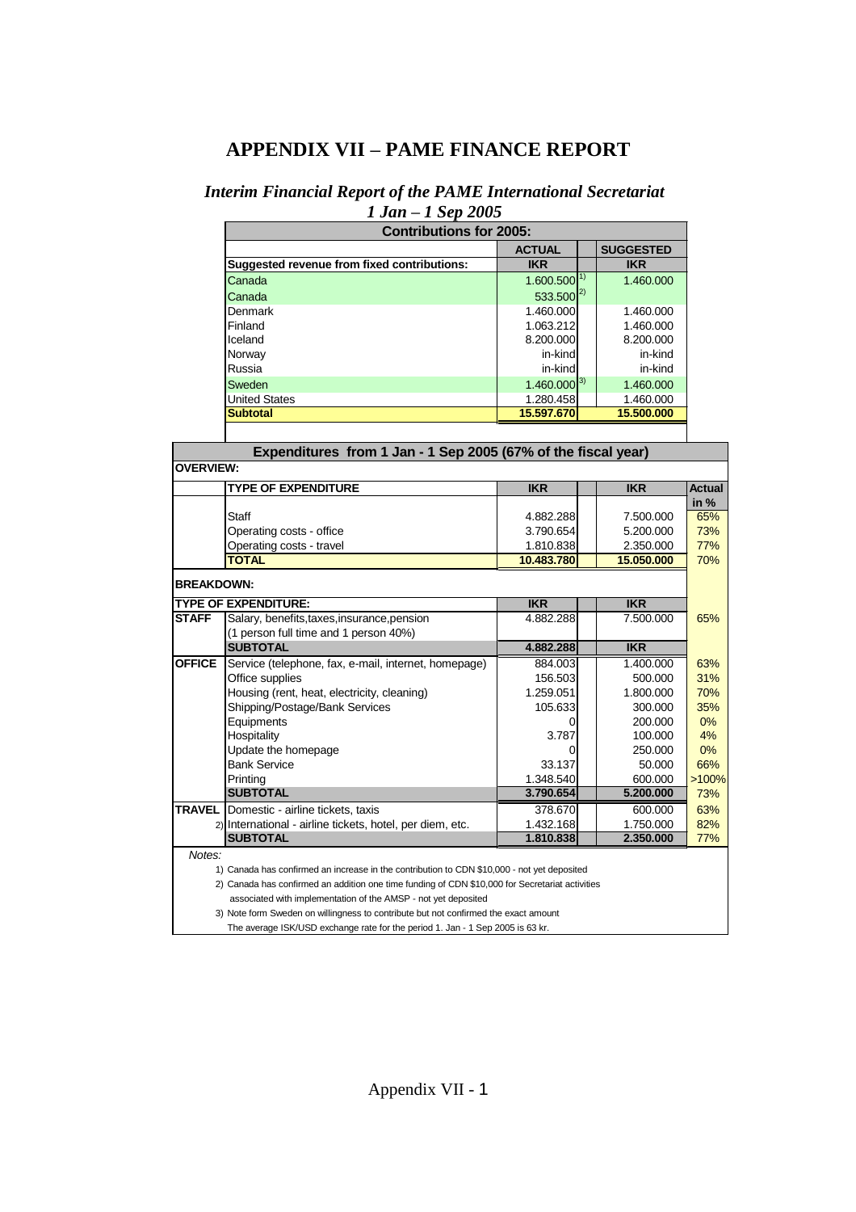# APPENDIX VII – PAME FINANCE REPORT

## *Interim Financial Report of the PAME International Secretariat*
## *1 Jan – 1 Sep 2005*

| Contributions for 2005: | | |
|---|---|---|
| | **ACTUAL** | **SUGGESTED** |
| **Suggested revenue from fixed contributions:** | **IKR** | **IKR** |
| Canada | 1.600.500 [1)] | 1.460.000 |
| Canada | 533.500 [2)] | |
| Denmark | 1.460.000 | 1.460.000 |
| Finland | 1.063.212 | 1.460.000 |
| Iceland | 8.200.000 | 8.200.000 |
| Norway | in-kind | in-kind |
| Russia | in-kind | in-kind |
| Sweden | 1.460.000 [3)] | 1.460.000 |
| United States | 1.280.458 | 1.460.000 |
| **Subtotal** | **15.597.670** | **15.500.000** |

| Expenditures from 1 Jan - 1 Sep 2005 (67% of the fiscal year) | | | | |
|---|---|---|---|---|
| **OVERVIEW:** | | | | |
| | **TYPE OF EXPENDITURE** | **IKR** | **IKR** | **Actual in %** |
| | Staff | 4.882.288 | 7.500.000 | 65% |
| | Operating costs - office | 3.790.654 | 5.200.000 | 73% |
| | Operating costs - travel | 1.810.838 | 2.350.000 | 77% |
| | **TOTAL** | **10.483.780** | **15.050.000** | 70% |
| **BREAKDOWN:** | | | | |
| **TYPE OF EXPENDITURE:** | | **IKR** | **IKR** | |
| **STAFF** | Salary, benefits,taxes,insurance,pension (1 person full time and 1 person 40%) | 4.882.288 | 7.500.000 | 65% |
| | **SUBTOTAL** | **4.882.288** | **IKR** | |
| **OFFICE** | Service (telephone, fax, e-mail, internet, homepage) | 884.003 | 1.400.000 | 63% |
| | Office supplies | 156.503 | 500.000 | 31% |
| | Housing (rent, heat, electricity, cleaning) | 1.259.051 | 1.800.000 | 70% |
| | Shipping/Postage/Bank Services | 105.633 | 300.000 | 35% |
| | Equipments | 0 | 200.000 | 0% |
| | Hospitality | 3.787 | 100.000 | 4% |
| | Update the homepage | 0 | 250.000 | 0% |
| | Bank Service | 33.137 | 50.000 | 66% |
| | Printing | 1.348.540 | 600.000 | >100% |
| | **SUBTOTAL** | **3.790.654** | **5.200.000** | 73% |
| **TRAVEL** | Domestic - airline tickets, taxis | 378.670 | 600.000 | 63% |
| 2) | International - airline tickets, hotel, per diem, etc. | 1.432.168 | 1.750.000 | 82% |
| | **SUBTOTAL** | **1.810.838** | **2.350.000** | 77% |

*Notes:*

1) Canada has confirmed an increase in the contribution to CDN $10,000 - not yet deposited
2) Canada has confirmed an addition one time funding of CDN $10,000 for Secretariat activities associated with implementation of the AMSP - not yet deposited
3) Note form Sweden on willingness to contribute but not confirmed the exact amount

The average ISK/USD exchange rate for the period 1. Jan - 1 Sep 2005 is 63 kr.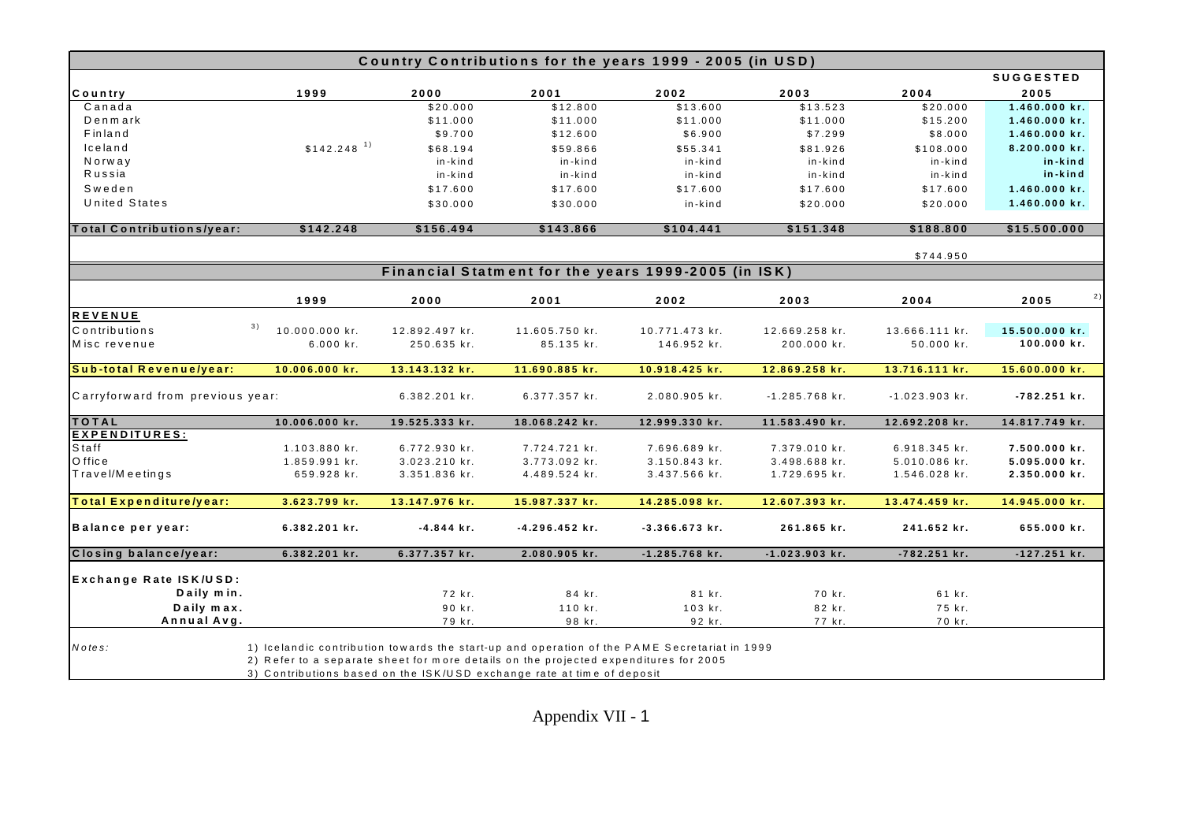## Country Contributions for the years 1999 - 2005 (in USD)

| Country | 1999 | 2000 | 2001 | 2002 | 2003 | 2004 | SUGGESTED 2005 |
|---|---|---|---|---|---|---|---|
| Canada | | $20.000 | $12.800 | $13.600 | $13.523 | $20.000 | 1.460.000 kr. |
| Denmark | | $11.000 | $11.000 | $11.000 | $11.000 | $15.200 | 1.460.000 kr. |
| Finland | | $9.700 | $12.600 | $6.900 | $7.299 | $8.000 | 1.460.000 kr. |
| Iceland | $142.248 [1)] | $68.194 | $59.866 | $55.341 | $81.926 | $108.000 | 8.200.000 kr. |
| Norway | | in-kind | in-kind | in-kind | in-kind | in-kind | in-kind |
| Russia | | in-kind | in-kind | in-kind | in-kind | in-kind | in-kind |
| Sweden | | $17.600 | $17.600 | $17.600 | $17.600 | $17.600 | 1.460.000 kr. |
| United States | | $30.000 | $30.000 | in-kind | $20.000 | $20.000 | 1.460.000 kr. |
| **Total Contributions/year:** | **$142.248** | **$156.494** | **$143.866** | **$104.441** | **$151.348** | **$188.800** | **$15.500.000** |
| | | | | | | $744.950 | |

## Financial Statment for the years 1999-2005 (in ISK)

| | 1999 | 2000 | 2001 | 2002 | 2003 | 2004 | 2005 [2)] |
|---|---|---|---|---|---|---|---|
| **REVENUE** | | | | | | | |
| Contributions [3)] | 10.000.000 kr. | 12.892.497 kr. | 11.605.750 kr. | 10.771.473 kr. | 12.669.258 kr. | 13.666.111 kr. | 15.500.000 kr. |
| Misc revenue | 6.000 kr. | 250.635 kr. | 85.135 kr. | 146.952 kr. | 200.000 kr. | 50.000 kr. | 100.000 kr. |
| **Sub-total Revenue/year:** | **10.006.000 kr.** | **13.143.132 kr.** | **11.690.885 kr.** | **10.918.425 kr.** | **12.869.258 kr.** | **13.716.111 kr.** | **15.600.000 kr.** |
| Carryforward from previous year: | | 6.382.201 kr. | 6.377.357 kr. | 2.080.905 kr. | -1.285.768 kr. | -1.023.903 kr. | -782.251 kr. |
| **TOTAL** | **10.006.000 kr.** | **19.525.333 kr.** | **18.068.242 kr.** | **12.999.330 kr.** | **11.583.490 kr.** | **12.692.208 kr.** | **14.817.749 kr.** |
| **EXPENDITURES:** | | | | | | | |
| Staff | 1.103.880 kr. | 6.772.930 kr. | 7.724.721 kr. | 7.696.689 kr. | 7.379.010 kr. | 6.918.345 kr. | 7.500.000 kr. |
| Office | 1.859.991 kr. | 3.023.210 kr. | 3.773.092 kr. | 3.150.843 kr. | 3.498.688 kr. | 5.010.086 kr. | 5.095.000 kr. |
| Travel/Meetings | 659.928 kr. | 3.351.836 kr. | 4.489.524 kr. | 3.437.566 kr. | 1.729.695 kr. | 1.546.028 kr. | 2.350.000 kr. |
| **Total Expenditure/year:** | **3.623.799 kr.** | **13.147.976 kr.** | **15.987.337 kr.** | **14.285.098 kr.** | **12.607.393 kr.** | **13.474.459 kr.** | **14.945.000 kr.** |
| **Balance per year:** | **6.382.201 kr.** | **-4.844 kr.** | **-4.296.452 kr.** | **-3.366.673 kr.** | **261.865 kr.** | **241.652 kr.** | **655.000 kr.** |
| **Closing balance/year:** | **6.382.201 kr.** | **6.377.357 kr.** | **2.080.905 kr.** | **-1.285.768 kr.** | **-1.023.903 kr.** | **-782.251 kr.** | **-127.251 kr.** |
| **Exchange Rate ISK/USD:** | | | | | | | |
| **Daily min.** | | 72 kr. | 84 kr. | 81 kr. | 70 kr. | 61 kr. | |
| **Daily max.** | | 90 kr. | 110 kr. | 103 kr. | 82 kr. | 75 kr. | |
| **Annual Avg.** | | 79 kr. | 98 kr. | 92 kr. | 77 kr. | 70 kr. | |

*Notes:*

1) Icelandic contribution towards the start-up and operation of the PAME Secretariat in 1999
2) Refer to a separate sheet for more details on the projected expenditures for 2005
3) Contributions based on the ISK/USD exchange rate at time of deposit

Appendix VII - 1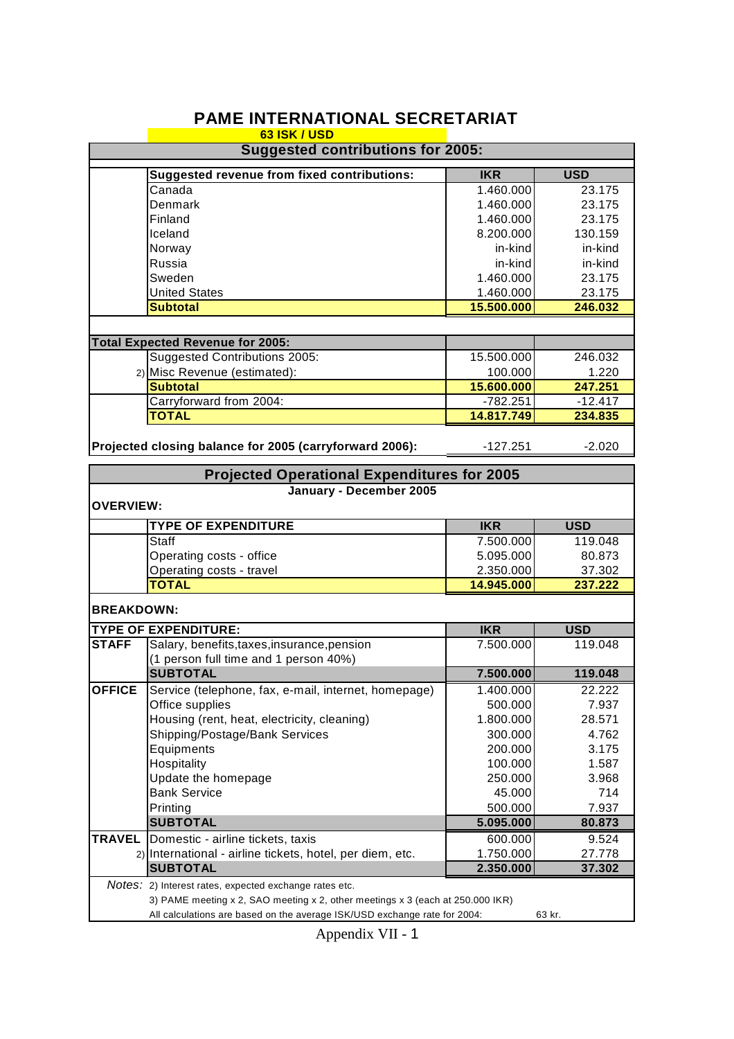# PAME INTERNATIONAL SECRETARIAT

**63 ISK / USD**

## Suggested contributions for 2005:

| Suggested revenue from fixed contributions: | IKR | USD |
|---|---|---|
| Canada | 1.460.000 | 23.175 |
| Denmark | 1.460.000 | 23.175 |
| Finland | 1.460.000 | 23.175 |
| Iceland | 8.200.000 | 130.159 |
| Norway | in-kind | in-kind |
| Russia | in-kind | in-kind |
| Sweden | 1.460.000 | 23.175 |
| United States | 1.460.000 | 23.175 |
| **Subtotal** | **15.500.000** | **246.032** |

| Total Expected Revenue for 2005: | IKR | USD |
|---|---|---|
| Suggested Contributions 2005: | 15.500.000 | 246.032 |
| 2) Misc Revenue (estimated): | 100.000 | 1.220 |
| **Subtotal** | **15.600.000** | **247.251** |
| Carryforward from 2004: | -782.251 | -12.417 |
| **TOTAL** | **14.817.749** | **234.835** |
| | | |
| **Projected closing balance for 2005 (carryforward 2006):** | -127.251 | -2.020 |

## Projected Operational Expenditures for 2005

**January - December 2005**

**OVERVIEW:**

| TYPE OF EXPENDITURE | IKR | USD |
|---|---|---|
| Staff | 7.500.000 | 119.048 |
| Operating costs - office | 5.095.000 | 80.873 |
| Operating costs - travel | 2.350.000 | 37.302 |
| **TOTAL** | **14.945.000** | **237.222** |

**BREAKDOWN:**

| TYPE OF EXPENDITURE: | | IKR | USD |
|---|---|---|---|
| **STAFF** | Salary, benefits,taxes,insurance,pension (1 person full time and 1 person 40%) | 7.500.000 | 119.048 |
| | **SUBTOTAL** | **7.500.000** | **119.048** |
| **OFFICE** | Service (telephone, fax, e-mail, internet, homepage) | 1.400.000 | 22.222 |
| | Office supplies | 500.000 | 7.937 |
| | Housing (rent, heat, electricity, cleaning) | 1.800.000 | 28.571 |
| | Shipping/Postage/Bank Services | 300.000 | 4.762 |
| | Equipments | 200.000 | 3.175 |
| | Hospitality | 100.000 | 1.587 |
| | Update the homepage | 250.000 | 3.968 |
| | Bank Service | 45.000 | 714 |
| | Printing | 500.000 | 7.937 |
| | **SUBTOTAL** | **5.095.000** | **80.873** |
| **TRAVEL** | Domestic - airline tickets, taxis | 600.000 | 9.524 |
| 2) | International - airline tickets, hotel, per diem, etc. | 1.750.000 | 27.778 |
| | **SUBTOTAL** | **2.350.000** | **37.302** |

*Notes:* 2) Interest rates, expected exchange rates etc.

3) PAME meeting x 2, SAO meeting x 2, other meetings x 3 (each at 250.000 IKR)

All calculations are based on the average ISK/USD exchange rate for 2004: 63 kr.

Appendix VII - 1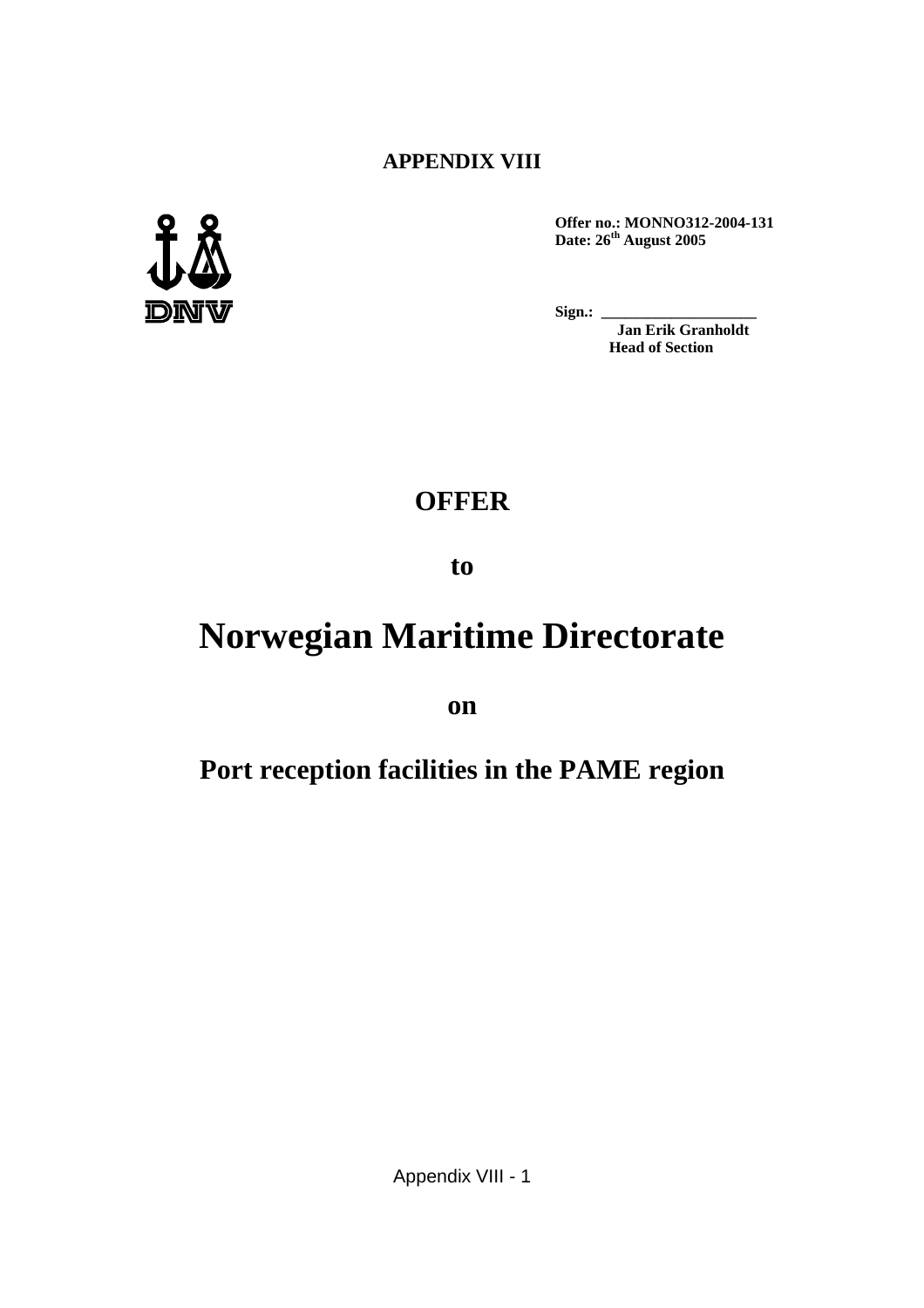**APPENDIX VIII**

DNV

**Offer no.: MONNO312-2004-131**
**Date: 26th August 2005**

**Sign.: \_\_\_\_\_\_\_\_\_\_\_\_\_\_\_\_\_\_\_\_**
**Jan Erik Granholdt**
**Head of Section**

# OFFER

## to

# Norwegian Maritime Directorate

## on

## Port reception facilities in the PAME region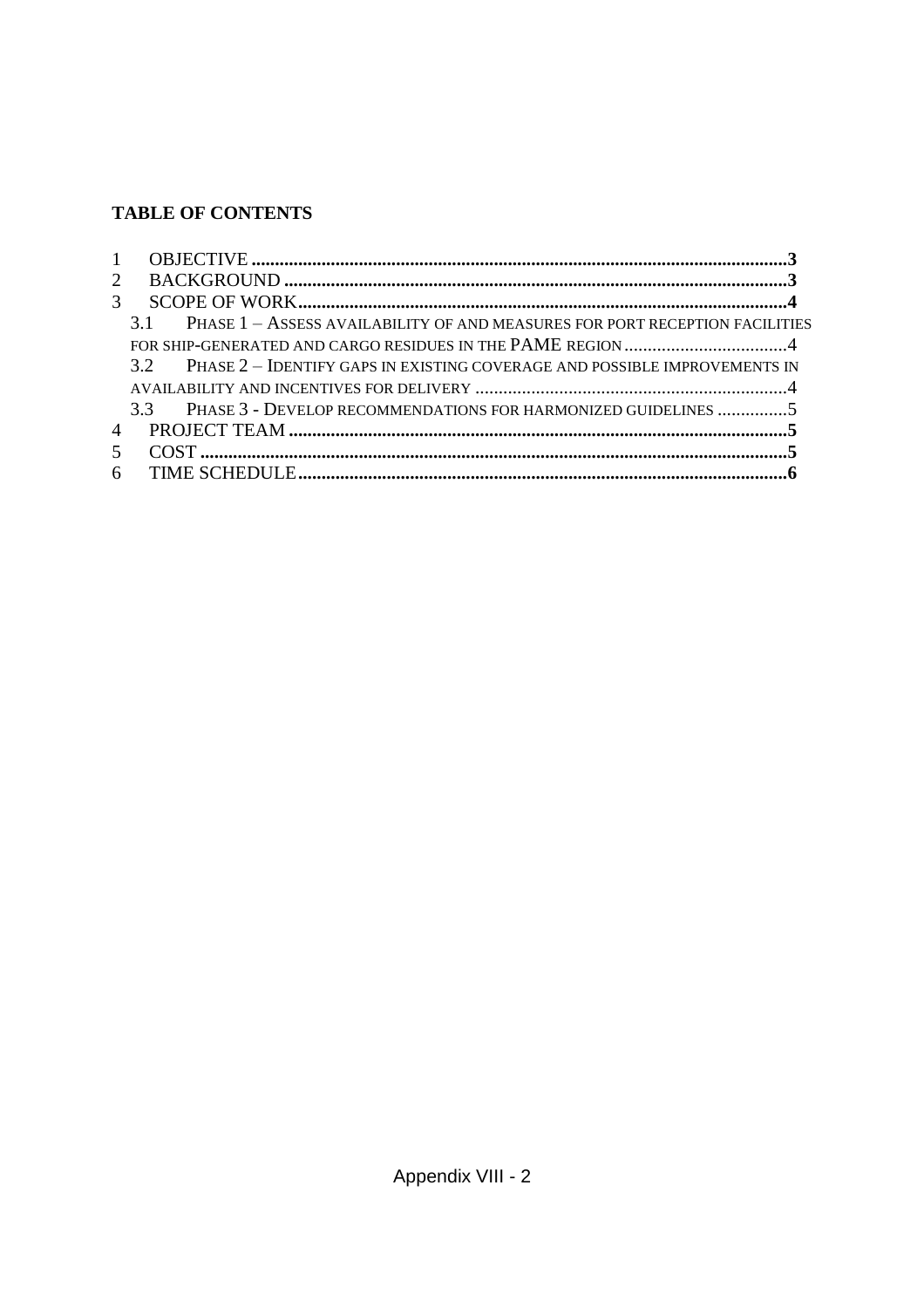**TABLE OF CONTENTS**

1 OBJECTIVE ..... 3
2 BACKGROUND ..... 3
3 SCOPE OF WORK ..... 4
  3.1 PHASE 1 – ASSESS AVAILABILITY OF AND MEASURES FOR PORT RECEPTION FACILITIES FOR SHIP-GENERATED AND CARGO RESIDUES IN THE PAME REGION ..... 4
  3.2 PHASE 2 – IDENTIFY GAPS IN EXISTING COVERAGE AND POSSIBLE IMPROVEMENTS IN AVAILABILITY AND INCENTIVES FOR DELIVERY ..... 4
  3.3 PHASE 3 - DEVELOP RECOMMENDATIONS FOR HARMONIZED GUIDELINES ..... 5
4 PROJECT TEAM ..... 5
5 COST ..... 5
6 TIME SCHEDULE ..... 6

Appendix VIII - 2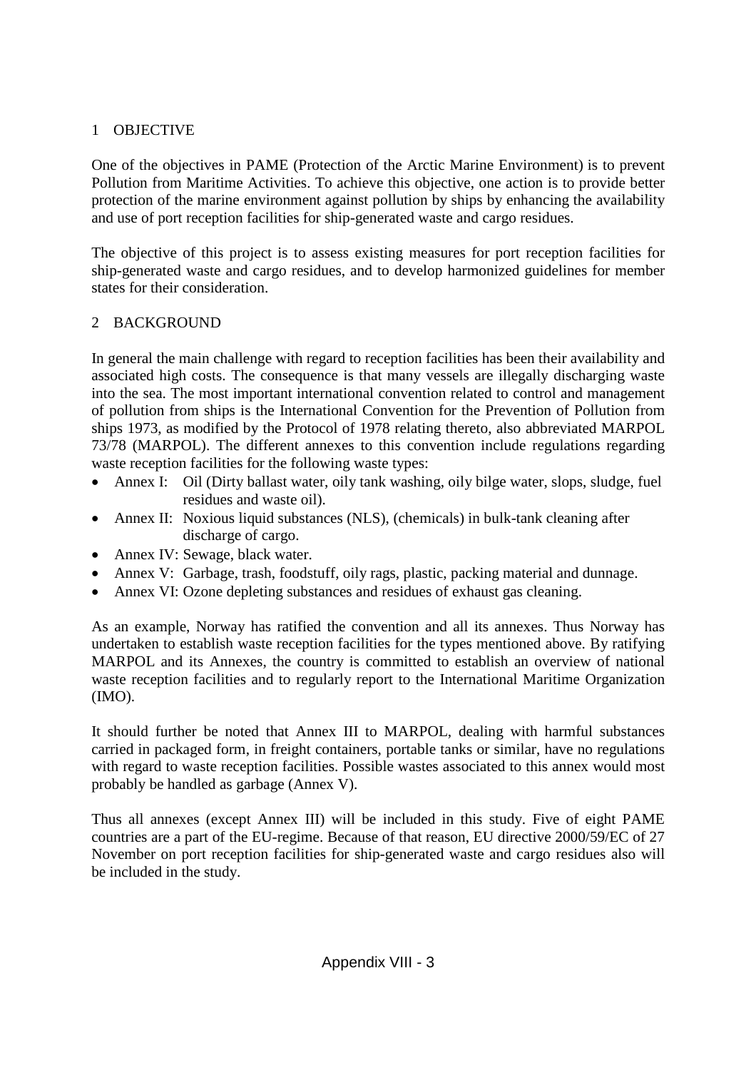## 1 OBJECTIVE

One of the objectives in PAME (Protection of the Arctic Marine Environment) is to prevent Pollution from Maritime Activities. To achieve this objective, one action is to provide better protection of the marine environment against pollution by ships by enhancing the availability and use of port reception facilities for ship-generated waste and cargo residues.

The objective of this project is to assess existing measures for port reception facilities for ship-generated waste and cargo residues, and to develop harmonized guidelines for member states for their consideration.

## 2 BACKGROUND

In general the main challenge with regard to reception facilities has been their availability and associated high costs. The consequence is that many vessels are illegally discharging waste into the sea. The most important international convention related to control and management of pollution from ships is the International Convention for the Prevention of Pollution from ships 1973, as modified by the Protocol of 1978 relating thereto, also abbreviated MARPOL 73/78 (MARPOL). The different annexes to this convention include regulations regarding waste reception facilities for the following waste types:

- Annex I: Oil (Dirty ballast water, oily tank washing, oily bilge water, slops, sludge, fuel residues and waste oil).
- Annex II: Noxious liquid substances (NLS), (chemicals) in bulk-tank cleaning after discharge of cargo.
- Annex IV: Sewage, black water.
- Annex V: Garbage, trash, foodstuff, oily rags, plastic, packing material and dunnage.
- Annex VI: Ozone depleting substances and residues of exhaust gas cleaning.

As an example, Norway has ratified the convention and all its annexes. Thus Norway has undertaken to establish waste reception facilities for the types mentioned above. By ratifying MARPOL and its Annexes, the country is committed to establish an overview of national waste reception facilities and to regularly report to the International Maritime Organization (IMO).

It should further be noted that Annex III to MARPOL, dealing with harmful substances carried in packaged form, in freight containers, portable tanks or similar, have no regulations with regard to waste reception facilities. Possible wastes associated to this annex would most probably be handled as garbage (Annex V).

Thus all annexes (except Annex III) will be included in this study. Five of eight PAME countries are a part of the EU-regime. Because of that reason, EU directive 2000/59/EC of 27 November on port reception facilities for ship-generated waste and cargo residues also will be included in the study.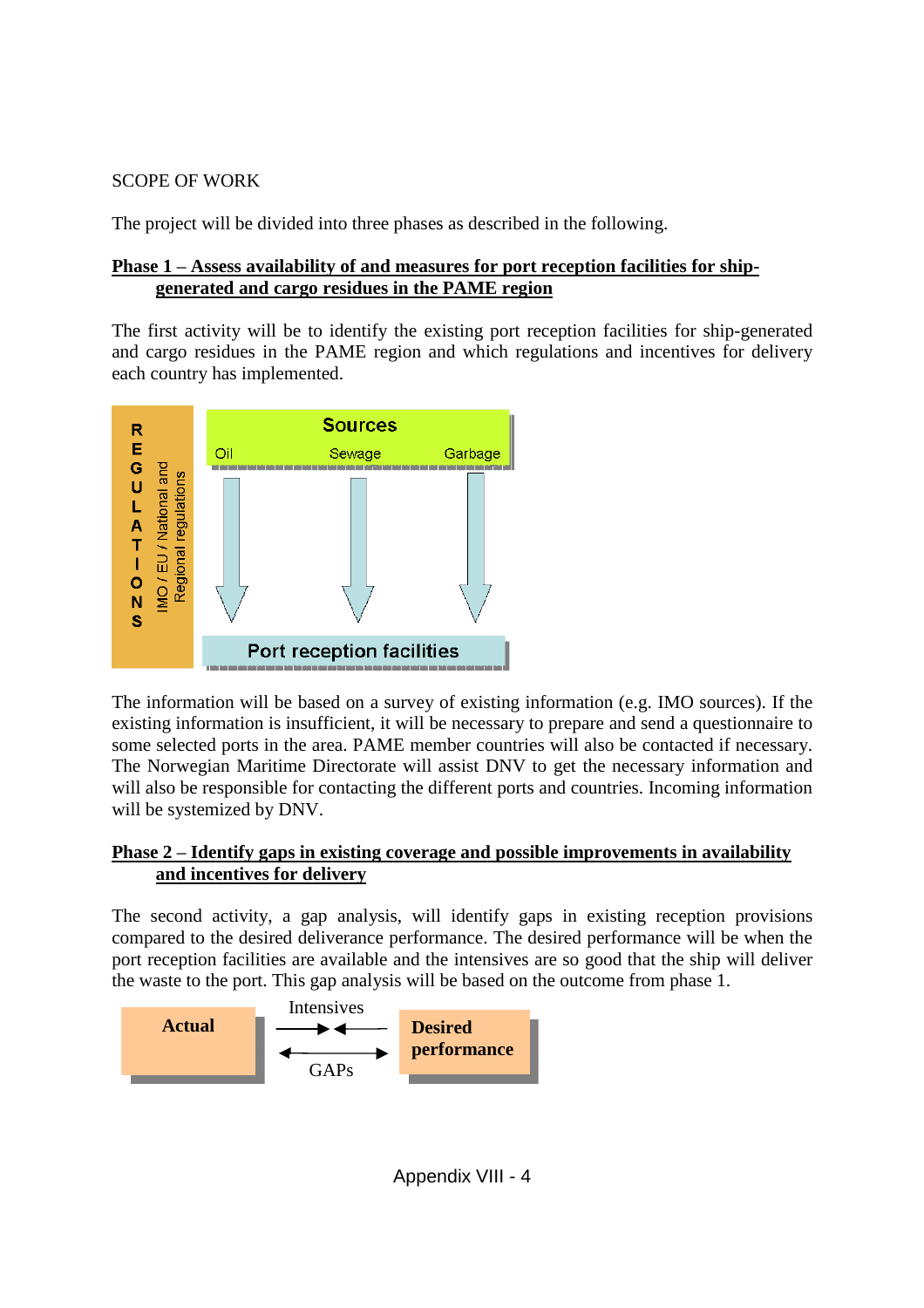SCOPE OF WORK

The project will be divided into three phases as described in the following.

**Phase 1 – Assess availability of and measures for port reception facilities for ship-generated and cargo residues in the PAME region**

The first activity will be to identify the existing port reception facilities for ship-generated and cargo residues in the PAME region and which regulations and incentives for delivery each country has implemented.

REGULATIONS

IMO / EU / National and Regional regulations

Sources

Oil Sewage Garbage

Port reception facilities

The information will be based on a survey of existing information (e.g. IMO sources). If the existing information is insufficient, it will be necessary to prepare and send a questionnaire to some selected ports in the area. PAME member countries will also be contacted if necessary. The Norwegian Maritime Directorate will assist DNV to get the necessary information and will also be responsible for contacting the different ports and countries. Incoming information will be systemized by DNV.

**Phase 2 – Identify gaps in existing coverage and possible improvements in availability and incentives for delivery**

The second activity, a gap analysis, will identify gaps in existing reception provisions compared to the desired deliverance performance. The desired performance will be when the port reception facilities are available and the intensives are so good that the ship will deliver the waste to the port. This gap analysis will be based on the outcome from phase 1.

Actual — Intensives — GAPs — Desired performance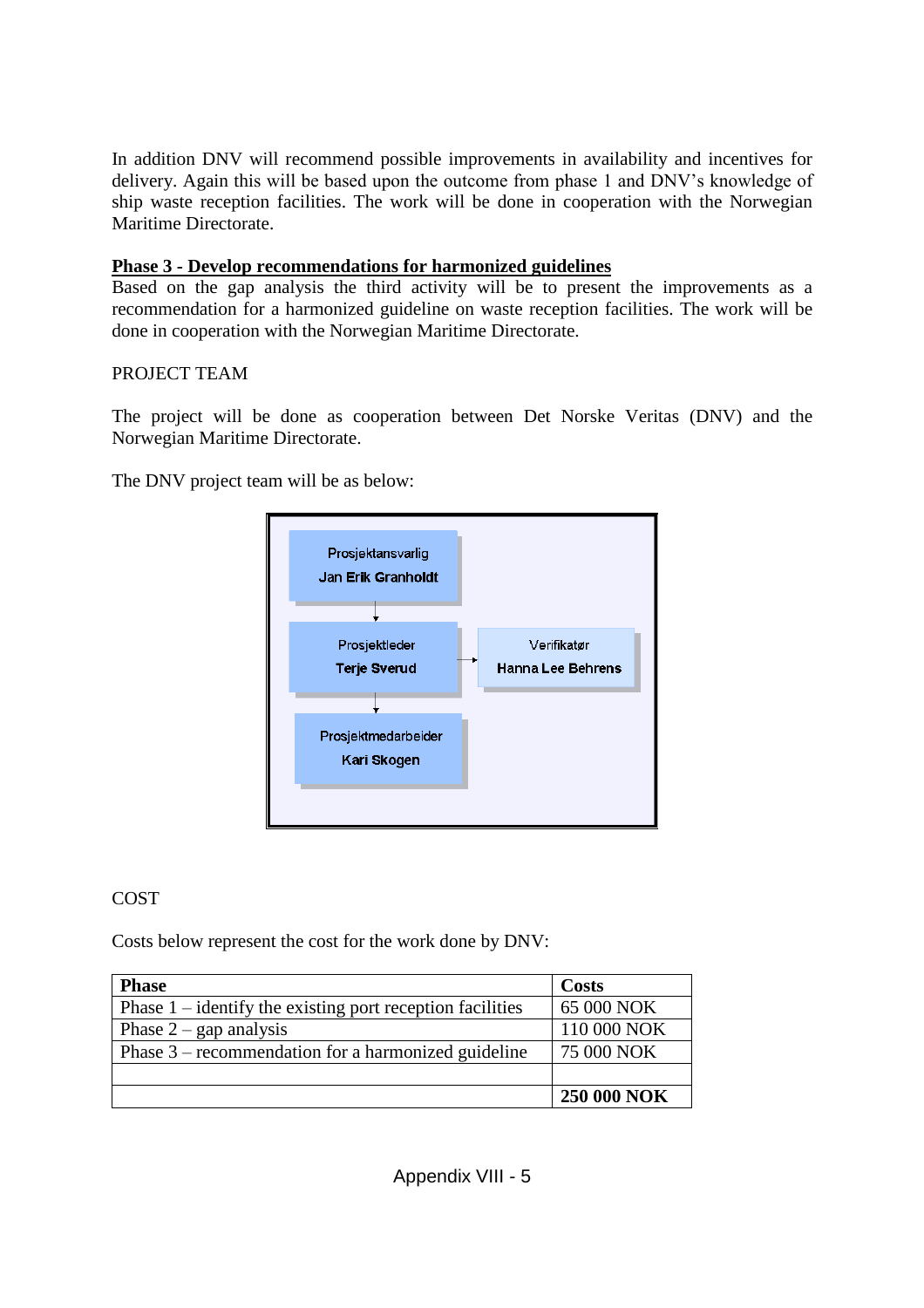In addition DNV will recommend possible improvements in availability and incentives for delivery. Again this will be based upon the outcome from phase 1 and DNV's knowledge of ship waste reception facilities. The work will be done in cooperation with the Norwegian Maritime Directorate.

**Phase 3 - Develop recommendations for harmonized guidelines**

Based on the gap analysis the third activity will be to present the improvements as a recommendation for a harmonized guideline on waste reception facilities. The work will be done in cooperation with the Norwegian Maritime Directorate.

PROJECT TEAM

The project will be done as cooperation between Det Norske Veritas (DNV) and the Norwegian Maritime Directorate.

The DNV project team will be as below:

Prosjektansvarlig
**Jan Erik Granholdt**

Prosjektleder
**Terje Sverud**

Verifikatør
**Hanna Lee Behrens**

Prosjektmedarbeider
**Kari Skogen**

COST

Costs below represent the cost for the work done by DNV:

| Phase | Costs |
|---|---|
| Phase 1 – identify the existing port reception facilities | 65 000 NOK |
| Phase 2 – gap analysis | 110 000 NOK |
| Phase 3 – recommendation for a harmonized guideline | 75 000 NOK |
| | |
| | **250 000 NOK** |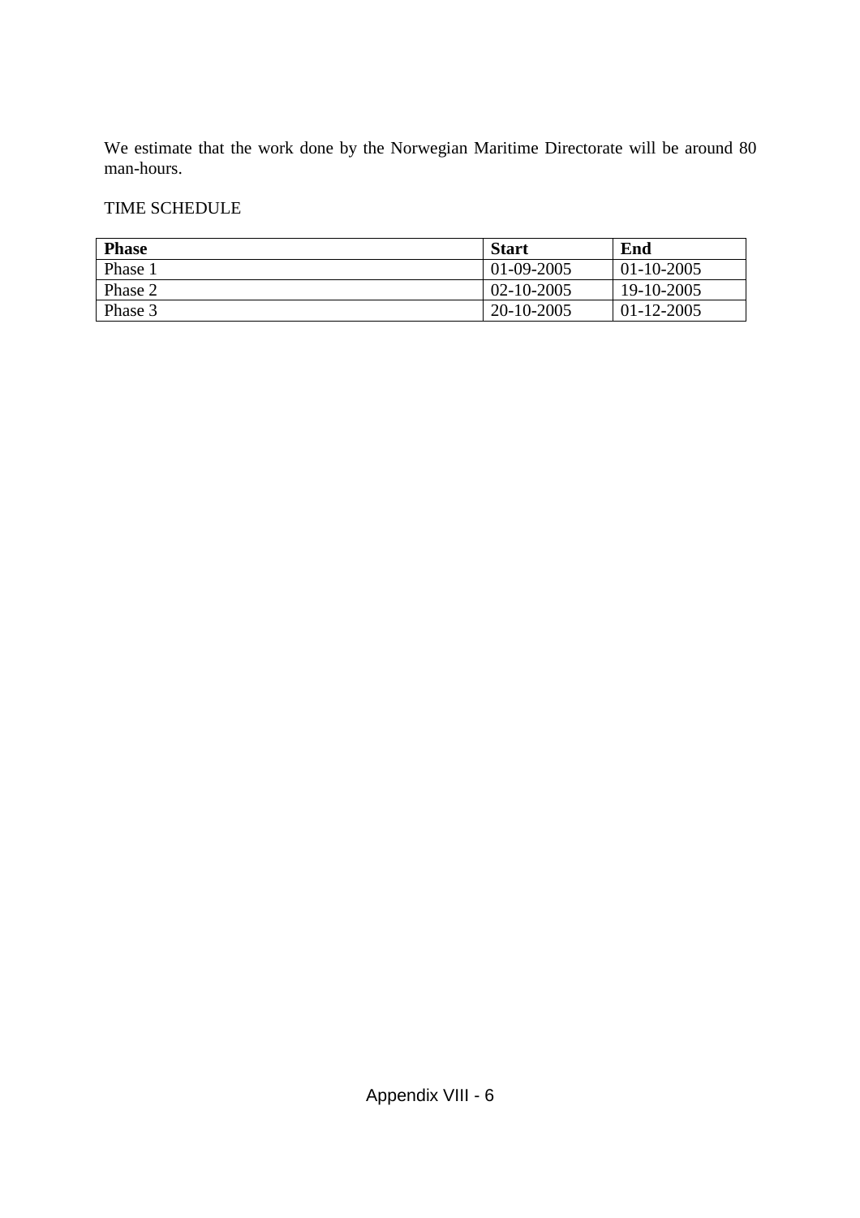We estimate that the work done by the Norwegian Maritime Directorate will be around 80 man-hours.

TIME SCHEDULE

| Phase | Start | End |
|---|---|---|
| Phase 1 | 01-09-2005 | 01-10-2005 |
| Phase 2 | 02-10-2005 | 19-10-2005 |
| Phase 3 | 20-10-2005 | 01-12-2005 |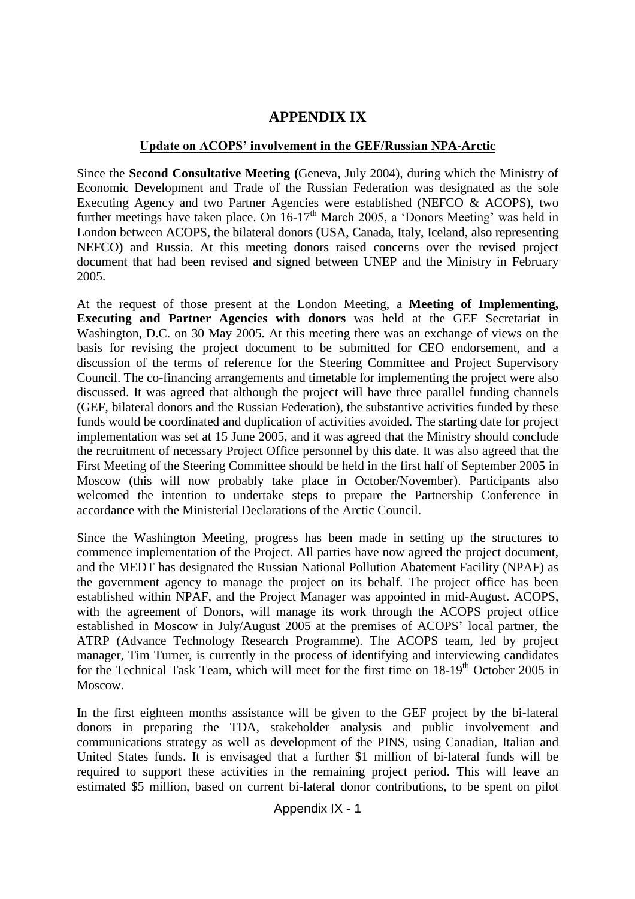# APPENDIX IX

## Update on ACOPS' involvement in the GEF/Russian NPA-Arctic

Since the **Second Consultative Meeting (**Geneva, July 2004), during which the Ministry of Economic Development and Trade of the Russian Federation was designated as the sole Executing Agency and two Partner Agencies were established (NEFCO & ACOPS), two further meetings have taken place. On 16-17th March 2005, a 'Donors Meeting' was held in London between ACOPS, the bilateral donors (USA, Canada, Italy, Iceland, also representing NEFCO) and Russia. At this meeting donors raised concerns over the revised project document that had been revised and signed between UNEP and the Ministry in February 2005.

At the request of those present at the London Meeting, a **Meeting of Implementing, Executing and Partner Agencies with donors** was held at the GEF Secretariat in Washington, D.C. on 30 May 2005. At this meeting there was an exchange of views on the basis for revising the project document to be submitted for CEO endorsement, and a discussion of the terms of reference for the Steering Committee and Project Supervisory Council. The co-financing arrangements and timetable for implementing the project were also discussed. It was agreed that although the project will have three parallel funding channels (GEF, bilateral donors and the Russian Federation), the substantive activities funded by these funds would be coordinated and duplication of activities avoided. The starting date for project implementation was set at 15 June 2005, and it was agreed that the Ministry should conclude the recruitment of necessary Project Office personnel by this date. It was also agreed that the First Meeting of the Steering Committee should be held in the first half of September 2005 in Moscow (this will now probably take place in October/November). Participants also welcomed the intention to undertake steps to prepare the Partnership Conference in accordance with the Ministerial Declarations of the Arctic Council.

Since the Washington Meeting, progress has been made in setting up the structures to commence implementation of the Project. All parties have now agreed the project document, and the MEDT has designated the Russian National Pollution Abatement Facility (NPAF) as the government agency to manage the project on its behalf. The project office has been established within NPAF, and the Project Manager was appointed in mid-August. ACOPS, with the agreement of Donors, will manage its work through the ACOPS project office established in Moscow in July/August 2005 at the premises of ACOPS' local partner, the ATRP (Advance Technology Research Programme). The ACOPS team, led by project manager, Tim Turner, is currently in the process of identifying and interviewing candidates for the Technical Task Team, which will meet for the first time on 18-19th October 2005 in Moscow.

In the first eighteen months assistance will be given to the GEF project by the bi-lateral donors in preparing the TDA, stakeholder analysis and public involvement and communications strategy as well as development of the PINS, using Canadian, Italian and United States funds. It is envisaged that a further $1 million of bi-lateral funds will be required to support these activities in the remaining project period. This will leave an estimated $5 million, based on current bi-lateral donor contributions, to be spent on pilot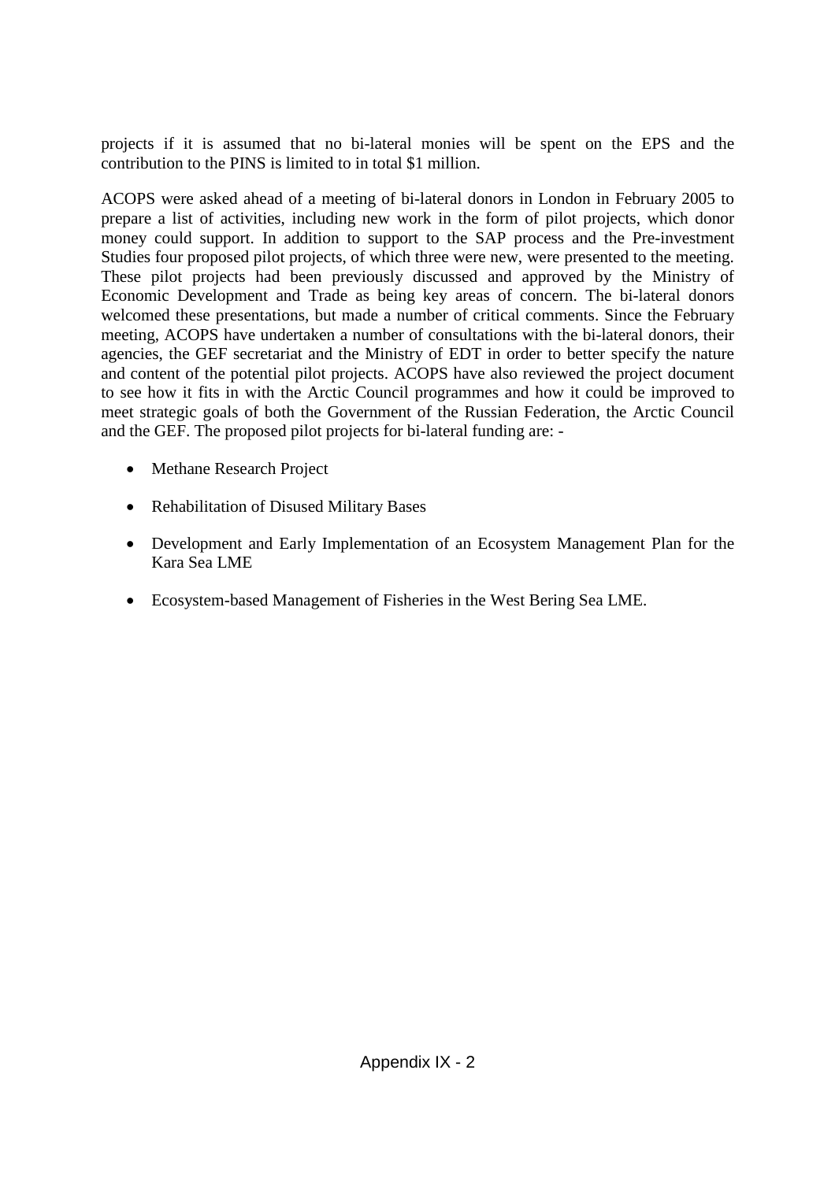projects if it is assumed that no bi-lateral monies will be spent on the EPS and the contribution to the PINS is limited to in total $1 million.

ACOPS were asked ahead of a meeting of bi-lateral donors in London in February 2005 to prepare a list of activities, including new work in the form of pilot projects, which donor money could support. In addition to support to the SAP process and the Pre-investment Studies four proposed pilot projects, of which three were new, were presented to the meeting. These pilot projects had been previously discussed and approved by the Ministry of Economic Development and Trade as being key areas of concern. The bi-lateral donors welcomed these presentations, but made a number of critical comments. Since the February meeting, ACOPS have undertaken a number of consultations with the bi-lateral donors, their agencies, the GEF secretariat and the Ministry of EDT in order to better specify the nature and content of the potential pilot projects. ACOPS have also reviewed the project document to see how it fits in with the Arctic Council programmes and how it could be improved to meet strategic goals of both the Government of the Russian Federation, the Arctic Council and the GEF. The proposed pilot projects for bi-lateral funding are: -

- Methane Research Project
- Rehabilitation of Disused Military Bases
- Development and Early Implementation of an Ecosystem Management Plan for the Kara Sea LME
- Ecosystem-based Management of Fisheries in the West Bering Sea LME.